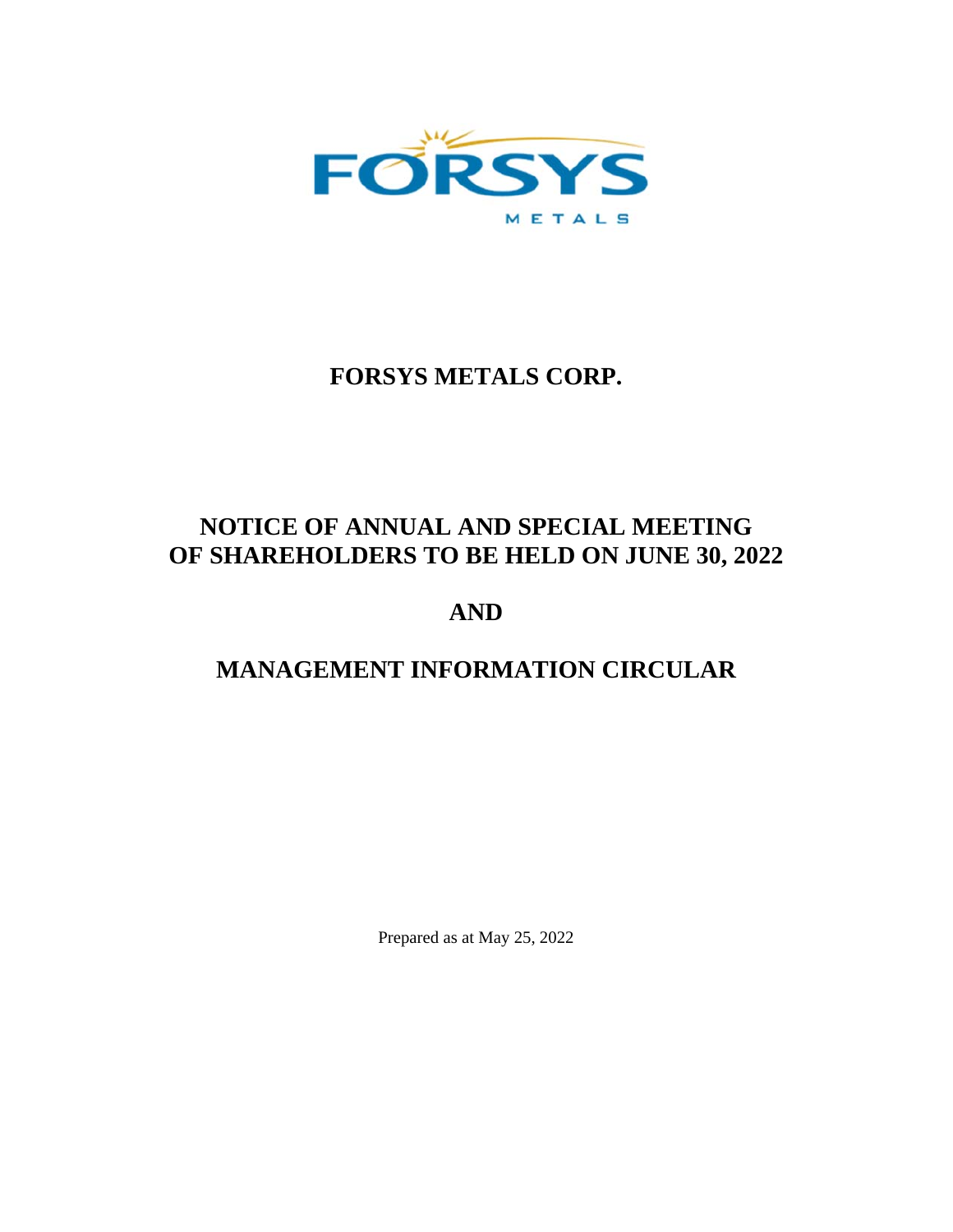# FORSYS METALS CORP.

## NOTICE OF ANNUAL AND SPECIAL MEETING OF SHAREHOLDERS TO BE HELD ON JUNE 30, 2022

## AND

## MANAGEMENT INFORMATION CIRCULAR

Prepared as at May 25, 2022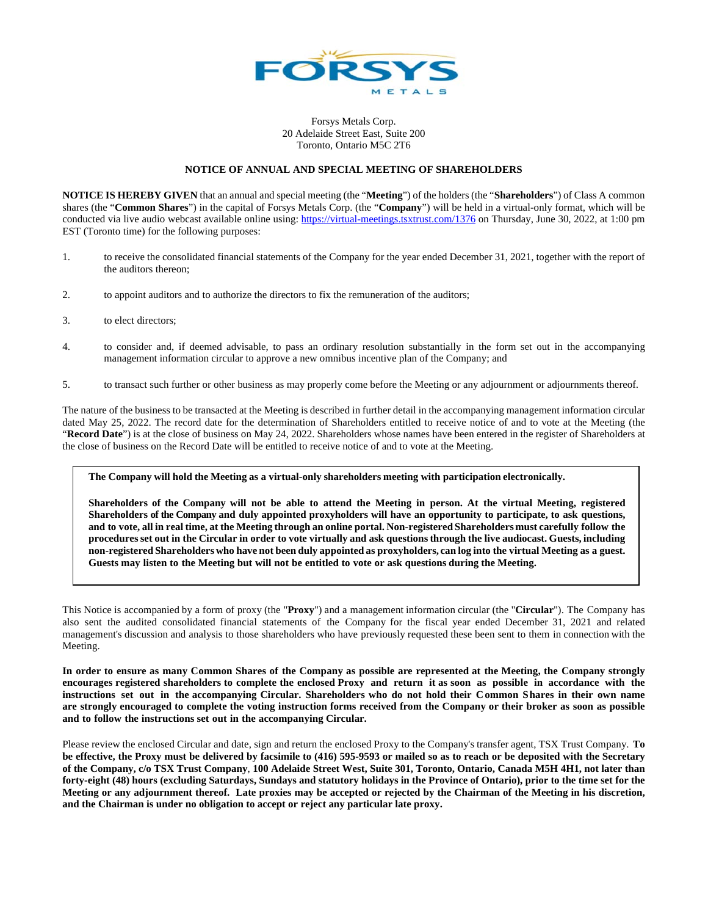Forsys Metals Corp.
20 Adelaide Street East, Suite 200
Toronto, Ontario M5C 2T6

## NOTICE OF ANNUAL AND SPECIAL MEETING OF SHAREHOLDERS

**NOTICE IS HEREBY GIVEN** that an annual and special meeting (the "**Meeting**") of the holders (the "**Shareholders**") of Class A common shares (the "**Common Shares**") in the capital of Forsys Metals Corp. (the "**Company**") will be held in a virtual-only format, which will be conducted via live audio webcast available online using: https://virtual-meetings.tsxtrust.com/1376 on Thursday, June 30, 2022, at 1:00 pm EST (Toronto time) for the following purposes:

1. to receive the consolidated financial statements of the Company for the year ended December 31, 2021, together with the report of the auditors thereon;
2. to appoint auditors and to authorize the directors to fix the remuneration of the auditors;
3. to elect directors;
4. to consider and, if deemed advisable, to pass an ordinary resolution substantially in the form set out in the accompanying management information circular to approve a new omnibus incentive plan of the Company; and
5. to transact such further or other business as may properly come before the Meeting or any adjournment or adjournments thereof.

The nature of the business to be transacted at the Meeting is described in further detail in the accompanying management information circular dated May 25, 2022. The record date for the determination of Shareholders entitled to receive notice of and to vote at the Meeting (the "**Record Date**") is at the close of business on May 24, 2022. Shareholders whose names have been entered in the register of Shareholders at the close of business on the Record Date will be entitled to receive notice of and to vote at the Meeting.

**The Company will hold the Meeting as a virtual-only shareholders meeting with participation electronically.**

**Shareholders of the Company will not be able to attend the Meeting in person. At the virtual Meeting, registered Shareholders of the Company and duly appointed proxyholders will have an opportunity to participate, to ask questions, and to vote, all in real time, at the Meeting through an online portal. Non-registered Shareholders must carefully follow the procedures set out in the Circular in order to vote virtually and ask questions through the live audiocast. Guests, including non-registered Shareholders who have not been duly appointed as proxyholders, can log into the virtual Meeting as a guest. Guests may listen to the Meeting but will not be entitled to vote or ask questions during the Meeting.**

This Notice is accompanied by a form of proxy (the "**Proxy**") and a management information circular (the "**Circular**"). The Company has also sent the audited consolidated financial statements of the Company for the fiscal year ended December 31, 2021 and related management's discussion and analysis to those shareholders who have previously requested these been sent to them in connection with the Meeting.

**In order to ensure as many Common Shares of the Company as possible are represented at the Meeting, the Company strongly encourages registered shareholders to complete the enclosed Proxy and return it as soon as possible in accordance with the instructions set out in the accompanying Circular. Shareholders who do not hold their Common Shares in their own name are strongly encouraged to complete the voting instruction forms received from the Company or their broker as soon as possible and to follow the instructions set out in the accompanying Circular.**

Please review the enclosed Circular and date, sign and return the enclosed Proxy to the Company's transfer agent, TSX Trust Company. **To be effective, the Proxy must be delivered by facsimile to (416) 595-9593 or mailed so as to reach or be deposited with the Secretary of the Company, c/o TSX Trust Company, 100 Adelaide Street West, Suite 301, Toronto, Ontario, Canada M5H 4H1, not later than forty-eight (48) hours (excluding Saturdays, Sundays and statutory holidays in the Province of Ontario), prior to the time set for the Meeting or any adjournment thereof. Late proxies may be accepted or rejected by the Chairman of the Meeting in his discretion, and the Chairman is under no obligation to accept or reject any particular late proxy.**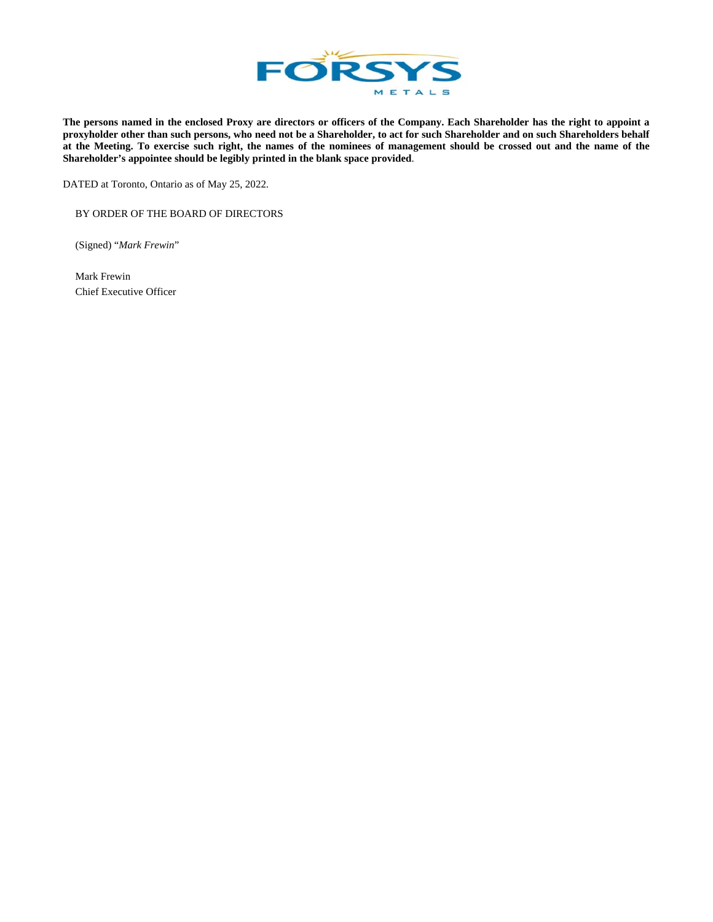**The persons named in the enclosed Proxy are directors or officers of the Company. Each Shareholder has the right to appoint a proxyholder other than such persons, who need not be a Shareholder, to act for such Shareholder and on such Shareholders behalf at the Meeting. To exercise such right, the names of the nominees of management should be crossed out and the name of the Shareholder's appointee should be legibly printed in the blank space provided**.

DATED at Toronto, Ontario as of May 25, 2022.

BY ORDER OF THE BOARD OF DIRECTORS

(Signed) "*Mark Frewin*"

Mark Frewin
Chief Executive Officer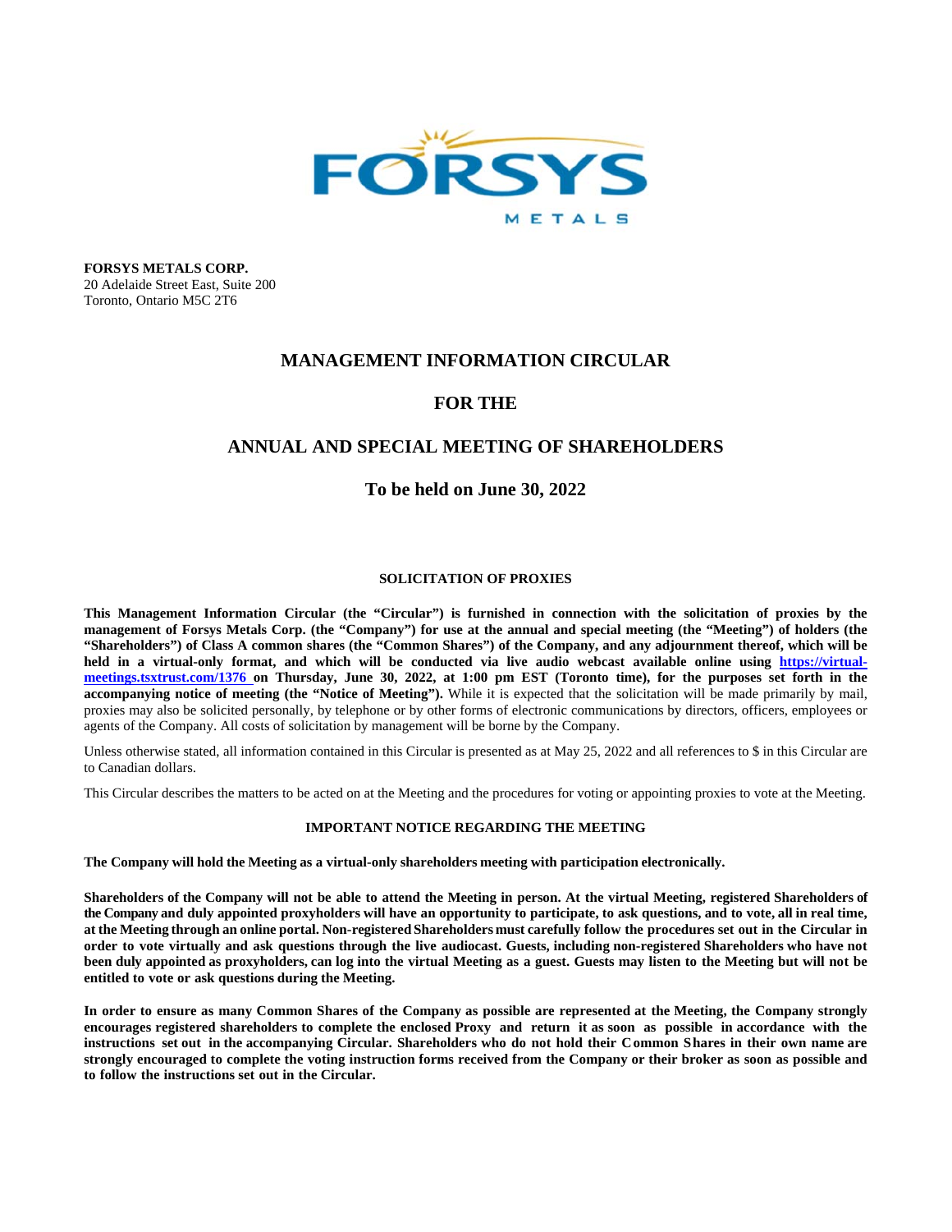**FORSYS METALS CORP.**
20 Adelaide Street East, Suite 200
Toronto, Ontario M5C 2T6

# MANAGEMENT INFORMATION CIRCULAR

# FOR THE

# ANNUAL AND SPECIAL MEETING OF SHAREHOLDERS

## To be held on June 30, 2022

### SOLICITATION OF PROXIES

**This Management Information Circular (the "Circular") is furnished in connection with the solicitation of proxies by the management of Forsys Metals Corp. (the "Company") for use at the annual and special meeting (the "Meeting") of holders (the "Shareholders") of Class A common shares (the "Common Shares") of the Company, and any adjournment thereof, which will be held in a virtual-only format, and which will be conducted via live audio webcast available online using [https://virtual-meetings.tsxtrust.com/1376](https://virtual-meetings.tsxtrust.com/1376) on Thursday, June 30, 2022, at 1:00 pm EST (Toronto time), for the purposes set forth in the accompanying notice of meeting (the "Notice of Meeting").** While it is expected that the solicitation will be made primarily by mail, proxies may also be solicited personally, by telephone or by other forms of electronic communications by directors, officers, employees or agents of the Company. All costs of solicitation by management will be borne by the Company.

Unless otherwise stated, all information contained in this Circular is presented as at May 25, 2022 and all references to $ in this Circular are to Canadian dollars.

This Circular describes the matters to be acted on at the Meeting and the procedures for voting or appointing proxies to vote at the Meeting.

### IMPORTANT NOTICE REGARDING THE MEETING

**The Company will hold the Meeting as a virtual-only shareholders meeting with participation electronically.**

**Shareholders of the Company will not be able to attend the Meeting in person. At the virtual Meeting, registered Shareholders of the Company and duly appointed proxyholders will have an opportunity to participate, to ask questions, and to vote, all in real time, at the Meeting through an online portal. Non-registered Shareholders must carefully follow the procedures set out in the Circular in order to vote virtually and ask questions through the live audiocast. Guests, including non-registered Shareholders who have not been duly appointed as proxyholders, can log into the virtual Meeting as a guest. Guests may listen to the Meeting but will not be entitled to vote or ask questions during the Meeting.**

**In order to ensure as many Common Shares of the Company as possible are represented at the Meeting, the Company strongly encourages registered shareholders to complete the enclosed Proxy and return it as soon as possible in accordance with the instructions set out in the accompanying Circular. Shareholders who do not hold their Common Shares in their own name are strongly encouraged to complete the voting instruction forms received from the Company or their broker as soon as possible and to follow the instructions set out in the Circular.**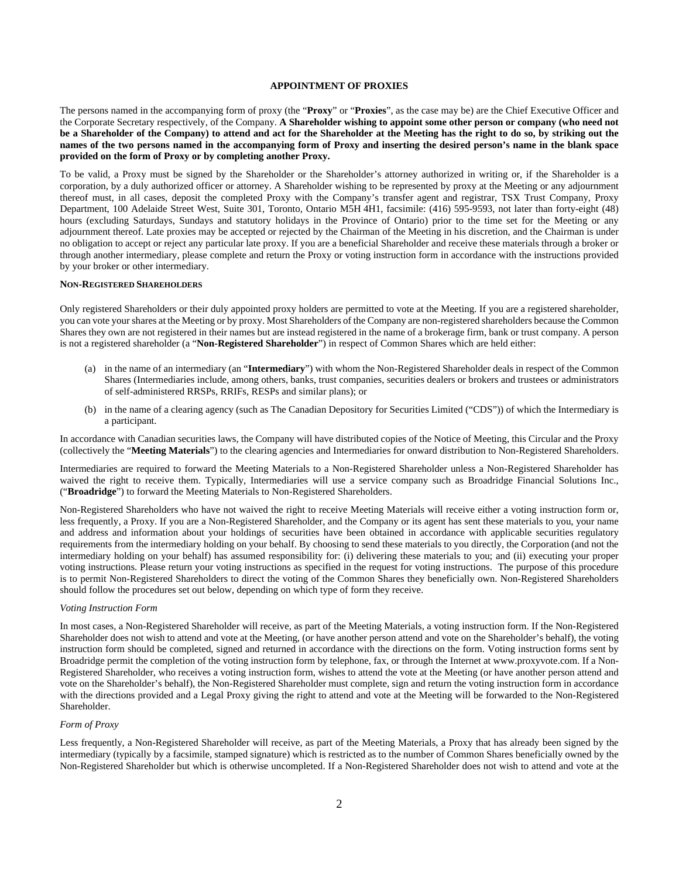## APPOINTMENT OF PROXIES

The persons named in the accompanying form of proxy (the "**Proxy**" or "**Proxies**", as the case may be) are the Chief Executive Officer and the Corporate Secretary respectively, of the Company. **A Shareholder wishing to appoint some other person or company (who need not be a Shareholder of the Company) to attend and act for the Shareholder at the Meeting has the right to do so, by striking out the names of the two persons named in the accompanying form of Proxy and inserting the desired person's name in the blank space provided on the form of Proxy or by completing another Proxy.**

To be valid, a Proxy must be signed by the Shareholder or the Shareholder's attorney authorized in writing or, if the Shareholder is a corporation, by a duly authorized officer or attorney. A Shareholder wishing to be represented by proxy at the Meeting or any adjournment thereof must, in all cases, deposit the completed Proxy with the Company's transfer agent and registrar, TSX Trust Company, Proxy Department, 100 Adelaide Street West, Suite 301, Toronto, Ontario M5H 4H1, facsimile: (416) 595-9593, not later than forty-eight (48) hours (excluding Saturdays, Sundays and statutory holidays in the Province of Ontario) prior to the time set for the Meeting or any adjournment thereof. Late proxies may be accepted or rejected by the Chairman of the Meeting in his discretion, and the Chairman is under no obligation to accept or reject any particular late proxy. If you are a beneficial Shareholder and receive these materials through a broker or through another intermediary, please complete and return the Proxy or voting instruction form in accordance with the instructions provided by your broker or other intermediary.

### NON-REGISTERED SHAREHOLDERS

Only registered Shareholders or their duly appointed proxy holders are permitted to vote at the Meeting. If you are a registered shareholder, you can vote your shares at the Meeting or by proxy. Most Shareholders of the Company are non-registered shareholders because the Common Shares they own are not registered in their names but are instead registered in the name of a brokerage firm, bank or trust company. A person is not a registered shareholder (a "**Non-Registered Shareholder**") in respect of Common Shares which are held either:

(a) in the name of an intermediary (an "**Intermediary**") with whom the Non-Registered Shareholder deals in respect of the Common Shares (Intermediaries include, among others, banks, trust companies, securities dealers or brokers and trustees or administrators of self-administered RRSPs, RRIFs, RESPs and similar plans); or

(b) in the name of a clearing agency (such as The Canadian Depository for Securities Limited ("CDS")) of which the Intermediary is a participant.

In accordance with Canadian securities laws, the Company will have distributed copies of the Notice of Meeting, this Circular and the Proxy (collectively the "**Meeting Materials**") to the clearing agencies and Intermediaries for onward distribution to Non-Registered Shareholders.

Intermediaries are required to forward the Meeting Materials to a Non-Registered Shareholder unless a Non-Registered Shareholder has waived the right to receive them. Typically, Intermediaries will use a service company such as Broadridge Financial Solutions Inc., ("**Broadridge**") to forward the Meeting Materials to Non-Registered Shareholders.

Non-Registered Shareholders who have not waived the right to receive Meeting Materials will receive either a voting instruction form or, less frequently, a Proxy. If you are a Non-Registered Shareholder, and the Company or its agent has sent these materials to you, your name and address and information about your holdings of securities have been obtained in accordance with applicable securities regulatory requirements from the intermediary holding on your behalf. By choosing to send these materials to you directly, the Corporation (and not the intermediary holding on your behalf) has assumed responsibility for: (i) delivering these materials to you; and (ii) executing your proper voting instructions. Please return your voting instructions as specified in the request for voting instructions. The purpose of this procedure is to permit Non-Registered Shareholders to direct the voting of the Common Shares they beneficially own. Non-Registered Shareholders should follow the procedures set out below, depending on which type of form they receive.

*Voting Instruction Form*

In most cases, a Non-Registered Shareholder will receive, as part of the Meeting Materials, a voting instruction form. If the Non-Registered Shareholder does not wish to attend and vote at the Meeting, (or have another person attend and vote on the Shareholder's behalf), the voting instruction form should be completed, signed and returned in accordance with the directions on the form. Voting instruction forms sent by Broadridge permit the completion of the voting instruction form by telephone, fax, or through the Internet at www.proxyvote.com. If a Non-Registered Shareholder, who receives a voting instruction form, wishes to attend the vote at the Meeting (or have another person attend and vote on the Shareholder's behalf), the Non-Registered Shareholder must complete, sign and return the voting instruction form in accordance with the directions provided and a Legal Proxy giving the right to attend and vote at the Meeting will be forwarded to the Non-Registered Shareholder.

*Form of Proxy*

Less frequently, a Non-Registered Shareholder will receive, as part of the Meeting Materials, a Proxy that has already been signed by the intermediary (typically by a facsimile, stamped signature) which is restricted as to the number of Common Shares beneficially owned by the Non-Registered Shareholder but which is otherwise uncompleted. If a Non-Registered Shareholder does not wish to attend and vote at the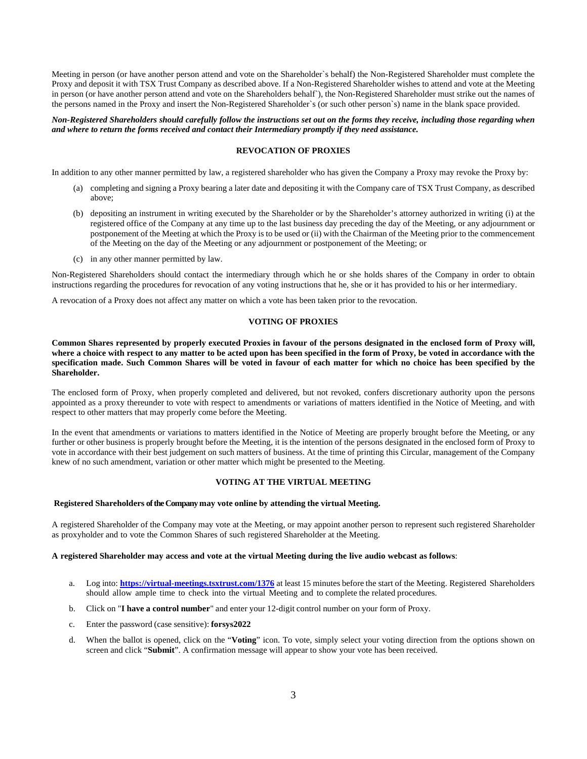Meeting in person (or have another person attend and vote on the Shareholder`s behalf) the Non-Registered Shareholder must complete the Proxy and deposit it with TSX Trust Company as described above. If a Non-Registered Shareholder wishes to attend and vote at the Meeting in person (or have another person attend and vote on the Shareholders behalf`), the Non-Registered Shareholder must strike out the names of the persons named in the Proxy and insert the Non-Registered Shareholder`s (or such other person`s) name in the blank space provided.

***Non-Registered Shareholders should carefully follow the instructions set out on the forms they receive, including those regarding when and where to return the forms received and contact their Intermediary promptly if they need assistance.***

## REVOCATION OF PROXIES

In addition to any other manner permitted by law, a registered shareholder who has given the Company a Proxy may revoke the Proxy by:

(a) completing and signing a Proxy bearing a later date and depositing it with the Company care of TSX Trust Company, as described above;

(b) depositing an instrument in writing executed by the Shareholder or by the Shareholder's attorney authorized in writing (i) at the registered office of the Company at any time up to the last business day preceding the day of the Meeting, or any adjournment or postponement of the Meeting at which the Proxy is to be used or (ii) with the Chairman of the Meeting prior to the commencement of the Meeting on the day of the Meeting or any adjournment or postponement of the Meeting; or

(c) in any other manner permitted by law.

Non-Registered Shareholders should contact the intermediary through which he or she holds shares of the Company in order to obtain instructions regarding the procedures for revocation of any voting instructions that he, she or it has provided to his or her intermediary.

A revocation of a Proxy does not affect any matter on which a vote has been taken prior to the revocation.

## VOTING OF PROXIES

**Common Shares represented by properly executed Proxies in favour of the persons designated in the enclosed form of Proxy will, where a choice with respect to any matter to be acted upon has been specified in the form of Proxy, be voted in accordance with the specification made. Such Common Shares will be voted in favour of each matter for which no choice has been specified by the Shareholder.**

The enclosed form of Proxy, when properly completed and delivered, but not revoked, confers discretionary authority upon the persons appointed as a proxy thereunder to vote with respect to amendments or variations of matters identified in the Notice of Meeting, and with respect to other matters that may properly come before the Meeting.

In the event that amendments or variations to matters identified in the Notice of Meeting are properly brought before the Meeting, or any further or other business is properly brought before the Meeting, it is the intention of the persons designated in the enclosed form of Proxy to vote in accordance with their best judgement on such matters of business. At the time of printing this Circular, management of the Company knew of no such amendment, variation or other matter which might be presented to the Meeting.

## VOTING AT THE VIRTUAL MEETING

**Registered Shareholders of the Company may vote online by attending the virtual Meeting.**

A registered Shareholder of the Company may vote at the Meeting, or may appoint another person to represent such registered Shareholder as proxyholder and to vote the Common Shares of such registered Shareholder at the Meeting.

**A registered Shareholder may access and vote at the virtual Meeting during the live audio webcast as follows**:

a. Log into: **https://virtual-meetings.tsxtrust.com/1376** at least 15 minutes before the start of the Meeting. Registered Shareholders should allow ample time to check into the virtual Meeting and to complete the related procedures.

b. Click on "**I have a control number**" and enter your 12-digit control number on your form of Proxy.

c. Enter the password (case sensitive): **forsys2022**

d. When the ballot is opened, click on the "**Voting**" icon. To vote, simply select your voting direction from the options shown on screen and click "**Submit**". A confirmation message will appear to show your vote has been received.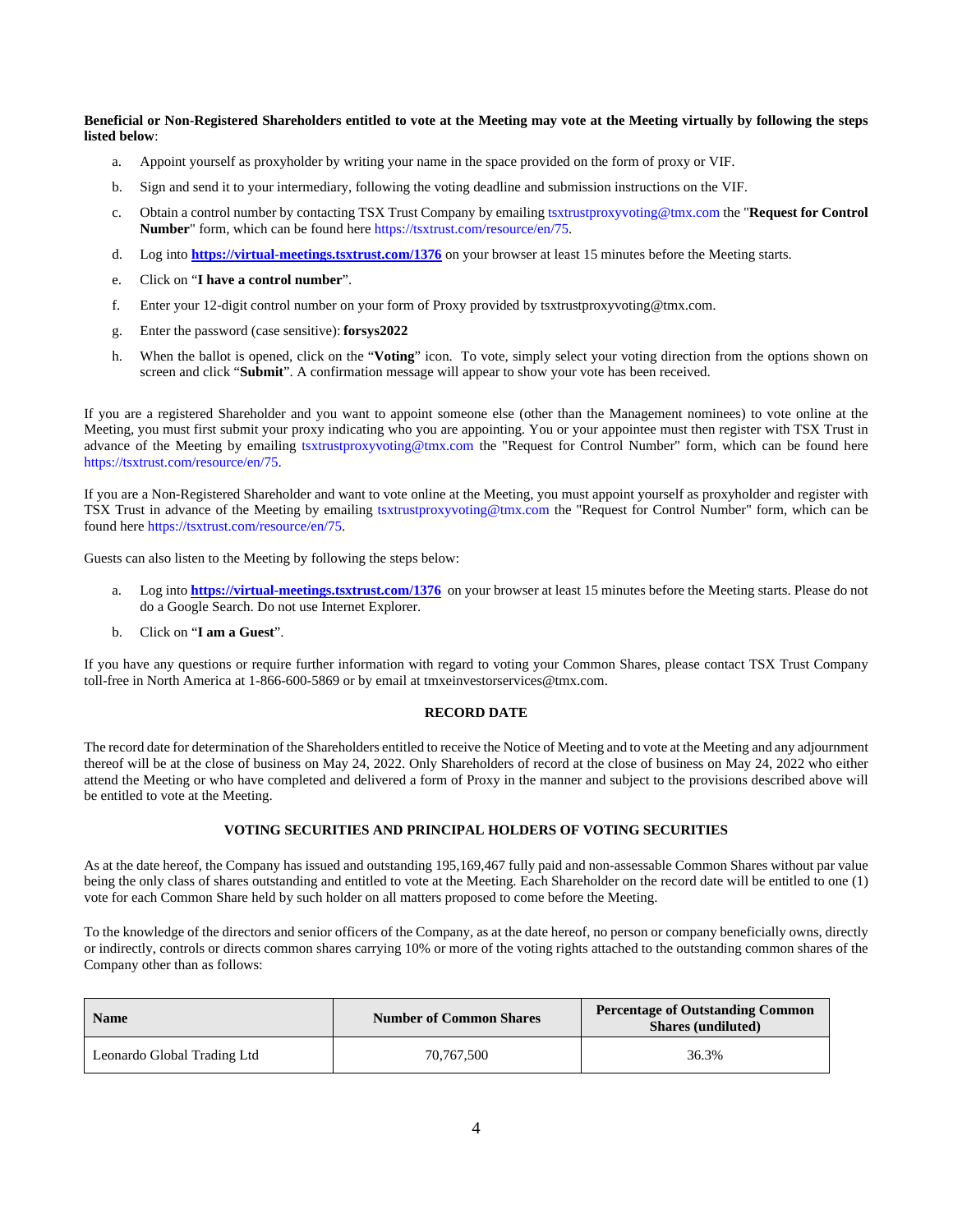**Beneficial or Non-Registered Shareholders entitled to vote at the Meeting may vote at the Meeting virtually by following the steps listed below**:

a. Appoint yourself as proxyholder by writing your name in the space provided on the form of proxy or VIF.

b. Sign and send it to your intermediary, following the voting deadline and submission instructions on the VIF.

c. Obtain a control number by contacting TSX Trust Company by emailing tsxtrustproxyvoting@tmx.com the "**Request for Control Number**" form, which can be found here https://tsxtrust.com/resource/en/75.

d. Log into **https://virtual-meetings.tsxtrust.com/1376** on your browser at least 15 minutes before the Meeting starts.

e. Click on "**I have a control number**".

f. Enter your 12-digit control number on your form of Proxy provided by tsxtrustproxyvoting@tmx.com.

g. Enter the password (case sensitive): **forsys2022**

h. When the ballot is opened, click on the "**Voting**" icon. To vote, simply select your voting direction from the options shown on screen and click "**Submit**". A confirmation message will appear to show your vote has been received.

If you are a registered Shareholder and you want to appoint someone else (other than the Management nominees) to vote online at the Meeting, you must first submit your proxy indicating who you are appointing. You or your appointee must then register with TSX Trust in advance of the Meeting by emailing tsxtrustproxyvoting@tmx.com the "Request for Control Number" form, which can be found here https://tsxtrust.com/resource/en/75.

If you are a Non-Registered Shareholder and want to vote online at the Meeting, you must appoint yourself as proxyholder and register with TSX Trust in advance of the Meeting by emailing tsxtrustproxyvoting@tmx.com the "Request for Control Number" form, which can be found here https://tsxtrust.com/resource/en/75.

Guests can also listen to the Meeting by following the steps below:

a. Log into **https://virtual-meetings.tsxtrust.com/1376** on your browser at least 15 minutes before the Meeting starts. Please do not do a Google Search. Do not use Internet Explorer.

b. Click on "**I am a Guest**".

If you have any questions or require further information with regard to voting your Common Shares, please contact TSX Trust Company toll-free in North America at 1-866-600-5869 or by email at tmxeinvestorservices@tmx.com.

## RECORD DATE

The record date for determination of the Shareholders entitled to receive the Notice of Meeting and to vote at the Meeting and any adjournment thereof will be at the close of business on May 24, 2022. Only Shareholders of record at the close of business on May 24, 2022 who either attend the Meeting or who have completed and delivered a form of Proxy in the manner and subject to the provisions described above will be entitled to vote at the Meeting.

## VOTING SECURITIES AND PRINCIPAL HOLDERS OF VOTING SECURITIES

As at the date hereof, the Company has issued and outstanding 195,169,467 fully paid and non-assessable Common Shares without par value being the only class of shares outstanding and entitled to vote at the Meeting. Each Shareholder on the record date will be entitled to one (1) vote for each Common Share held by such holder on all matters proposed to come before the Meeting.

To the knowledge of the directors and senior officers of the Company, as at the date hereof, no person or company beneficially owns, directly or indirectly, controls or directs common shares carrying 10% or more of the voting rights attached to the outstanding common shares of the Company other than as follows:

| Name | Number of Common Shares | Percentage of Outstanding Common Shares (undiluted) |
|---|---|---|
| Leonardo Global Trading Ltd | 70,767,500 | 36.3% |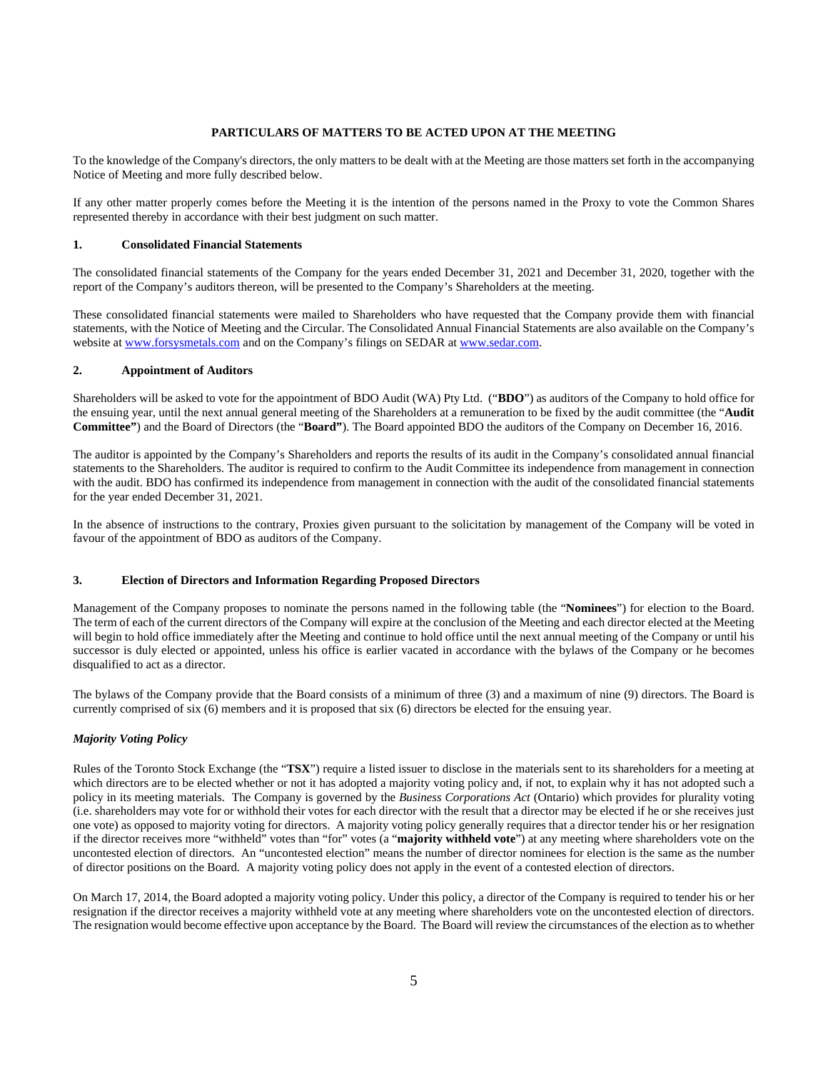## PARTICULARS OF MATTERS TO BE ACTED UPON AT THE MEETING

To the knowledge of the Company's directors, the only matters to be dealt with at the Meeting are those matters set forth in the accompanying Notice of Meeting and more fully described below.

If any other matter properly comes before the Meeting it is the intention of the persons named in the Proxy to vote the Common Shares represented thereby in accordance with their best judgment on such matter.

### 1. Consolidated Financial Statements

The consolidated financial statements of the Company for the years ended December 31, 2021 and December 31, 2020, together with the report of the Company's auditors thereon, will be presented to the Company's Shareholders at the meeting.

These consolidated financial statements were mailed to Shareholders who have requested that the Company provide them with financial statements, with the Notice of Meeting and the Circular. The Consolidated Annual Financial Statements are also available on the Company's website at [www.forsysmetals.com](www.forsysmetals.com) and on the Company's filings on SEDAR at [www.sedar.com](www.sedar.com).

### 2. Appointment of Auditors

Shareholders will be asked to vote for the appointment of BDO Audit (WA) Pty Ltd. ("**BDO**") as auditors of the Company to hold office for the ensuing year, until the next annual general meeting of the Shareholders at a remuneration to be fixed by the audit committee (the "**Audit Committee"**) and the Board of Directors (the "**Board"**). The Board appointed BDO the auditors of the Company on December 16, 2016.

The auditor is appointed by the Company's Shareholders and reports the results of its audit in the Company's consolidated annual financial statements to the Shareholders. The auditor is required to confirm to the Audit Committee its independence from management in connection with the audit. BDO has confirmed its independence from management in connection with the audit of the consolidated financial statements for the year ended December 31, 2021.

In the absence of instructions to the contrary, Proxies given pursuant to the solicitation by management of the Company will be voted in favour of the appointment of BDO as auditors of the Company.

### 3. Election of Directors and Information Regarding Proposed Directors

Management of the Company proposes to nominate the persons named in the following table (the "**Nominees**") for election to the Board. The term of each of the current directors of the Company will expire at the conclusion of the Meeting and each director elected at the Meeting will begin to hold office immediately after the Meeting and continue to hold office until the next annual meeting of the Company or until his successor is duly elected or appointed, unless his office is earlier vacated in accordance with the bylaws of the Company or he becomes disqualified to act as a director.

The bylaws of the Company provide that the Board consists of a minimum of three (3) and a maximum of nine (9) directors. The Board is currently comprised of six (6) members and it is proposed that six (6) directors be elected for the ensuing year.

#### *Majority Voting Policy*

Rules of the Toronto Stock Exchange (the "**TSX**") require a listed issuer to disclose in the materials sent to its shareholders for a meeting at which directors are to be elected whether or not it has adopted a majority voting policy and, if not, to explain why it has not adopted such a policy in its meeting materials. The Company is governed by the *Business Corporations Act* (Ontario) which provides for plurality voting (i.e. shareholders may vote for or withhold their votes for each director with the result that a director may be elected if he or she receives just one vote) as opposed to majority voting for directors. A majority voting policy generally requires that a director tender his or her resignation if the director receives more "withheld" votes than "for" votes (a "**majority withheld vote**") at any meeting where shareholders vote on the uncontested election of directors. An "uncontested election" means the number of director nominees for election is the same as the number of director positions on the Board. A majority voting policy does not apply in the event of a contested election of directors.

On March 17, 2014, the Board adopted a majority voting policy. Under this policy, a director of the Company is required to tender his or her resignation if the director receives a majority withheld vote at any meeting where shareholders vote on the uncontested election of directors. The resignation would become effective upon acceptance by the Board. The Board will review the circumstances of the election as to whether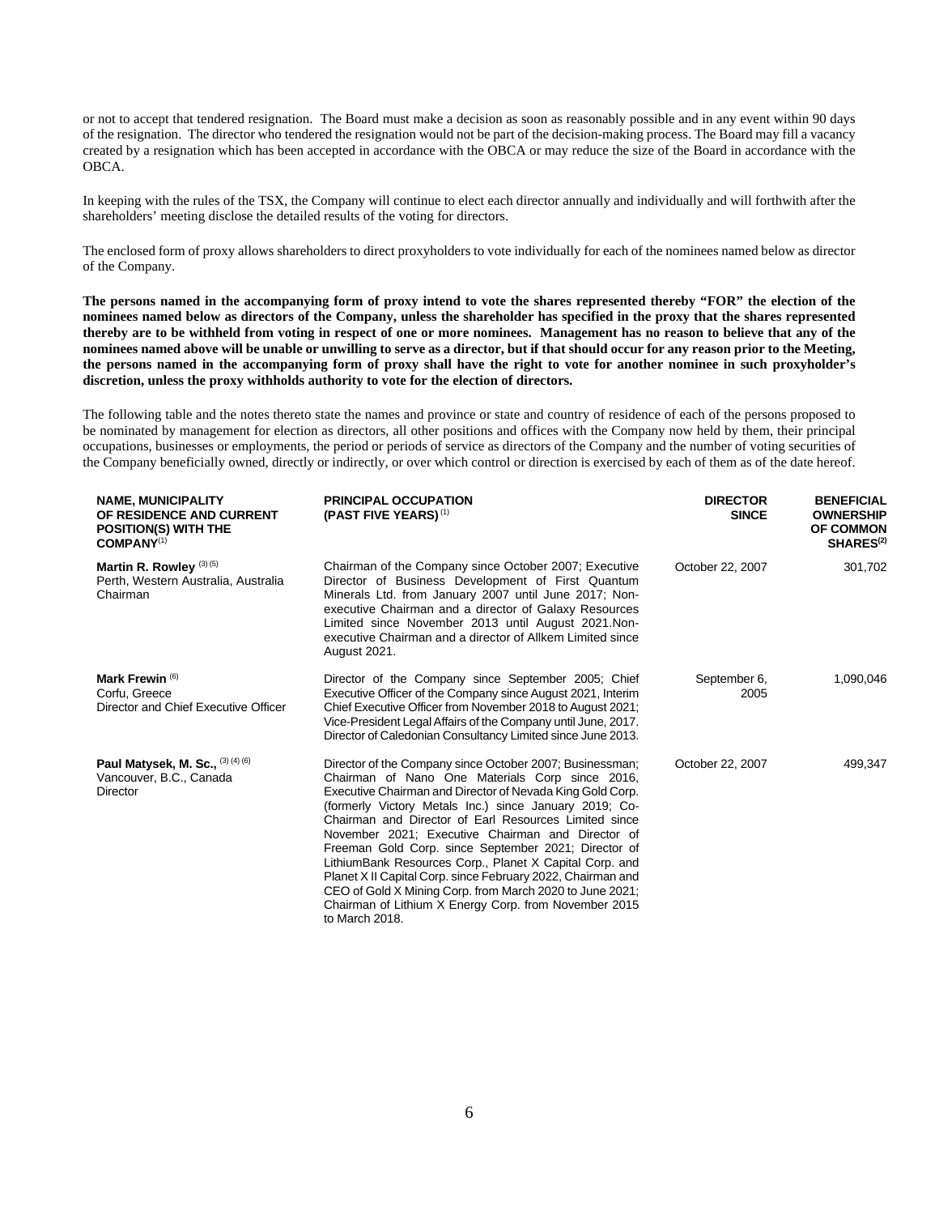or not to accept that tendered resignation. The Board must make a decision as soon as reasonably possible and in any event within 90 days of the resignation. The director who tendered the resignation would not be part of the decision-making process. The Board may fill a vacancy created by a resignation which has been accepted in accordance with the OBCA or may reduce the size of the Board in accordance with the OBCA.

In keeping with the rules of the TSX, the Company will continue to elect each director annually and individually and will forthwith after the shareholders' meeting disclose the detailed results of the voting for directors.

The enclosed form of proxy allows shareholders to direct proxyholders to vote individually for each of the nominees named below as director of the Company.

**The persons named in the accompanying form of proxy intend to vote the shares represented thereby "FOR" the election of the nominees named below as directors of the Company, unless the shareholder has specified in the proxy that the shares represented thereby are to be withheld from voting in respect of one or more nominees. Management has no reason to believe that any of the nominees named above will be unable or unwilling to serve as a director, but if that should occur for any reason prior to the Meeting, the persons named in the accompanying form of proxy shall have the right to vote for another nominee in such proxyholder's discretion, unless the proxy withholds authority to vote for the election of directors.**

The following table and the notes thereto state the names and province or state and country of residence of each of the persons proposed to be nominated by management for election as directors, all other positions and offices with the Company now held by them, their principal occupations, businesses or employments, the period or periods of service as directors of the Company and the number of voting securities of the Company beneficially owned, directly or indirectly, or over which control or direction is exercised by each of them as of the date hereof.

| NAME, MUNICIPALITY OF RESIDENCE AND CURRENT POSITION(S) WITH THE COMPANY[1] | PRINCIPAL OCCUPATION (PAST FIVE YEARS)[1] | DIRECTOR SINCE | BENEFICIAL OWNERSHIP OF COMMON SHARES[2] |
|---|---|---|---|
| **Martin R. Rowley** [3][5]<br>Perth, Western Australia, Australia<br>Chairman | Chairman of the Company since October 2007; Executive Director of Business Development of First Quantum Minerals Ltd. from January 2007 until June 2017; Non-executive Chairman and a director of Galaxy Resources Limited since November 2013 until August 2021.Non-executive Chairman and a director of Allkem Limited since August 2021. | October 22, 2007 | 301,702 |
| **Mark Frewin** [6]<br>Corfu, Greece<br>Director and Chief Executive Officer | Director of the Company since September 2005; Chief Executive Officer of the Company since August 2021, Interim Chief Executive Officer from November 2018 to August 2021; Vice-President Legal Affairs of the Company until June, 2017. Director of Caledonian Consultancy Limited since June 2013. | September 6, 2005 | 1,090,046 |
| **Paul Matysek, M. Sc.,** [3][4][6]<br>Vancouver, B.C., Canada<br>Director | Director of the Company since October 2007; Businessman; Chairman of Nano One Materials Corp since 2016, Executive Chairman and Director of Nevada King Gold Corp. (formerly Victory Metals Inc.) since January 2019; Co-Chairman and Director of Earl Resources Limited since November 2021; Executive Chairman and Director of Freeman Gold Corp. since September 2021; Director of LithiumBank Resources Corp., Planet X Capital Corp. and Planet X II Capital Corp. since February 2022, Chairman and CEO of Gold X Mining Corp. from March 2020 to June 2021; Chairman of Lithium X Energy Corp. from November 2015 to March 2018. | October 22, 2007 | 499,347 |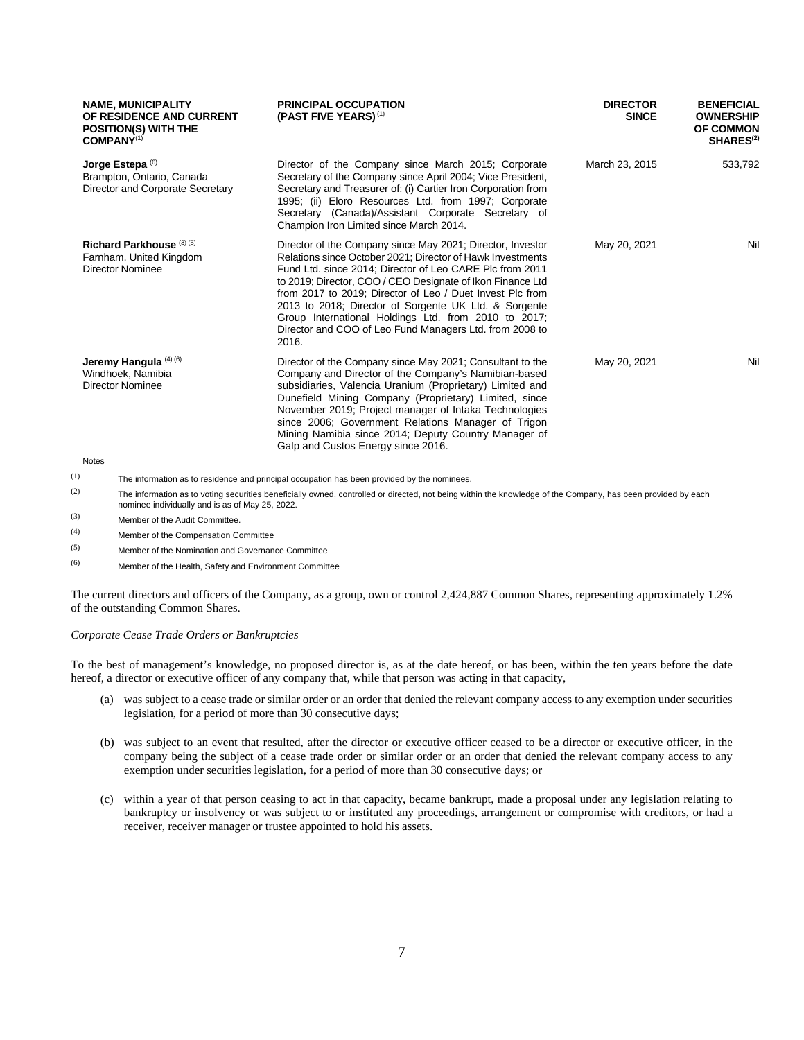| NAME, MUNICIPALITY OF RESIDENCE AND CURRENT POSITION(S) WITH THE COMPANY[(1)] | PRINCIPAL OCCUPATION (PAST FIVE YEARS)[(1)] | DIRECTOR SINCE | BENEFICIAL OWNERSHIP OF COMMON SHARES[(2)] |
|---|---|---|---|
| **Jorge Estepa** [(6)]<br>Brampton, Ontario, Canada<br>Director and Corporate Secretary | Director of the Company since March 2015; Corporate Secretary of the Company since April 2004; Vice President, Secretary and Treasurer of: (i) Cartier Iron Corporation from 1995; (ii) Eloro Resources Ltd. from 1997; Corporate Secretary (Canada)/Assistant Corporate Secretary of Champion Iron Limited since March 2014. | March 23, 2015 | 533,792 |
| **Richard Parkhouse** [(3) (5)]<br>Farnham. United Kingdom<br>Director Nominee | Director of the Company since May 2021; Director, Investor Relations since October 2021; Director of Hawk Investments Fund Ltd. since 2014; Director of Leo CARE Plc from 2011 to 2019; Director, COO / CEO Designate of Ikon Finance Ltd from 2017 to 2019; Director of Leo / Duet Invest Plc from 2013 to 2018; Director of Sorgente UK Ltd. & Sorgente Group International Holdings Ltd. from 2010 to 2017; Director and COO of Leo Fund Managers Ltd. from 2008 to 2016. | May 20, 2021 | Nil |
| **Jeremy Hangula** [(4) (6)]<br>Windhoek, Namibia<br>Director Nominee | Director of the Company since May 2021; Consultant to the Company and Director of the Company's Namibian-based subsidiaries, Valencia Uranium (Proprietary) Limited and Dunefield Mining Company (Proprietary) Limited, since November 2019; Project manager of Intaka Technologies since 2006; Government Relations Manager of Trigon Mining Namibia since 2014; Deputy Country Manager of Galp and Custos Energy since 2016. | May 20, 2021 | Nil |

Notes

(1) The information as to residence and principal occupation has been provided by the nominees.

(2) The information as to voting securities beneficially owned, controlled or directed, not being within the knowledge of the Company, has been provided by each nominee individually and is as of May 25, 2022.

(3) Member of the Audit Committee.

(4) Member of the Compensation Committee

(5) Member of the Nomination and Governance Committee

(6) Member of the Health, Safety and Environment Committee

The current directors and officers of the Company, as a group, own or control 2,424,887 Common Shares, representing approximately 1.2% of the outstanding Common Shares.

*Corporate Cease Trade Orders or Bankruptcies*

To the best of management's knowledge, no proposed director is, as at the date hereof, or has been, within the ten years before the date hereof, a director or executive officer of any company that, while that person was acting in that capacity,

(a) was subject to a cease trade or similar order or an order that denied the relevant company access to any exemption under securities legislation, for a period of more than 30 consecutive days;

(b) was subject to an event that resulted, after the director or executive officer ceased to be a director or executive officer, in the company being the subject of a cease trade order or similar order or an order that denied the relevant company access to any exemption under securities legislation, for a period of more than 30 consecutive days; or

(c) within a year of that person ceasing to act in that capacity, became bankrupt, made a proposal under any legislation relating to bankruptcy or insolvency or was subject to or instituted any proceedings, arrangement or compromise with creditors, or had a receiver, receiver manager or trustee appointed to hold his assets.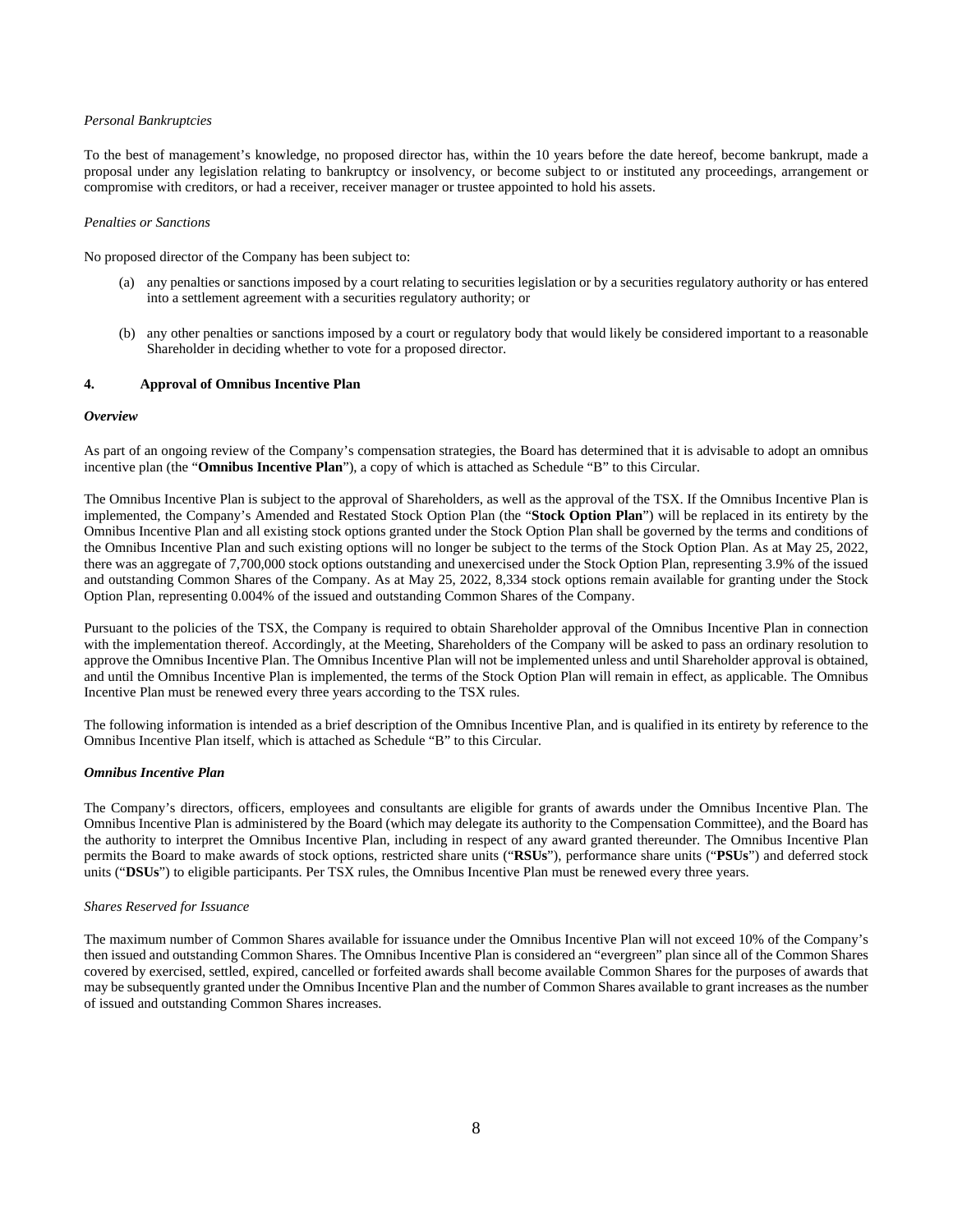*Personal Bankruptcies*

To the best of management's knowledge, no proposed director has, within the 10 years before the date hereof, become bankrupt, made a proposal under any legislation relating to bankruptcy or insolvency, or become subject to or instituted any proceedings, arrangement or compromise with creditors, or had a receiver, receiver manager or trustee appointed to hold his assets.

*Penalties or Sanctions*

No proposed director of the Company has been subject to:

(a) any penalties or sanctions imposed by a court relating to securities legislation or by a securities regulatory authority or has entered into a settlement agreement with a securities regulatory authority; or

(b) any other penalties or sanctions imposed by a court or regulatory body that would likely be considered important to a reasonable Shareholder in deciding whether to vote for a proposed director.

## 4. Approval of Omnibus Incentive Plan

***Overview***

As part of an ongoing review of the Company's compensation strategies, the Board has determined that it is advisable to adopt an omnibus incentive plan (the "**Omnibus Incentive Plan**"), a copy of which is attached as Schedule "B" to this Circular.

The Omnibus Incentive Plan is subject to the approval of Shareholders, as well as the approval of the TSX. If the Omnibus Incentive Plan is implemented, the Company's Amended and Restated Stock Option Plan (the "**Stock Option Plan**") will be replaced in its entirety by the Omnibus Incentive Plan and all existing stock options granted under the Stock Option Plan shall be governed by the terms and conditions of the Omnibus Incentive Plan and such existing options will no longer be subject to the terms of the Stock Option Plan. As at May 25, 2022, there was an aggregate of 7,700,000 stock options outstanding and unexercised under the Stock Option Plan, representing 3.9% of the issued and outstanding Common Shares of the Company. As at May 25, 2022, 8,334 stock options remain available for granting under the Stock Option Plan, representing 0.004% of the issued and outstanding Common Shares of the Company.

Pursuant to the policies of the TSX, the Company is required to obtain Shareholder approval of the Omnibus Incentive Plan in connection with the implementation thereof. Accordingly, at the Meeting, Shareholders of the Company will be asked to pass an ordinary resolution to approve the Omnibus Incentive Plan. The Omnibus Incentive Plan will not be implemented unless and until Shareholder approval is obtained, and until the Omnibus Incentive Plan is implemented, the terms of the Stock Option Plan will remain in effect, as applicable. The Omnibus Incentive Plan must be renewed every three years according to the TSX rules.

The following information is intended as a brief description of the Omnibus Incentive Plan, and is qualified in its entirety by reference to the Omnibus Incentive Plan itself, which is attached as Schedule "B" to this Circular.

***Omnibus Incentive Plan***

The Company's directors, officers, employees and consultants are eligible for grants of awards under the Omnibus Incentive Plan. The Omnibus Incentive Plan is administered by the Board (which may delegate its authority to the Compensation Committee), and the Board has the authority to interpret the Omnibus Incentive Plan, including in respect of any award granted thereunder. The Omnibus Incentive Plan permits the Board to make awards of stock options, restricted share units ("**RSUs**"), performance share units ("**PSUs**") and deferred stock units ("**DSUs**") to eligible participants. Per TSX rules, the Omnibus Incentive Plan must be renewed every three years.

*Shares Reserved for Issuance*

The maximum number of Common Shares available for issuance under the Omnibus Incentive Plan will not exceed 10% of the Company's then issued and outstanding Common Shares. The Omnibus Incentive Plan is considered an "evergreen" plan since all of the Common Shares covered by exercised, settled, expired, cancelled or forfeited awards shall become available Common Shares for the purposes of awards that may be subsequently granted under the Omnibus Incentive Plan and the number of Common Shares available to grant increases as the number of issued and outstanding Common Shares increases.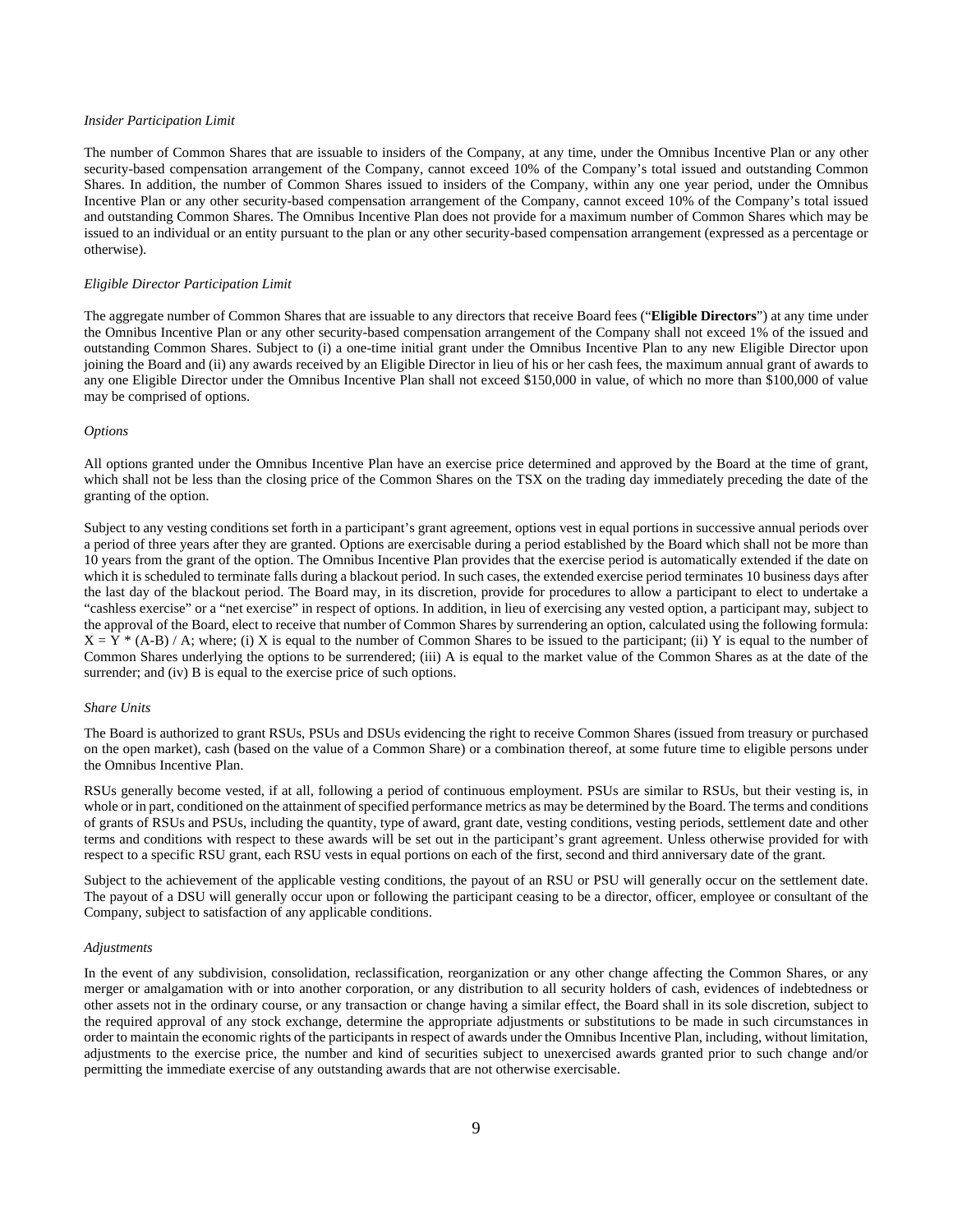*Insider Participation Limit*

The number of Common Shares that are issuable to insiders of the Company, at any time, under the Omnibus Incentive Plan or any other security-based compensation arrangement of the Company, cannot exceed 10% of the Company's total issued and outstanding Common Shares. In addition, the number of Common Shares issued to insiders of the Company, within any one year period, under the Omnibus Incentive Plan or any other security-based compensation arrangement of the Company, cannot exceed 10% of the Company's total issued and outstanding Common Shares. The Omnibus Incentive Plan does not provide for a maximum number of Common Shares which may be issued to an individual or an entity pursuant to the plan or any other security-based compensation arrangement (expressed as a percentage or otherwise).

*Eligible Director Participation Limit*

The aggregate number of Common Shares that are issuable to any directors that receive Board fees ("**Eligible Directors**") at any time under the Omnibus Incentive Plan or any other security-based compensation arrangement of the Company shall not exceed 1% of the issued and outstanding Common Shares. Subject to (i) a one-time initial grant under the Omnibus Incentive Plan to any new Eligible Director upon joining the Board and (ii) any awards received by an Eligible Director in lieu of his or her cash fees, the maximum annual grant of awards to any one Eligible Director under the Omnibus Incentive Plan shall not exceed $150,000 in value, of which no more than $100,000 of value may be comprised of options.

*Options*

All options granted under the Omnibus Incentive Plan have an exercise price determined and approved by the Board at the time of grant, which shall not be less than the closing price of the Common Shares on the TSX on the trading day immediately preceding the date of the granting of the option.

Subject to any vesting conditions set forth in a participant's grant agreement, options vest in equal portions in successive annual periods over a period of three years after they are granted. Options are exercisable during a period established by the Board which shall not be more than 10 years from the grant of the option. The Omnibus Incentive Plan provides that the exercise period is automatically extended if the date on which it is scheduled to terminate falls during a blackout period. In such cases, the extended exercise period terminates 10 business days after the last day of the blackout period. The Board may, in its discretion, provide for procedures to allow a participant to elect to undertake a "cashless exercise" or a "net exercise" in respect of options. In addition, in lieu of exercising any vested option, a participant may, subject to the approval of the Board, elect to receive that number of Common Shares by surrendering an option, calculated using the following formula: $X = Y * (A-B) / A$; where; (i) X is equal to the number of Common Shares to be issued to the participant; (ii) Y is equal to the number of Common Shares underlying the options to be surrendered; (iii) A is equal to the market value of the Common Shares as at the date of the surrender; and (iv) B is equal to the exercise price of such options.

*Share Units*

The Board is authorized to grant RSUs, PSUs and DSUs evidencing the right to receive Common Shares (issued from treasury or purchased on the open market), cash (based on the value of a Common Share) or a combination thereof, at some future time to eligible persons under the Omnibus Incentive Plan.

RSUs generally become vested, if at all, following a period of continuous employment. PSUs are similar to RSUs, but their vesting is, in whole or in part, conditioned on the attainment of specified performance metrics as may be determined by the Board. The terms and conditions of grants of RSUs and PSUs, including the quantity, type of award, grant date, vesting conditions, vesting periods, settlement date and other terms and conditions with respect to these awards will be set out in the participant's grant agreement. Unless otherwise provided for with respect to a specific RSU grant, each RSU vests in equal portions on each of the first, second and third anniversary date of the grant.

Subject to the achievement of the applicable vesting conditions, the payout of an RSU or PSU will generally occur on the settlement date. The payout of a DSU will generally occur upon or following the participant ceasing to be a director, officer, employee or consultant of the Company, subject to satisfaction of any applicable conditions.

*Adjustments*

In the event of any subdivision, consolidation, reclassification, reorganization or any other change affecting the Common Shares, or any merger or amalgamation with or into another corporation, or any distribution to all security holders of cash, evidences of indebtedness or other assets not in the ordinary course, or any transaction or change having a similar effect, the Board shall in its sole discretion, subject to the required approval of any stock exchange, determine the appropriate adjustments or substitutions to be made in such circumstances in order to maintain the economic rights of the participants in respect of awards under the Omnibus Incentive Plan, including, without limitation, adjustments to the exercise price, the number and kind of securities subject to unexercised awards granted prior to such change and/or permitting the immediate exercise of any outstanding awards that are not otherwise exercisable.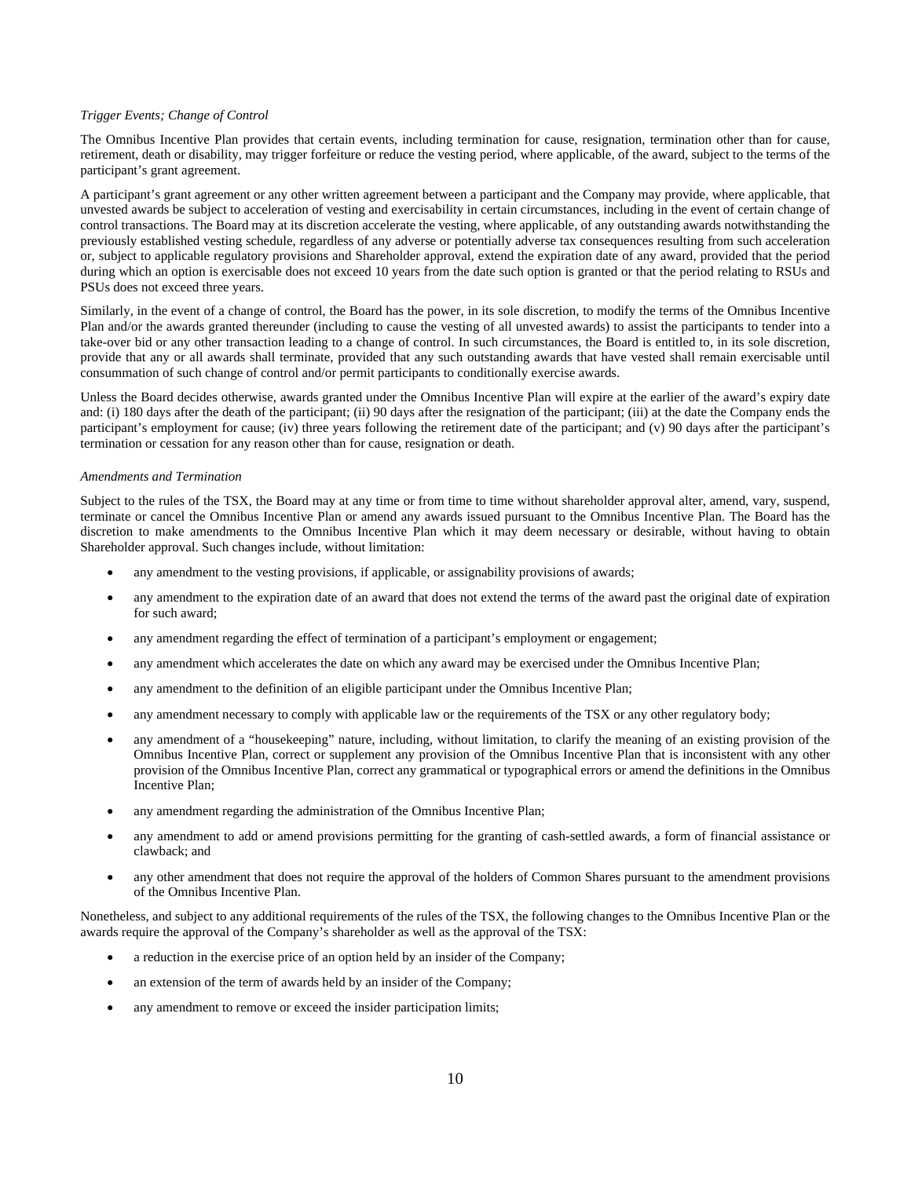*Trigger Events; Change of Control*

The Omnibus Incentive Plan provides that certain events, including termination for cause, resignation, termination other than for cause, retirement, death or disability, may trigger forfeiture or reduce the vesting period, where applicable, of the award, subject to the terms of the participant's grant agreement.

A participant's grant agreement or any other written agreement between a participant and the Company may provide, where applicable, that unvested awards be subject to acceleration of vesting and exercisability in certain circumstances, including in the event of certain change of control transactions. The Board may at its discretion accelerate the vesting, where applicable, of any outstanding awards notwithstanding the previously established vesting schedule, regardless of any adverse or potentially adverse tax consequences resulting from such acceleration or, subject to applicable regulatory provisions and Shareholder approval, extend the expiration date of any award, provided that the period during which an option is exercisable does not exceed 10 years from the date such option is granted or that the period relating to RSUs and PSUs does not exceed three years.

Similarly, in the event of a change of control, the Board has the power, in its sole discretion, to modify the terms of the Omnibus Incentive Plan and/or the awards granted thereunder (including to cause the vesting of all unvested awards) to assist the participants to tender into a take-over bid or any other transaction leading to a change of control. In such circumstances, the Board is entitled to, in its sole discretion, provide that any or all awards shall terminate, provided that any such outstanding awards that have vested shall remain exercisable until consummation of such change of control and/or permit participants to conditionally exercise awards.

Unless the Board decides otherwise, awards granted under the Omnibus Incentive Plan will expire at the earlier of the award's expiry date and: (i) 180 days after the death of the participant; (ii) 90 days after the resignation of the participant; (iii) at the date the Company ends the participant's employment for cause; (iv) three years following the retirement date of the participant; and (v) 90 days after the participant's termination or cessation for any reason other than for cause, resignation or death.

*Amendments and Termination*

Subject to the rules of the TSX, the Board may at any time or from time to time without shareholder approval alter, amend, vary, suspend, terminate or cancel the Omnibus Incentive Plan or amend any awards issued pursuant to the Omnibus Incentive Plan. The Board has the discretion to make amendments to the Omnibus Incentive Plan which it may deem necessary or desirable, without having to obtain Shareholder approval. Such changes include, without limitation:

- any amendment to the vesting provisions, if applicable, or assignability provisions of awards;
- any amendment to the expiration date of an award that does not extend the terms of the award past the original date of expiration for such award;
- any amendment regarding the effect of termination of a participant's employment or engagement;
- any amendment which accelerates the date on which any award may be exercised under the Omnibus Incentive Plan;
- any amendment to the definition of an eligible participant under the Omnibus Incentive Plan;
- any amendment necessary to comply with applicable law or the requirements of the TSX or any other regulatory body;
- any amendment of a "housekeeping" nature, including, without limitation, to clarify the meaning of an existing provision of the Omnibus Incentive Plan, correct or supplement any provision of the Omnibus Incentive Plan that is inconsistent with any other provision of the Omnibus Incentive Plan, correct any grammatical or typographical errors or amend the definitions in the Omnibus Incentive Plan;
- any amendment regarding the administration of the Omnibus Incentive Plan;
- any amendment to add or amend provisions permitting for the granting of cash-settled awards, a form of financial assistance or clawback; and
- any other amendment that does not require the approval of the holders of Common Shares pursuant to the amendment provisions of the Omnibus Incentive Plan.

Nonetheless, and subject to any additional requirements of the rules of the TSX, the following changes to the Omnibus Incentive Plan or the awards require the approval of the Company's shareholder as well as the approval of the TSX:

- a reduction in the exercise price of an option held by an insider of the Company;
- an extension of the term of awards held by an insider of the Company;
- any amendment to remove or exceed the insider participation limits;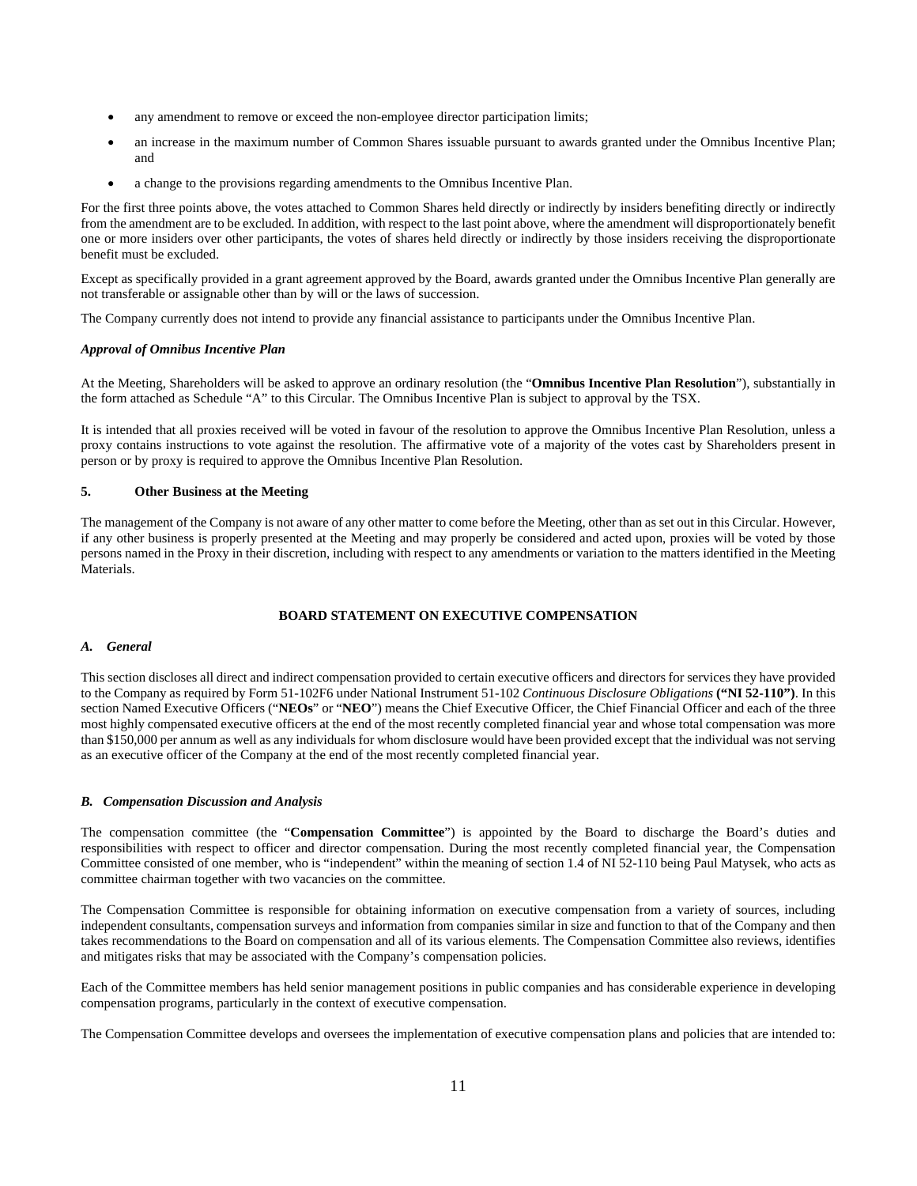- any amendment to remove or exceed the non-employee director participation limits;
- an increase in the maximum number of Common Shares issuable pursuant to awards granted under the Omnibus Incentive Plan; and
- a change to the provisions regarding amendments to the Omnibus Incentive Plan.

For the first three points above, the votes attached to Common Shares held directly or indirectly by insiders benefiting directly or indirectly from the amendment are to be excluded. In addition, with respect to the last point above, where the amendment will disproportionately benefit one or more insiders over other participants, the votes of shares held directly or indirectly by those insiders receiving the disproportionate benefit must be excluded.

Except as specifically provided in a grant agreement approved by the Board, awards granted under the Omnibus Incentive Plan generally are not transferable or assignable other than by will or the laws of succession.

The Company currently does not intend to provide any financial assistance to participants under the Omnibus Incentive Plan.

***Approval of Omnibus Incentive Plan***

At the Meeting, Shareholders will be asked to approve an ordinary resolution (the "**Omnibus Incentive Plan Resolution**"), substantially in the form attached as Schedule "A" to this Circular. The Omnibus Incentive Plan is subject to approval by the TSX.

It is intended that all proxies received will be voted in favour of the resolution to approve the Omnibus Incentive Plan Resolution, unless a proxy contains instructions to vote against the resolution. The affirmative vote of a majority of the votes cast by Shareholders present in person or by proxy is required to approve the Omnibus Incentive Plan Resolution.

### 5. Other Business at the Meeting

The management of the Company is not aware of any other matter to come before the Meeting, other than as set out in this Circular. However, if any other business is properly presented at the Meeting and may properly be considered and acted upon, proxies will be voted by those persons named in the Proxy in their discretion, including with respect to any amendments or variation to the matters identified in the Meeting Materials.

## BOARD STATEMENT ON EXECUTIVE COMPENSATION

### *A. General*

This section discloses all direct and indirect compensation provided to certain executive officers and directors for services they have provided to the Company as required by Form 51-102F6 under National Instrument 51-102 *Continuous Disclosure Obligations* **("NI 52-110")**. In this section Named Executive Officers ("**NEOs**" or "**NEO**") means the Chief Executive Officer, the Chief Financial Officer and each of the three most highly compensated executive officers at the end of the most recently completed financial year and whose total compensation was more than $150,000 per annum as well as any individuals for whom disclosure would have been provided except that the individual was not serving as an executive officer of the Company at the end of the most recently completed financial year.

### *B. Compensation Discussion and Analysis*

The compensation committee (the "**Compensation Committee**") is appointed by the Board to discharge the Board's duties and responsibilities with respect to officer and director compensation. During the most recently completed financial year, the Compensation Committee consisted of one member, who is "independent" within the meaning of section 1.4 of NI 52-110 being Paul Matysek, who acts as committee chairman together with two vacancies on the committee.

The Compensation Committee is responsible for obtaining information on executive compensation from a variety of sources, including independent consultants, compensation surveys and information from companies similar in size and function to that of the Company and then takes recommendations to the Board on compensation and all of its various elements. The Compensation Committee also reviews, identifies and mitigates risks that may be associated with the Company's compensation policies.

Each of the Committee members has held senior management positions in public companies and has considerable experience in developing compensation programs, particularly in the context of executive compensation.

The Compensation Committee develops and oversees the implementation of executive compensation plans and policies that are intended to: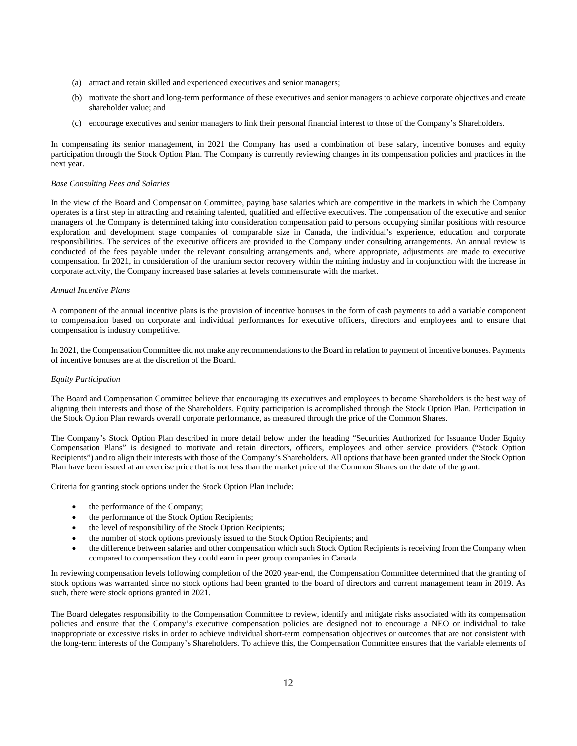(a) attract and retain skilled and experienced executives and senior managers;

(b) motivate the short and long-term performance of these executives and senior managers to achieve corporate objectives and create shareholder value; and

(c) encourage executives and senior managers to link their personal financial interest to those of the Company's Shareholders.

In compensating its senior management, in 2021 the Company has used a combination of base salary, incentive bonuses and equity participation through the Stock Option Plan. The Company is currently reviewing changes in its compensation policies and practices in the next year.

*Base Consulting Fees and Salaries*

In the view of the Board and Compensation Committee, paying base salaries which are competitive in the markets in which the Company operates is a first step in attracting and retaining talented, qualified and effective executives. The compensation of the executive and senior managers of the Company is determined taking into consideration compensation paid to persons occupying similar positions with resource exploration and development stage companies of comparable size in Canada, the individual's experience, education and corporate responsibilities. The services of the executive officers are provided to the Company under consulting arrangements. An annual review is conducted of the fees payable under the relevant consulting arrangements and, where appropriate, adjustments are made to executive compensation. In 2021, in consideration of the uranium sector recovery within the mining industry and in conjunction with the increase in corporate activity, the Company increased base salaries at levels commensurate with the market.

*Annual Incentive Plans*

A component of the annual incentive plans is the provision of incentive bonuses in the form of cash payments to add a variable component to compensation based on corporate and individual performances for executive officers, directors and employees and to ensure that compensation is industry competitive.

In 2021, the Compensation Committee did not make any recommendations to the Board in relation to payment of incentive bonuses. Payments of incentive bonuses are at the discretion of the Board.

*Equity Participation*

The Board and Compensation Committee believe that encouraging its executives and employees to become Shareholders is the best way of aligning their interests and those of the Shareholders. Equity participation is accomplished through the Stock Option Plan. Participation in the Stock Option Plan rewards overall corporate performance, as measured through the price of the Common Shares.

The Company's Stock Option Plan described in more detail below under the heading "Securities Authorized for Issuance Under Equity Compensation Plans" is designed to motivate and retain directors, officers, employees and other service providers ("Stock Option Recipients") and to align their interests with those of the Company's Shareholders. All options that have been granted under the Stock Option Plan have been issued at an exercise price that is not less than the market price of the Common Shares on the date of the grant.

Criteria for granting stock options under the Stock Option Plan include:

- the performance of the Company;
- the performance of the Stock Option Recipients;
- the level of responsibility of the Stock Option Recipients;
- the number of stock options previously issued to the Stock Option Recipients; and
- the difference between salaries and other compensation which such Stock Option Recipients is receiving from the Company when compared to compensation they could earn in peer group companies in Canada.

In reviewing compensation levels following completion of the 2020 year-end, the Compensation Committee determined that the granting of stock options was warranted since no stock options had been granted to the board of directors and current management team in 2019. As such, there were stock options granted in 2021.

The Board delegates responsibility to the Compensation Committee to review, identify and mitigate risks associated with its compensation policies and ensure that the Company's executive compensation policies are designed not to encourage a NEO or individual to take inappropriate or excessive risks in order to achieve individual short-term compensation objectives or outcomes that are not consistent with the long-term interests of the Company's Shareholders. To achieve this, the Compensation Committee ensures that the variable elements of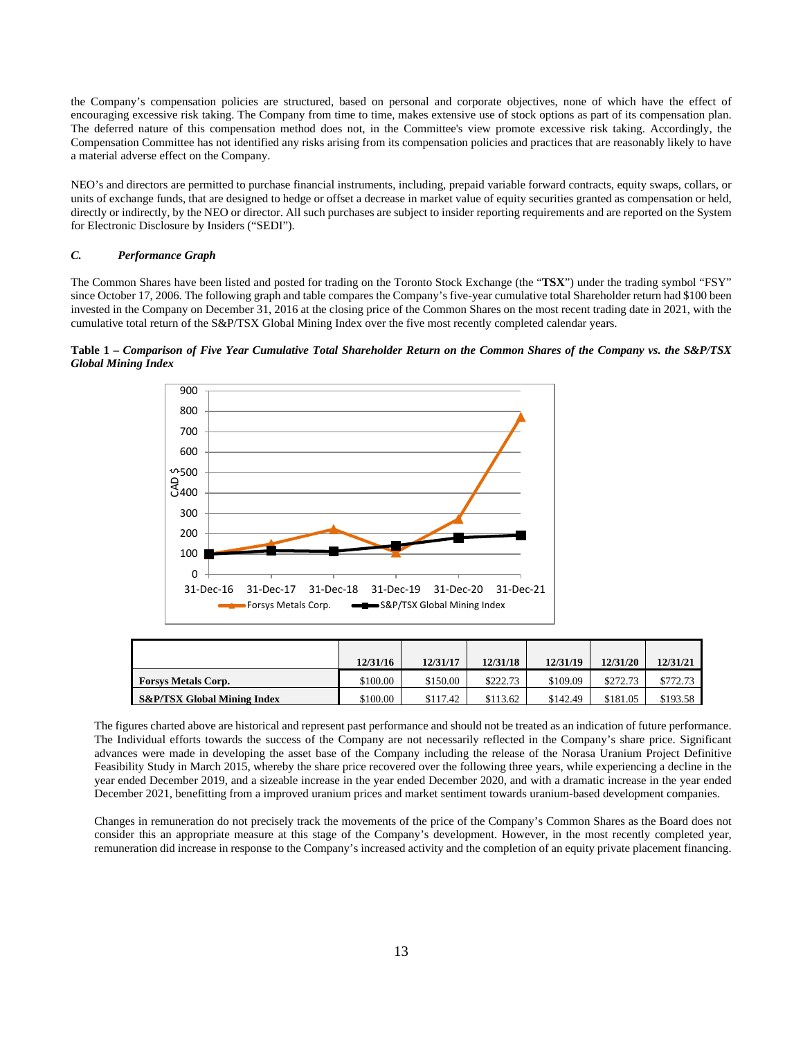the Company's compensation policies are structured, based on personal and corporate objectives, none of which have the effect of encouraging excessive risk taking. The Company from time to time, makes extensive use of stock options as part of its compensation plan. The deferred nature of this compensation method does not, in the Committee's view promote excessive risk taking. Accordingly, the Compensation Committee has not identified any risks arising from its compensation policies and practices that are reasonably likely to have a material adverse effect on the Company.

NEO's and directors are permitted to purchase financial instruments, including, prepaid variable forward contracts, equity swaps, collars, or units of exchange funds, that are designed to hedge or offset a decrease in market value of equity securities granted as compensation or held, directly or indirectly, by the NEO or director. All such purchases are subject to insider reporting requirements and are reported on the System for Electronic Disclosure by Insiders ("SEDI").

### *C. Performance Graph*

The Common Shares have been listed and posted for trading on the Toronto Stock Exchange (the "**TSX**") under the trading symbol "FSY" since October 17, 2006. The following graph and table compares the Company's five-year cumulative total Shareholder return had $100 been invested in the Company on December 31, 2016 at the closing price of the Common Shares on the most recent trading date in 2021, with the cumulative total return of the S&P/TSX Global Mining Index over the five most recently completed calendar years.

**Table 1 – *Comparison of Five Year Cumulative Total Shareholder Return on the Common Shares of the Company vs. the S&P/TSX Global Mining Index***

|  | 12/31/16 | 12/31/17 | 12/31/18 | 12/31/19 | 12/31/20 | 12/31/21 |
|---|---|---|---|---|---|---|
| **Forsys Metals Corp.** | $100.00 | $150.00 | $222.73 | $109.09 | $272.73 | $772.73 |
| **S&P/TSX Global Mining Index** | $100.00 | $117.42 | $113.62 | $142.49 | $181.05 | $193.58 |

The figures charted above are historical and represent past performance and should not be treated as an indication of future performance. The Individual efforts towards the success of the Company are not necessarily reflected in the Company's share price. Significant advances were made in developing the asset base of the Company including the release of the Norasa Uranium Project Definitive Feasibility Study in March 2015, whereby the share price recovered over the following three years, while experiencing a decline in the year ended December 2019, and a sizeable increase in the year ended December 2020, and with a dramatic increase in the year ended December 2021, benefitting from a improved uranium prices and market sentiment towards uranium-based development companies.

Changes in remuneration do not precisely track the movements of the price of the Company's Common Shares as the Board does not consider this an appropriate measure at this stage of the Company's development. However, in the most recently completed year, remuneration did increase in response to the Company's increased activity and the completion of an equity private placement financing.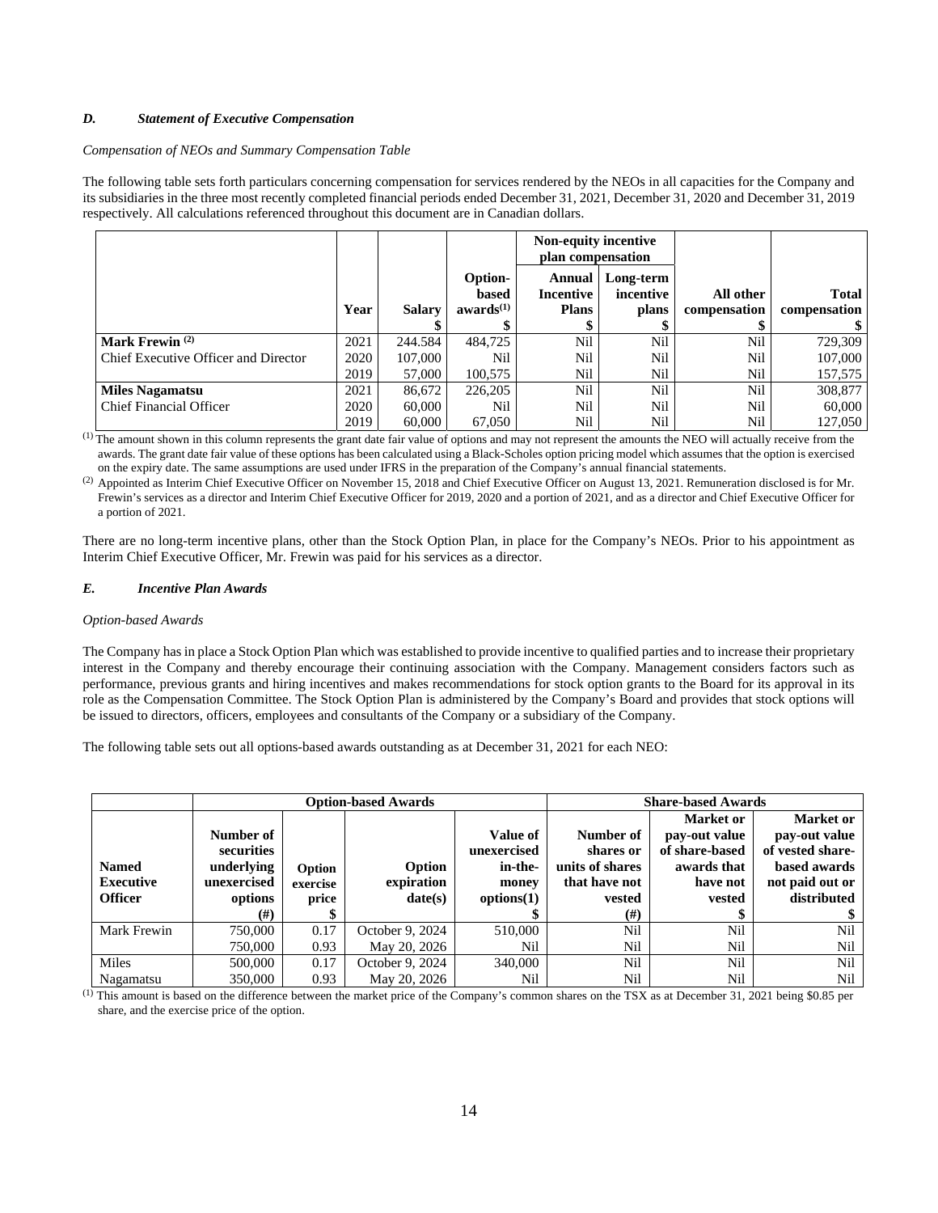### *D. Statement of Executive Compensation*

*Compensation of NEOs and Summary Compensation Table*

The following table sets forth particulars concerning compensation for services rendered by the NEOs in all capacities for the Company and its subsidiaries in the three most recently completed financial periods ended December 31, 2021, December 31, 2020 and December 31, 2019 respectively. All calculations referenced throughout this document are in Canadian dollars.

| | | | | Non-equity incentive plan compensation | | | |
|---|---|---|---|---|---|---|---|
| | Year | Salary $ | Option-based awards[(1)] $ | Annual Incentive Plans $ | Long-term incentive plans $ | All other compensation $ | Total compensation $ |
| **Mark Frewin [(2)]** | 2021 | 244.584 | 484,725 | Nil | Nil | Nil | 729,309 |
| Chief Executive Officer and Director | 2020 | 107,000 | Nil | Nil | Nil | Nil | 107,000 |
| | 2019 | 57,000 | 100,575 | Nil | Nil | Nil | 157,575 |
| **Miles Nagamatsu** | 2021 | 86,672 | 226,205 | Nil | Nil | Nil | 308,877 |
| Chief Financial Officer | 2020 | 60,000 | Nil | Nil | Nil | Nil | 60,000 |
| | 2019 | 60,000 | 67,050 | Nil | Nil | Nil | 127,050 |

[(1)] The amount shown in this column represents the grant date fair value of options and may not represent the amounts the NEO will actually receive from the awards. The grant date fair value of these options has been calculated using a Black-Scholes option pricing model which assumes that the option is exercised on the expiry date. The same assumptions are used under IFRS in the preparation of the Company's annual financial statements.

[(2)] Appointed as Interim Chief Executive Officer on November 15, 2018 and Chief Executive Officer on August 13, 2021. Remuneration disclosed is for Mr. Frewin's services as a director and Interim Chief Executive Officer for 2019, 2020 and a portion of 2021, and as a director and Chief Executive Officer for a portion of 2021.

There are no long-term incentive plans, other than the Stock Option Plan, in place for the Company's NEOs. Prior to his appointment as Interim Chief Executive Officer, Mr. Frewin was paid for his services as a director.

### *E. Incentive Plan Awards*

*Option-based Awards*

The Company has in place a Stock Option Plan which was established to provide incentive to qualified parties and to increase their proprietary interest in the Company and thereby encourage their continuing association with the Company. Management considers factors such as performance, previous grants and hiring incentives and makes recommendations for stock option grants to the Board for its approval in its role as the Compensation Committee. The Stock Option Plan is administered by the Company's Board and provides that stock options will be issued to directors, officers, employees and consultants of the Company or a subsidiary of the Company.

The following table sets out all options-based awards outstanding as at December 31, 2021 for each NEO:

| | Option-based Awards | | | | Share-based Awards | | |
|---|---|---|---|---|---|---|---|
| Named Executive Officer | Number of securities underlying unexercised options (#) | Option exercise price $ | Option expiration date(s) | Value of unexercised in-the-money options(1) $ | Number of shares or units of shares that have not vested (#) | Market or pay-out value of share-based awards that have not vested $ | Market or pay-out value of vested share-based awards not paid out or distributed $ |
| Mark Frewin | 750,000 | 0.17 | October 9, 2024 | 510,000 | Nil | Nil | Nil |
| | 750,000 | 0.93 | May 20, 2026 | Nil | Nil | Nil | Nil |
| Miles Nagamatsu | 500,000 | 0.17 | October 9, 2024 | 340,000 | Nil | Nil | Nil |
| | 350,000 | 0.93 | May 20, 2026 | Nil | Nil | Nil | Nil |

[(1)] This amount is based on the difference between the market price of the Company's common shares on the TSX as at December 31, 2021 being $0.85 per share, and the exercise price of the option.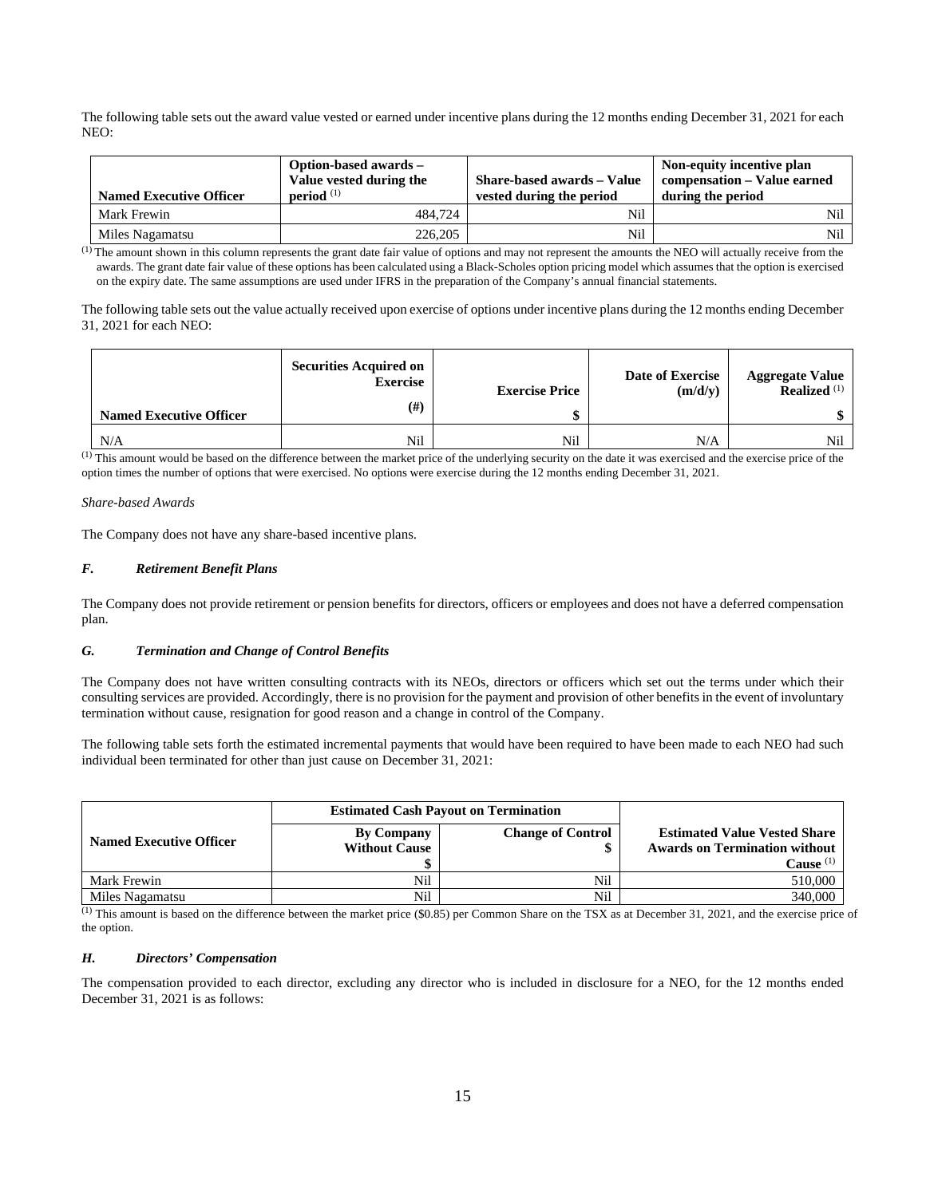The following table sets out the award value vested or earned under incentive plans during the 12 months ending December 31, 2021 for each NEO:

| Named Executive Officer | Option-based awards – Value vested during the period [(1)] | Share-based awards – Value vested during the period | Non-equity incentive plan compensation – Value earned during the period |
|---|---|---|---|
| Mark Frewin | 484,724 | Nil | Nil |
| Miles Nagamatsu | 226,205 | Nil | Nil |

[(1)] The amount shown in this column represents the grant date fair value of options and may not represent the amounts the NEO will actually receive from the awards. The grant date fair value of these options has been calculated using a Black-Scholes option pricing model which assumes that the option is exercised on the expiry date. The same assumptions are used under IFRS in the preparation of the Company's annual financial statements.

The following table sets out the value actually received upon exercise of options under incentive plans during the 12 months ending December 31, 2021 for each NEO:

| Named Executive Officer | Securities Acquired on Exercise (#) | Exercise Price $ | Date of Exercise (m/d/y) | Aggregate Value Realized [(1)] $ |
|---|---|---|---|---|
| N/A | Nil | Nil | N/A | Nil |

[(1)] This amount would be based on the difference between the market price of the underlying security on the date it was exercised and the exercise price of the option times the number of options that were exercised. No options were exercise during the 12 months ending December 31, 2021.

*Share-based Awards*

The Company does not have any share-based incentive plans.

### *F. Retirement Benefit Plans*

The Company does not provide retirement or pension benefits for directors, officers or employees and does not have a deferred compensation plan.

### *G. Termination and Change of Control Benefits*

The Company does not have written consulting contracts with its NEOs, directors or officers which set out the terms under which their consulting services are provided. Accordingly, there is no provision for the payment and provision of other benefits in the event of involuntary termination without cause, resignation for good reason and a change in control of the Company.

The following table sets forth the estimated incremental payments that would have been required to have been made to each NEO had such individual been terminated for other than just cause on December 31, 2021:

| Named Executive Officer | Estimated Cash Payout on Termination | | Estimated Value Vested Share Awards on Termination without Cause [(1)] |
|---|---|---|---|
| | By Company Without Cause $ | Change of Control $ | |
| Mark Frewin | Nil | Nil | 510,000 |
| Miles Nagamatsu | Nil | Nil | 340,000 |

[(1)] This amount is based on the difference between the market price ($0.85) per Common Share on the TSX as at December 31, 2021, and the exercise price of the option.

### *H. Directors' Compensation*

The compensation provided to each director, excluding any director who is included in disclosure for a NEO, for the 12 months ended December 31, 2021 is as follows: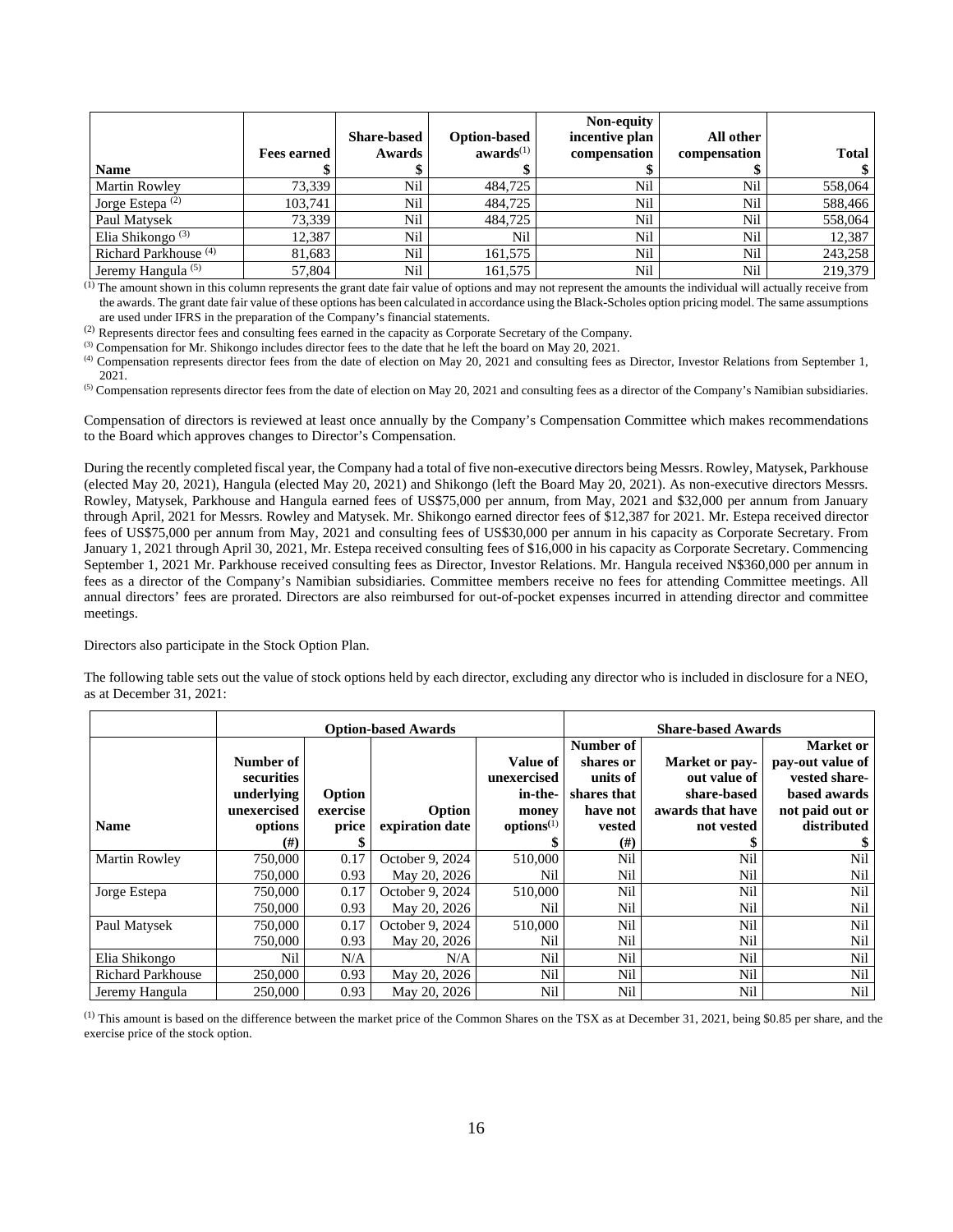| Name | Fees earned $ | Share-based Awards $ | Option-based awards[(1)] $ | Non-equity incentive plan compensation $ | All other compensation $ | Total $ |
|---|---|---|---|---|---|---|
| Martin Rowley | 73,339 | Nil | 484,725 | Nil | Nil | 558,064 |
| Jorge Estepa [(2)] | 103,741 | Nil | 484,725 | Nil | Nil | 588,466 |
| Paul Matysek | 73,339 | Nil | 484,725 | Nil | Nil | 558,064 |
| Elia Shikongo [(3)] | 12,387 | Nil | Nil | Nil | Nil | 12,387 |
| Richard Parkhouse [(4)] | 81,683 | Nil | 161,575 | Nil | Nil | 243,258 |
| Jeremy Hangula [(5)] | 57,804 | Nil | 161,575 | Nil | Nil | 219,379 |

[(1)] The amount shown in this column represents the grant date fair value of options and may not represent the amounts the individual will actually receive from the awards. The grant date fair value of these options has been calculated in accordance using the Black-Scholes option pricing model. The same assumptions are used under IFRS in the preparation of the Company's financial statements.

[(2)] Represents director fees and consulting fees earned in the capacity as Corporate Secretary of the Company.

[(3)] Compensation for Mr. Shikongo includes director fees to the date that he left the board on May 20, 2021.

[(4)] Compensation represents director fees from the date of election on May 20, 2021 and consulting fees as Director, Investor Relations from September 1, 2021.

[(5)] Compensation represents director fees from the date of election on May 20, 2021 and consulting fees as a director of the Company's Namibian subsidiaries.

Compensation of directors is reviewed at least once annually by the Company's Compensation Committee which makes recommendations to the Board which approves changes to Director's Compensation.

During the recently completed fiscal year, the Company had a total of five non-executive directors being Messrs. Rowley, Matysek, Parkhouse (elected May 20, 2021), Hangula (elected May 20, 2021) and Shikongo (left the Board May 20, 2021). As non-executive directors Messrs. Rowley, Matysek, Parkhouse and Hangula earned fees of US$75,000 per annum, from May, 2021 and $32,000 per annum from January through April, 2021 for Messrs. Rowley and Matysek. Mr. Shikongo earned director fees of $12,387 for 2021. Mr. Estepa received director fees of US$75,000 per annum from May, 2021 and consulting fees of US$30,000 per annum in his capacity as Corporate Secretary. From January 1, 2021 through April 30, 2021, Mr. Estepa received consulting fees of $16,000 in his capacity as Corporate Secretary. Commencing September 1, 2021 Mr. Parkhouse received consulting fees as Director, Investor Relations. Mr. Hangula received N$360,000 per annum in fees as a director of the Company's Namibian subsidiaries. Committee members receive no fees for attending Committee meetings. All annual directors' fees are prorated. Directors are also reimbursed for out-of-pocket expenses incurred in attending director and committee meetings.

Directors also participate in the Stock Option Plan.

The following table sets out the value of stock options held by each director, excluding any director who is included in disclosure for a NEO, as at December 31, 2021:

| | Option-based Awards | | | | Share-based Awards | | |
|---|---|---|---|---|---|---|---|
| Name | Number of securities underlying unexercised options (#) | Option exercise price $ | Option expiration date | Value of unexercised in-the-money options[(1)] $ | Number of shares or units of shares that have not vested (#) | Market or pay-out value of share-based awards that have not vested $ | Market or pay-out value of vested share-based awards not paid out or distributed $ |
| Martin Rowley | 750,000 | 0.17 | October 9, 2024 | 510,000 | Nil | Nil | Nil |
| | 750,000 | 0.93 | May 20, 2026 | Nil | Nil | Nil | Nil |
| Jorge Estepa | 750,000 | 0.17 | October 9, 2024 | 510,000 | Nil | Nil | Nil |
| | 750,000 | 0.93 | May 20, 2026 | Nil | Nil | Nil | Nil |
| Paul Matysek | 750,000 | 0.17 | October 9, 2024 | 510,000 | Nil | Nil | Nil |
| | 750,000 | 0.93 | May 20, 2026 | Nil | Nil | Nil | Nil |
| Elia Shikongo | Nil | N/A | N/A | Nil | Nil | Nil | Nil |
| Richard Parkhouse | 250,000 | 0.93 | May 20, 2026 | Nil | Nil | Nil | Nil |
| Jeremy Hangula | 250,000 | 0.93 | May 20, 2026 | Nil | Nil | Nil | Nil |

[(1)] This amount is based on the difference between the market price of the Common Shares on the TSX as at December 31, 2021, being $0.85 per share, and the exercise price of the stock option.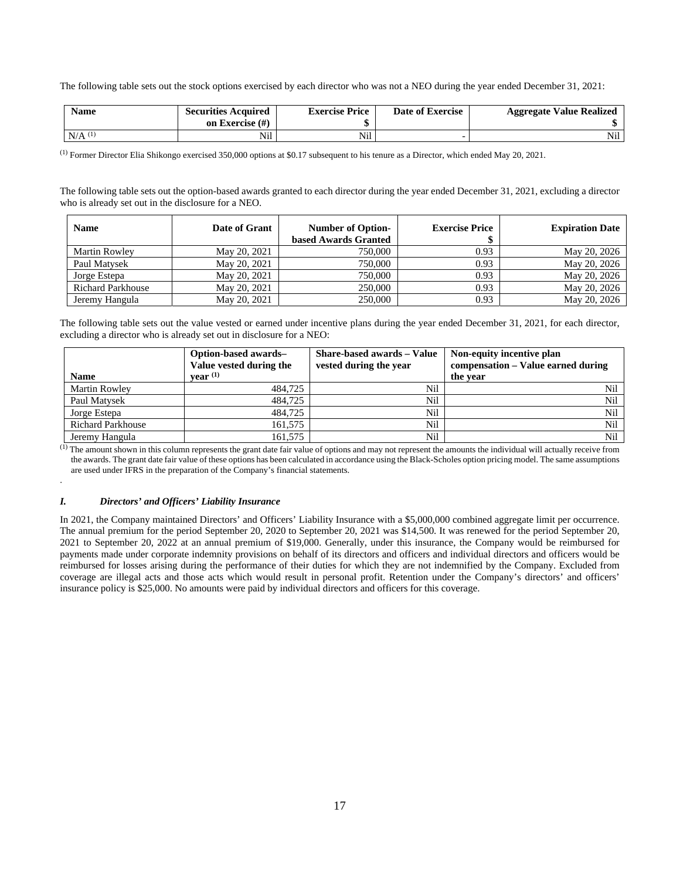The following table sets out the stock options exercised by each director who was not a NEO during the year ended December 31, 2021:

| Name | Securities Acquired on Exercise (#) | Exercise Price $ | Date of Exercise | Aggregate Value Realized $ |
|---|---|---|---|---|
| N/A [(1)] | Nil | Nil | - | Nil |

[(1)] Former Director Elia Shikongo exercised 350,000 options at $0.17 subsequent to his tenure as a Director, which ended May 20, 2021.

The following table sets out the option-based awards granted to each director during the year ended December 31, 2021, excluding a director who is already set out in the disclosure for a NEO.

| Name | Date of Grant | Number of Option-based Awards Granted | Exercise Price $ | Expiration Date |
|---|---|---|---|---|
| Martin Rowley | May 20, 2021 | 750,000 | 0.93 | May 20, 2026 |
| Paul Matysek | May 20, 2021 | 750,000 | 0.93 | May 20, 2026 |
| Jorge Estepa | May 20, 2021 | 750,000 | 0.93 | May 20, 2026 |
| Richard Parkhouse | May 20, 2021 | 250,000 | 0.93 | May 20, 2026 |
| Jeremy Hangula | May 20, 2021 | 250,000 | 0.93 | May 20, 2026 |

The following table sets out the value vested or earned under incentive plans during the year ended December 31, 2021, for each director, excluding a director who is already set out in disclosure for a NEO:

| Name | Option-based awards– Value vested during the year [(1)] | Share-based awards – Value vested during the year | Non-equity incentive plan compensation – Value earned during the year |
|---|---|---|---|
| Martin Rowley | 484,725 | Nil | Nil |
| Paul Matysek | 484,725 | Nil | Nil |
| Jorge Estepa | 484,725 | Nil | Nil |
| Richard Parkhouse | 161,575 | Nil | Nil |
| Jeremy Hangula | 161,575 | Nil | Nil |

[(1)] The amount shown in this column represents the grant date fair value of options and may not represent the amounts the individual will actually receive from the awards. The grant date fair value of these options has been calculated in accordance using the Black-Scholes option pricing model. The same assumptions are used under IFRS in the preparation of the Company's financial statements.

### *I. Directors' and Officers' Liability Insurance*

In 2021, the Company maintained Directors' and Officers' Liability Insurance with a $5,000,000 combined aggregate limit per occurrence. The annual premium for the period September 20, 2020 to September 20, 2021 was $14,500. It was renewed for the period September 20, 2021 to September 20, 2022 at an annual premium of $19,000. Generally, under this insurance, the Company would be reimbursed for payments made under corporate indemnity provisions on behalf of its directors and officers and individual directors and officers would be reimbursed for losses arising during the performance of their duties for which they are not indemnified by the Company. Excluded from coverage are illegal acts and those acts which would result in personal profit. Retention under the Company's directors' and officers' insurance policy is $25,000. No amounts were paid by individual directors and officers for this coverage.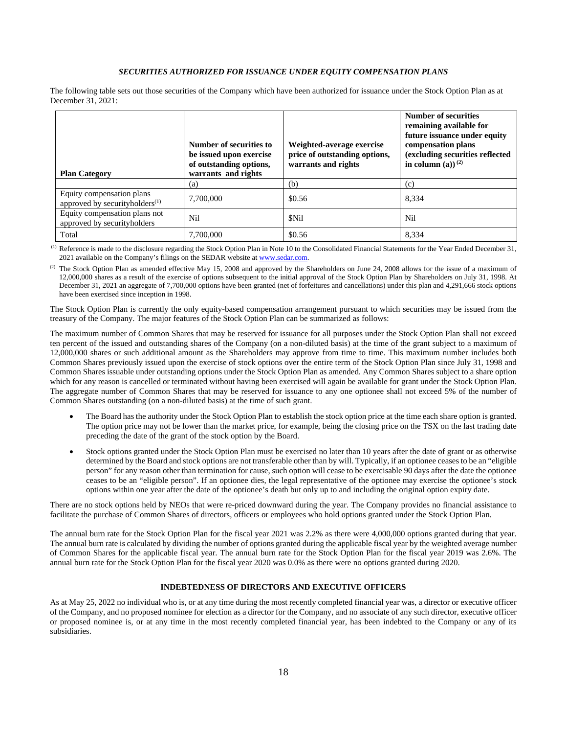### *SECURITIES AUTHORIZED FOR ISSUANCE UNDER EQUITY COMPENSATION PLANS*

The following table sets out those securities of the Company which have been authorized for issuance under the Stock Option Plan as at December 31, 2021:

| Plan Category | Number of securities to be issued upon exercise of outstanding options, warrants and rights | Weighted-average exercise price of outstanding options, warrants and rights | Number of securities remaining available for future issuance under equity compensation plans (excluding securities reflected in column (a)) [(2)] |
|---|---|---|---|
| | (a) | (b) | (c) |
| Equity compensation plans approved by securityholders[(1)] | 7,700,000 | $0.56 | 8,334 |
| Equity compensation plans not approved by securityholders | Nil | $Nil | Nil |
| Total | 7,700,000 | $0.56 | 8,334 |

[(1)] Reference is made to the disclosure regarding the Stock Option Plan in Note 10 to the Consolidated Financial Statements for the Year Ended December 31, 2021 available on the Company's filings on the SEDAR website at www.sedar.com.

[(2)] The Stock Option Plan as amended effective May 15, 2008 and approved by the Shareholders on June 24, 2008 allows for the issue of a maximum of 12,000,000 shares as a result of the exercise of options subsequent to the initial approval of the Stock Option Plan by Shareholders on July 31, 1998. At December 31, 2021 an aggregate of 7,700,000 options have been granted (net of forfeitures and cancellations) under this plan and 4,291,666 stock options have been exercised since inception in 1998.

The Stock Option Plan is currently the only equity-based compensation arrangement pursuant to which securities may be issued from the treasury of the Company. The major features of the Stock Option Plan can be summarized as follows:

The maximum number of Common Shares that may be reserved for issuance for all purposes under the Stock Option Plan shall not exceed ten percent of the issued and outstanding shares of the Company (on a non-diluted basis) at the time of the grant subject to a maximum of 12,000,000 shares or such additional amount as the Shareholders may approve from time to time. This maximum number includes both Common Shares previously issued upon the exercise of stock options over the entire term of the Stock Option Plan since July 31, 1998 and Common Shares issuable under outstanding options under the Stock Option Plan as amended. Any Common Shares subject to a share option which for any reason is cancelled or terminated without having been exercised will again be available for grant under the Stock Option Plan. The aggregate number of Common Shares that may be reserved for issuance to any one optionee shall not exceed 5% of the number of Common Shares outstanding (on a non-diluted basis) at the time of such grant.

- The Board has the authority under the Stock Option Plan to establish the stock option price at the time each share option is granted. The option price may not be lower than the market price, for example, being the closing price on the TSX on the last trading date preceding the date of the grant of the stock option by the Board.
- Stock options granted under the Stock Option Plan must be exercised no later than 10 years after the date of grant or as otherwise determined by the Board and stock options are not transferable other than by will. Typically, if an optionee ceases to be an "eligible person" for any reason other than termination for cause, such option will cease to be exercisable 90 days after the date the optionee ceases to be an "eligible person". If an optionee dies, the legal representative of the optionee may exercise the optionee's stock options within one year after the date of the optionee's death but only up to and including the original option expiry date.

There are no stock options held by NEOs that were re-priced downward during the year. The Company provides no financial assistance to facilitate the purchase of Common Shares of directors, officers or employees who hold options granted under the Stock Option Plan.

The annual burn rate for the Stock Option Plan for the fiscal year 2021 was 2.2% as there were 4,000,000 options granted during that year. The annual burn rate is calculated by dividing the number of options granted during the applicable fiscal year by the weighted average number of Common Shares for the applicable fiscal year. The annual burn rate for the Stock Option Plan for the fiscal year 2019 was 2.6%. The annual burn rate for the Stock Option Plan for the fiscal year 2020 was 0.0% as there were no options granted during 2020.

## INDEBTEDNESS OF DIRECTORS AND EXECUTIVE OFFICERS

As at May 25, 2022 no individual who is, or at any time during the most recently completed financial year was, a director or executive officer of the Company, and no proposed nominee for election as a director for the Company, and no associate of any such director, executive officer or proposed nominee is, or at any time in the most recently completed financial year, has been indebted to the Company or any of its subsidiaries.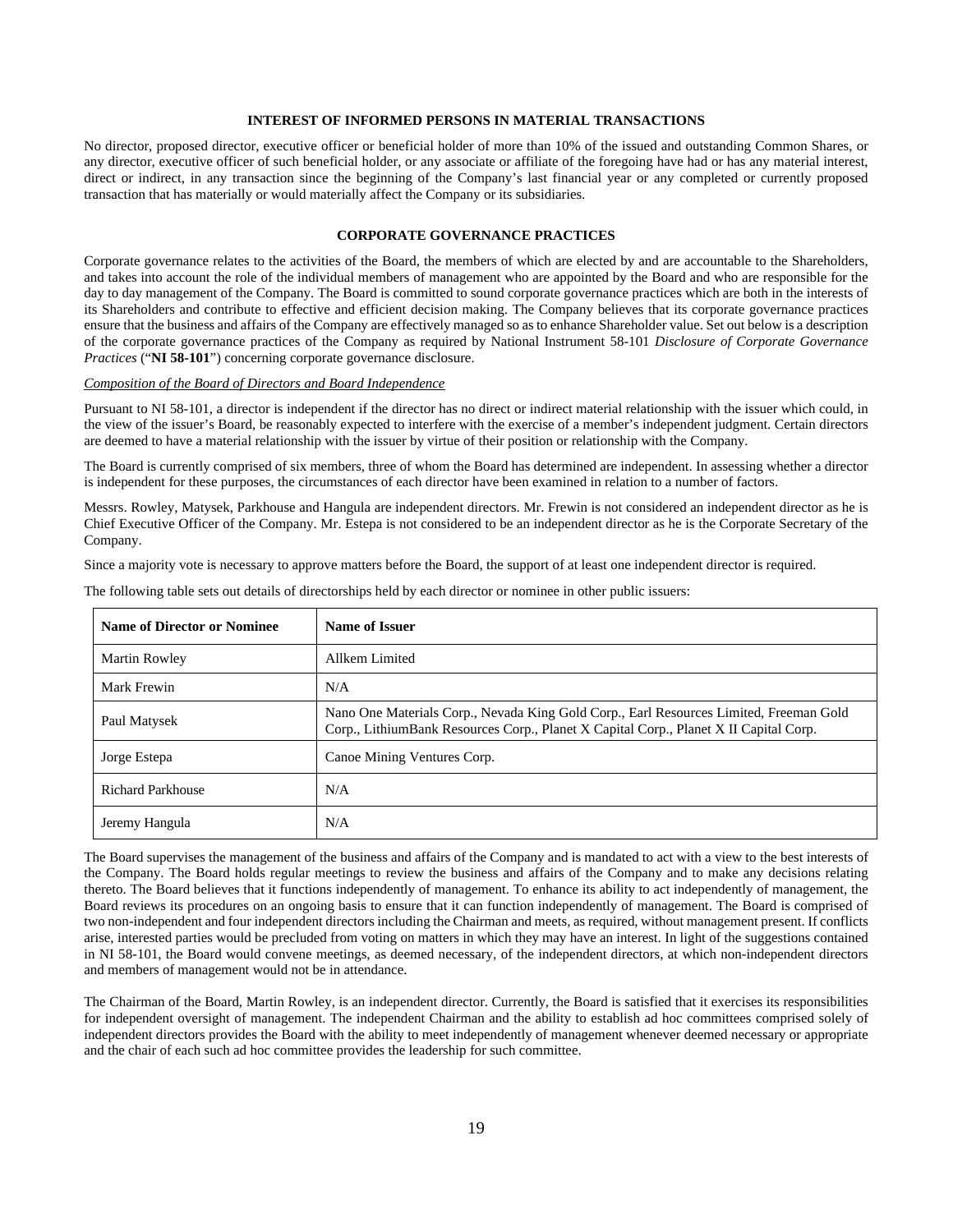## INTEREST OF INFORMED PERSONS IN MATERIAL TRANSACTIONS

No director, proposed director, executive officer or beneficial holder of more than 10% of the issued and outstanding Common Shares, or any director, executive officer of such beneficial holder, or any associate or affiliate of the foregoing have had or has any material interest, direct or indirect, in any transaction since the beginning of the Company's last financial year or any completed or currently proposed transaction that has materially or would materially affect the Company or its subsidiaries.

## CORPORATE GOVERNANCE PRACTICES

Corporate governance relates to the activities of the Board, the members of which are elected by and are accountable to the Shareholders, and takes into account the role of the individual members of management who are appointed by the Board and who are responsible for the day to day management of the Company. The Board is committed to sound corporate governance practices which are both in the interests of its Shareholders and contribute to effective and efficient decision making. The Company believes that its corporate governance practices ensure that the business and affairs of the Company are effectively managed so as to enhance Shareholder value. Set out below is a description of the corporate governance practices of the Company as required by National Instrument 58-101 *Disclosure of Corporate Governance Practices* ("**NI 58-101**") concerning corporate governance disclosure.

*Composition of the Board of Directors and Board Independence*

Pursuant to NI 58-101, a director is independent if the director has no direct or indirect material relationship with the issuer which could, in the view of the issuer's Board, be reasonably expected to interfere with the exercise of a member's independent judgment. Certain directors are deemed to have a material relationship with the issuer by virtue of their position or relationship with the Company.

The Board is currently comprised of six members, three of whom the Board has determined are independent. In assessing whether a director is independent for these purposes, the circumstances of each director have been examined in relation to a number of factors.

Messrs. Rowley, Matysek, Parkhouse and Hangula are independent directors. Mr. Frewin is not considered an independent director as he is Chief Executive Officer of the Company. Mr. Estepa is not considered to be an independent director as he is the Corporate Secretary of the Company.

Since a majority vote is necessary to approve matters before the Board, the support of at least one independent director is required.

The following table sets out details of directorships held by each director or nominee in other public issuers:

| Name of Director or Nominee | Name of Issuer |
|---|---|
| Martin Rowley | Allkem Limited |
| Mark Frewin | N/A |
| Paul Matysek | Nano One Materials Corp., Nevada King Gold Corp., Earl Resources Limited, Freeman Gold Corp., LithiumBank Resources Corp., Planet X Capital Corp., Planet X II Capital Corp. |
| Jorge Estepa | Canoe Mining Ventures Corp. |
| Richard Parkhouse | N/A |
| Jeremy Hangula | N/A |

The Board supervises the management of the business and affairs of the Company and is mandated to act with a view to the best interests of the Company. The Board holds regular meetings to review the business and affairs of the Company and to make any decisions relating thereto. The Board believes that it functions independently of management. To enhance its ability to act independently of management, the Board reviews its procedures on an ongoing basis to ensure that it can function independently of management. The Board is comprised of two non-independent and four independent directors including the Chairman and meets, as required, without management present. If conflicts arise, interested parties would be precluded from voting on matters in which they may have an interest. In light of the suggestions contained in NI 58-101, the Board would convene meetings, as deemed necessary, of the independent directors, at which non-independent directors and members of management would not be in attendance.

The Chairman of the Board, Martin Rowley, is an independent director. Currently, the Board is satisfied that it exercises its responsibilities for independent oversight of management. The independent Chairman and the ability to establish ad hoc committees comprised solely of independent directors provides the Board with the ability to meet independently of management whenever deemed necessary or appropriate and the chair of each such ad hoc committee provides the leadership for such committee.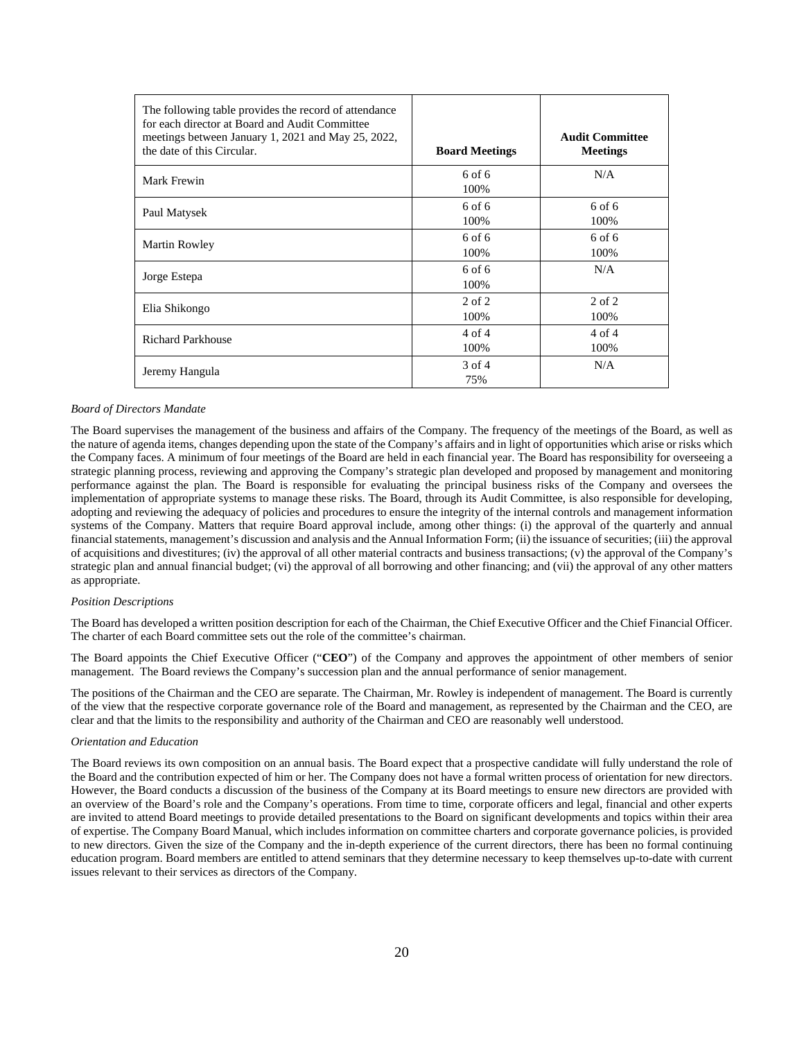| The following table provides the record of attendance for each director at Board and Audit Committee meetings between January 1, 2021 and May 25, 2022, the date of this Circular. | **Board Meetings** | **Audit Committee Meetings** |
|---|---|---|
| Mark Frewin | 6 of 6<br>100% | N/A |
| Paul Matysek | 6 of 6<br>100% | 6 of 6<br>100% |
| Martin Rowley | 6 of 6<br>100% | 6 of 6<br>100% |
| Jorge Estepa | 6 of 6<br>100% | N/A |
| Elia Shikongo | 2 of 2<br>100% | 2 of 2<br>100% |
| Richard Parkhouse | 4 of 4<br>100% | 4 of 4<br>100% |
| Jeremy Hangula | 3 of 4<br>75% | N/A |

*Board of Directors Mandate*

The Board supervises the management of the business and affairs of the Company. The frequency of the meetings of the Board, as well as the nature of agenda items, changes depending upon the state of the Company's affairs and in light of opportunities which arise or risks which the Company faces. A minimum of four meetings of the Board are held in each financial year. The Board has responsibility for overseeing a strategic planning process, reviewing and approving the Company's strategic plan developed and proposed by management and monitoring performance against the plan. The Board is responsible for evaluating the principal business risks of the Company and oversees the implementation of appropriate systems to manage these risks. The Board, through its Audit Committee, is also responsible for developing, adopting and reviewing the adequacy of policies and procedures to ensure the integrity of the internal controls and management information systems of the Company. Matters that require Board approval include, among other things: (i) the approval of the quarterly and annual financial statements, management's discussion and analysis and the Annual Information Form; (ii) the issuance of securities; (iii) the approval of acquisitions and divestitures; (iv) the approval of all other material contracts and business transactions; (v) the approval of the Company's strategic plan and annual financial budget; (vi) the approval of all borrowing and other financing; and (vii) the approval of any other matters as appropriate.

*Position Descriptions*

The Board has developed a written position description for each of the Chairman, the Chief Executive Officer and the Chief Financial Officer. The charter of each Board committee sets out the role of the committee's chairman.

The Board appoints the Chief Executive Officer ("**CEO**") of the Company and approves the appointment of other members of senior management. The Board reviews the Company's succession plan and the annual performance of senior management.

The positions of the Chairman and the CEO are separate. The Chairman, Mr. Rowley is independent of management. The Board is currently of the view that the respective corporate governance role of the Board and management, as represented by the Chairman and the CEO, are clear and that the limits to the responsibility and authority of the Chairman and CEO are reasonably well understood.

*Orientation and Education*

The Board reviews its own composition on an annual basis. The Board expect that a prospective candidate will fully understand the role of the Board and the contribution expected of him or her. The Company does not have a formal written process of orientation for new directors. However, the Board conducts a discussion of the business of the Company at its Board meetings to ensure new directors are provided with an overview of the Board's role and the Company's operations. From time to time, corporate officers and legal, financial and other experts are invited to attend Board meetings to provide detailed presentations to the Board on significant developments and topics within their area of expertise. The Company Board Manual, which includes information on committee charters and corporate governance policies, is provided to new directors. Given the size of the Company and the in-depth experience of the current directors, there has been no formal continuing education program. Board members are entitled to attend seminars that they determine necessary to keep themselves up-to-date with current issues relevant to their services as directors of the Company.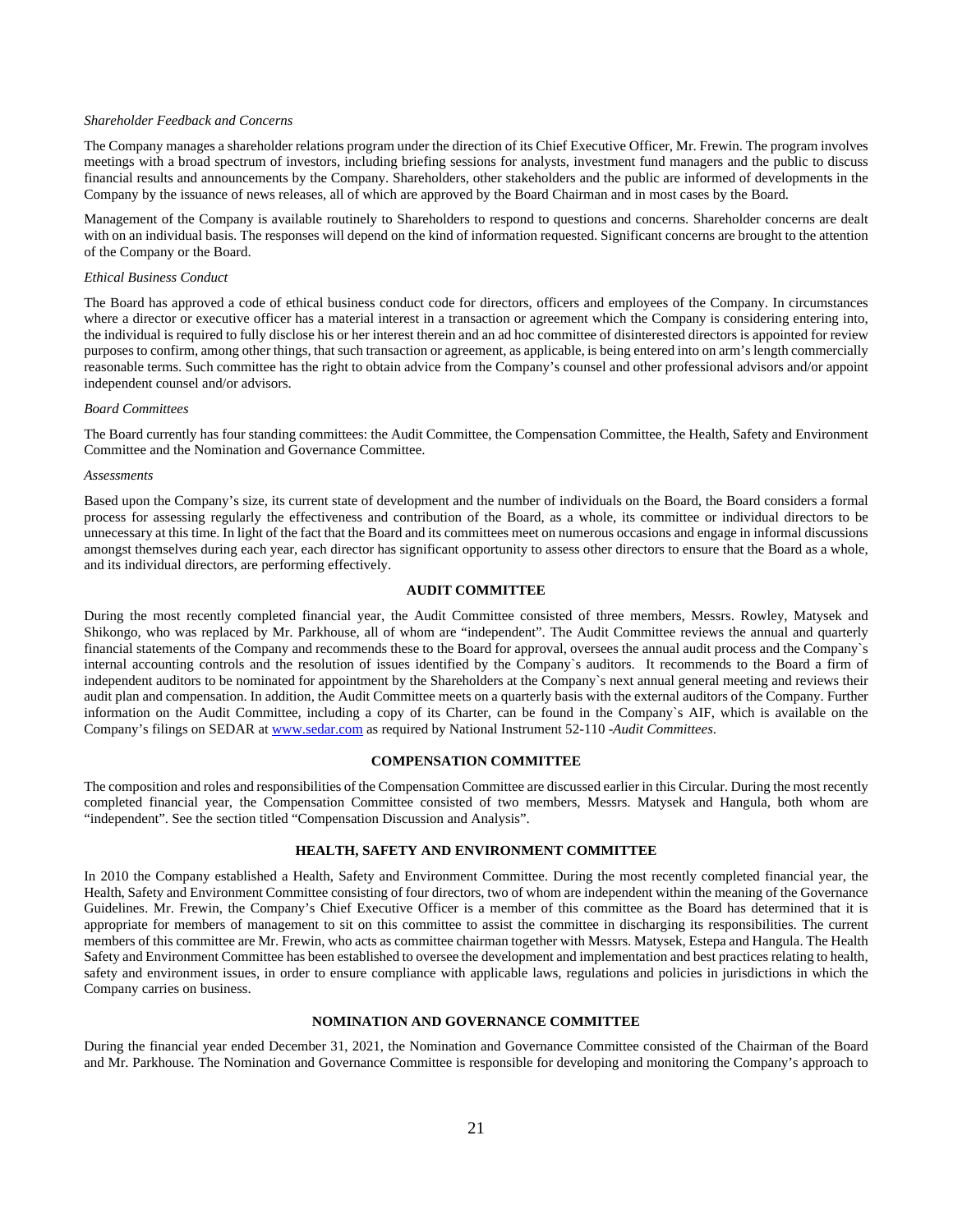*Shareholder Feedback and Concerns*

The Company manages a shareholder relations program under the direction of its Chief Executive Officer, Mr. Frewin. The program involves meetings with a broad spectrum of investors, including briefing sessions for analysts, investment fund managers and the public to discuss financial results and announcements by the Company. Shareholders, other stakeholders and the public are informed of developments in the Company by the issuance of news releases, all of which are approved by the Board Chairman and in most cases by the Board.

Management of the Company is available routinely to Shareholders to respond to questions and concerns. Shareholder concerns are dealt with on an individual basis. The responses will depend on the kind of information requested. Significant concerns are brought to the attention of the Company or the Board.

*Ethical Business Conduct*

The Board has approved a code of ethical business conduct code for directors, officers and employees of the Company. In circumstances where a director or executive officer has a material interest in a transaction or agreement which the Company is considering entering into, the individual is required to fully disclose his or her interest therein and an ad hoc committee of disinterested directors is appointed for review purposes to confirm, among other things, that such transaction or agreement, as applicable, is being entered into on arm's length commercially reasonable terms. Such committee has the right to obtain advice from the Company's counsel and other professional advisors and/or appoint independent counsel and/or advisors.

*Board Committees*

The Board currently has four standing committees: the Audit Committee, the Compensation Committee, the Health, Safety and Environment Committee and the Nomination and Governance Committee.

*Assessments*

Based upon the Company's size, its current state of development and the number of individuals on the Board, the Board considers a formal process for assessing regularly the effectiveness and contribution of the Board, as a whole, its committee or individual directors to be unnecessary at this time. In light of the fact that the Board and its committees meet on numerous occasions and engage in informal discussions amongst themselves during each year, each director has significant opportunity to assess other directors to ensure that the Board as a whole, and its individual directors, are performing effectively.

## AUDIT COMMITTEE

During the most recently completed financial year, the Audit Committee consisted of three members, Messrs. Rowley, Matysek and Shikongo, who was replaced by Mr. Parkhouse, all of whom are "independent". The Audit Committee reviews the annual and quarterly financial statements of the Company and recommends these to the Board for approval, oversees the annual audit process and the Company`s internal accounting controls and the resolution of issues identified by the Company`s auditors. It recommends to the Board a firm of independent auditors to be nominated for appointment by the Shareholders at the Company`s next annual general meeting and reviews their audit plan and compensation. In addition, the Audit Committee meets on a quarterly basis with the external auditors of the Company. Further information on the Audit Committee, including a copy of its Charter, can be found in the Company`s AIF, which is available on the Company's filings on SEDAR at www.sedar.com as required by National Instrument 52-110 -*Audit Committees*.

## COMPENSATION COMMITTEE

The composition and roles and responsibilities of the Compensation Committee are discussed earlier in this Circular. During the most recently completed financial year, the Compensation Committee consisted of two members, Messrs. Matysek and Hangula, both whom are "independent". See the section titled "Compensation Discussion and Analysis".

## HEALTH, SAFETY AND ENVIRONMENT COMMITTEE

In 2010 the Company established a Health, Safety and Environment Committee. During the most recently completed financial year, the Health, Safety and Environment Committee consisting of four directors, two of whom are independent within the meaning of the Governance Guidelines. Mr. Frewin, the Company's Chief Executive Officer is a member of this committee as the Board has determined that it is appropriate for members of management to sit on this committee to assist the committee in discharging its responsibilities. The current members of this committee are Mr. Frewin, who acts as committee chairman together with Messrs. Matysek, Estepa and Hangula. The Health Safety and Environment Committee has been established to oversee the development and implementation and best practices relating to health, safety and environment issues, in order to ensure compliance with applicable laws, regulations and policies in jurisdictions in which the Company carries on business.

## NOMINATION AND GOVERNANCE COMMITTEE

During the financial year ended December 31, 2021, the Nomination and Governance Committee consisted of the Chairman of the Board and Mr. Parkhouse. The Nomination and Governance Committee is responsible for developing and monitoring the Company's approach to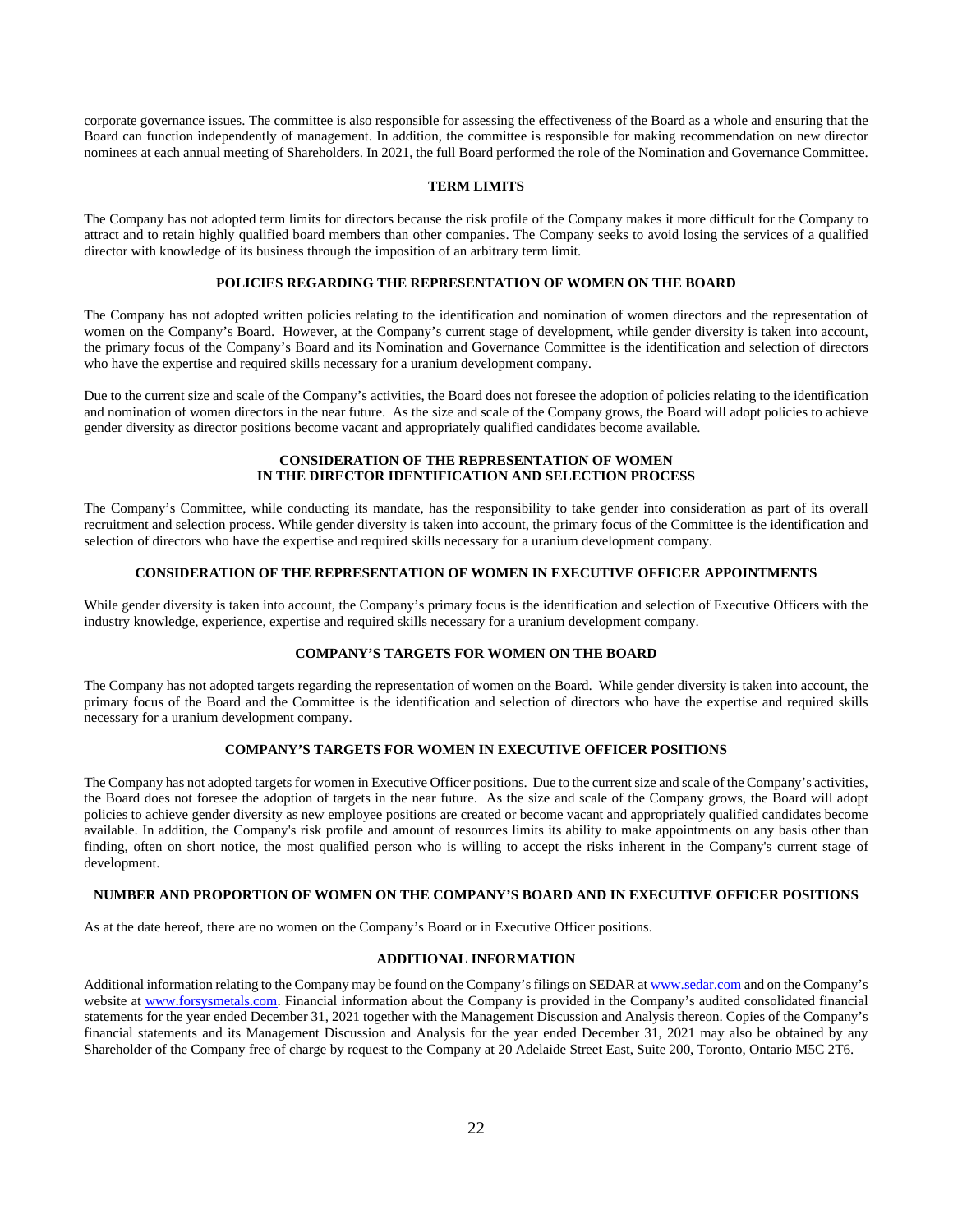corporate governance issues. The committee is also responsible for assessing the effectiveness of the Board as a whole and ensuring that the Board can function independently of management. In addition, the committee is responsible for making recommendation on new director nominees at each annual meeting of Shareholders. In 2021, the full Board performed the role of the Nomination and Governance Committee.

## TERM LIMITS

The Company has not adopted term limits for directors because the risk profile of the Company makes it more difficult for the Company to attract and to retain highly qualified board members than other companies. The Company seeks to avoid losing the services of a qualified director with knowledge of its business through the imposition of an arbitrary term limit.

## POLICIES REGARDING THE REPRESENTATION OF WOMEN ON THE BOARD

The Company has not adopted written policies relating to the identification and nomination of women directors and the representation of women on the Company's Board. However, at the Company's current stage of development, while gender diversity is taken into account, the primary focus of the Company's Board and its Nomination and Governance Committee is the identification and selection of directors who have the expertise and required skills necessary for a uranium development company.

Due to the current size and scale of the Company's activities, the Board does not foresee the adoption of policies relating to the identification and nomination of women directors in the near future. As the size and scale of the Company grows, the Board will adopt policies to achieve gender diversity as director positions become vacant and appropriately qualified candidates become available.

## CONSIDERATION OF THE REPRESENTATION OF WOMEN IN THE DIRECTOR IDENTIFICATION AND SELECTION PROCESS

The Company's Committee, while conducting its mandate, has the responsibility to take gender into consideration as part of its overall recruitment and selection process. While gender diversity is taken into account, the primary focus of the Committee is the identification and selection of directors who have the expertise and required skills necessary for a uranium development company.

## CONSIDERATION OF THE REPRESENTATION OF WOMEN IN EXECUTIVE OFFICER APPOINTMENTS

While gender diversity is taken into account, the Company's primary focus is the identification and selection of Executive Officers with the industry knowledge, experience, expertise and required skills necessary for a uranium development company.

## COMPANY'S TARGETS FOR WOMEN ON THE BOARD

The Company has not adopted targets regarding the representation of women on the Board. While gender diversity is taken into account, the primary focus of the Board and the Committee is the identification and selection of directors who have the expertise and required skills necessary for a uranium development company.

## COMPANY'S TARGETS FOR WOMEN IN EXECUTIVE OFFICER POSITIONS

The Company has not adopted targets for women in Executive Officer positions. Due to the current size and scale of the Company's activities, the Board does not foresee the adoption of targets in the near future. As the size and scale of the Company grows, the Board will adopt policies to achieve gender diversity as new employee positions are created or become vacant and appropriately qualified candidates become available. In addition, the Company's risk profile and amount of resources limits its ability to make appointments on any basis other than finding, often on short notice, the most qualified person who is willing to accept the risks inherent in the Company's current stage of development.

## NUMBER AND PROPORTION OF WOMEN ON THE COMPANY'S BOARD AND IN EXECUTIVE OFFICER POSITIONS

As at the date hereof, there are no women on the Company's Board or in Executive Officer positions.

## ADDITIONAL INFORMATION

Additional information relating to the Company may be found on the Company's filings on SEDAR at [www.sedar.com](http://www.sedar.com) and on the Company's website at [www.forsysmetals.com](http://www.forsysmetals.com). Financial information about the Company is provided in the Company's audited consolidated financial statements for the year ended December 31, 2021 together with the Management Discussion and Analysis thereon. Copies of the Company's financial statements and its Management Discussion and Analysis for the year ended December 31, 2021 may also be obtained by any Shareholder of the Company free of charge by request to the Company at 20 Adelaide Street East, Suite 200, Toronto, Ontario M5C 2T6.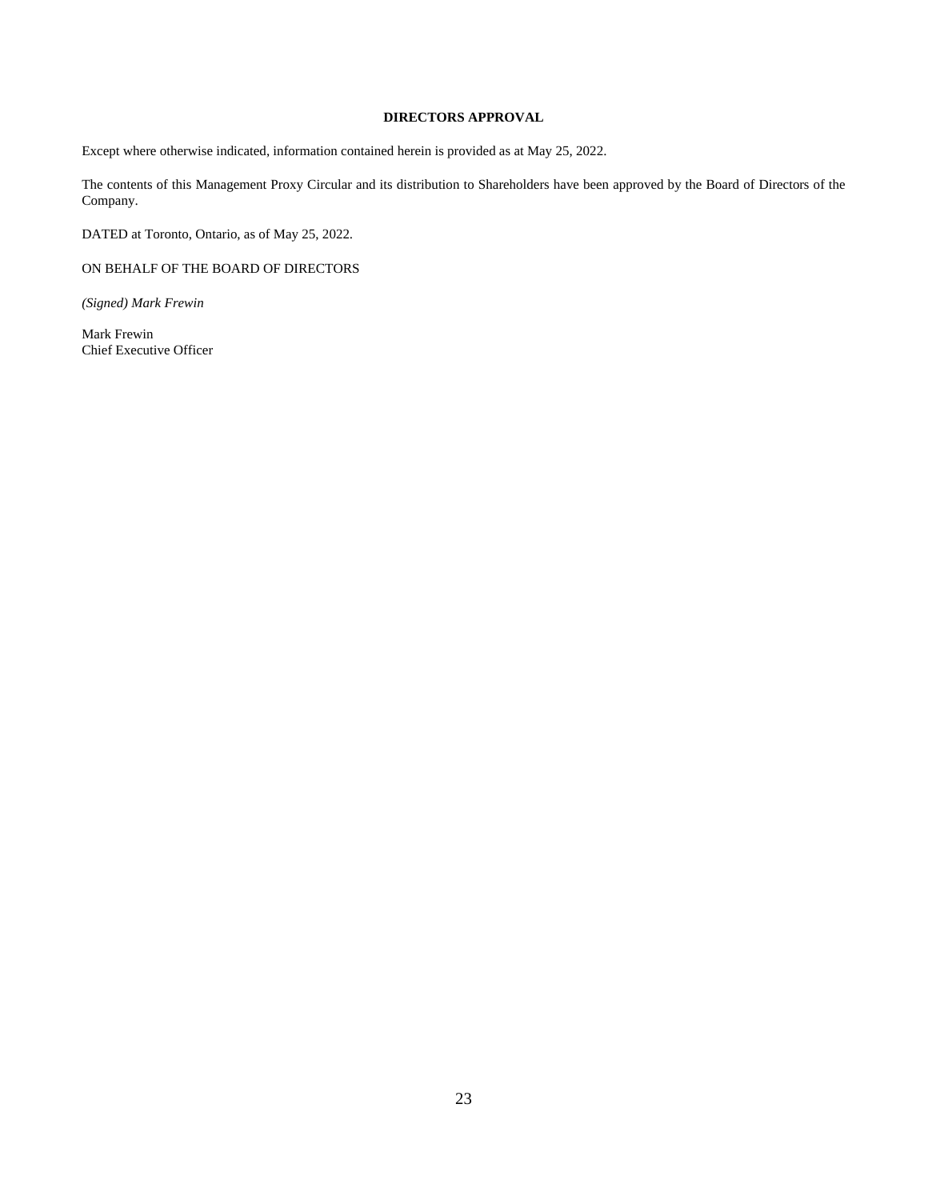## DIRECTORS APPROVAL

Except where otherwise indicated, information contained herein is provided as at May 25, 2022.

The contents of this Management Proxy Circular and its distribution to Shareholders have been approved by the Board of Directors of the Company.

DATED at Toronto, Ontario, as of May 25, 2022.

ON BEHALF OF THE BOARD OF DIRECTORS

*(Signed) Mark Frewin*

Mark Frewin
Chief Executive Officer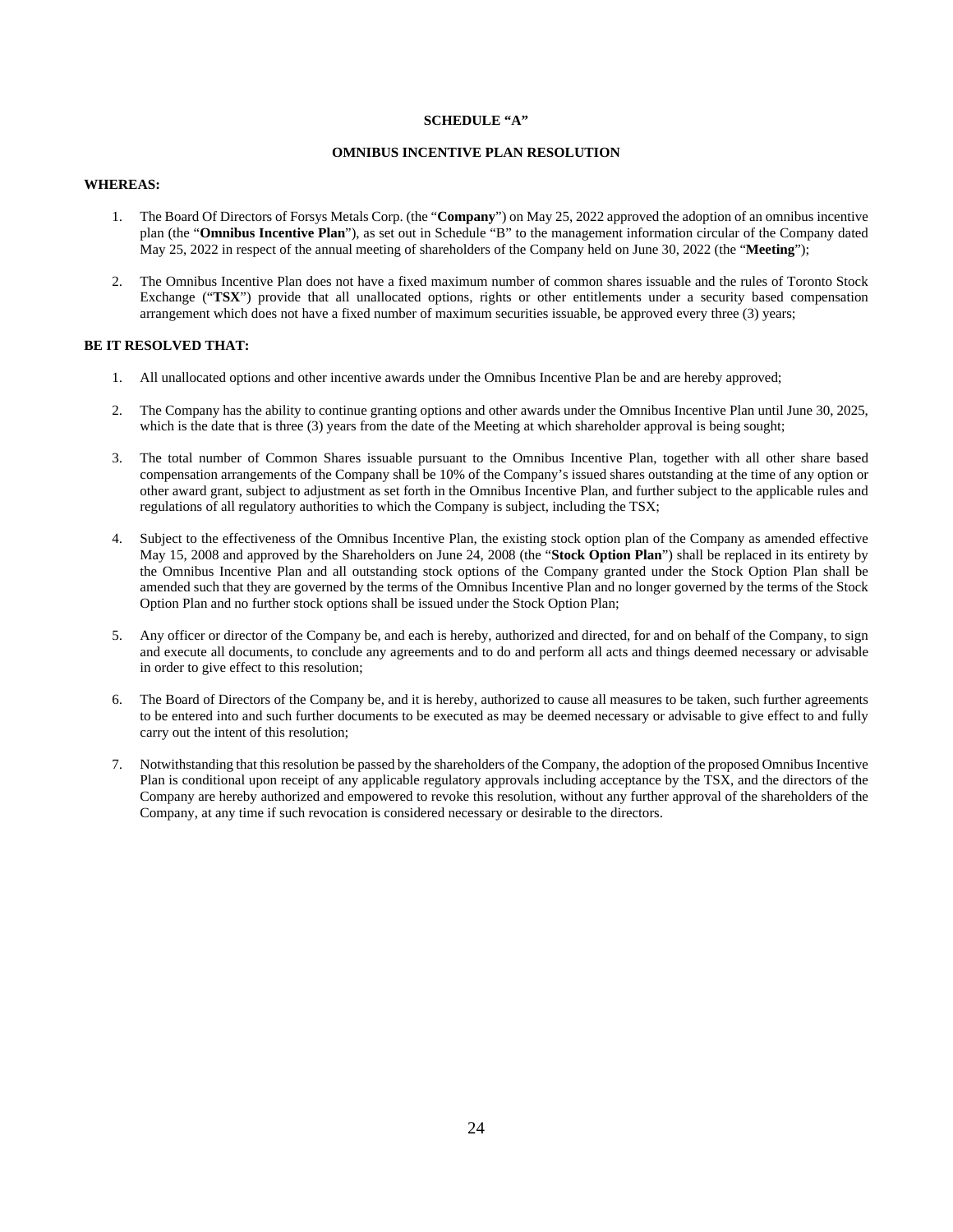# SCHEDULE "A"

## OMNIBUS INCENTIVE PLAN RESOLUTION

**WHEREAS:**

1. The Board Of Directors of Forsys Metals Corp. (the "**Company**") on May 25, 2022 approved the adoption of an omnibus incentive plan (the "**Omnibus Incentive Plan**"), as set out in Schedule "B" to the management information circular of the Company dated May 25, 2022 in respect of the annual meeting of shareholders of the Company held on June 30, 2022 (the "**Meeting**");

2. The Omnibus Incentive Plan does not have a fixed maximum number of common shares issuable and the rules of Toronto Stock Exchange ("**TSX**") provide that all unallocated options, rights or other entitlements under a security based compensation arrangement which does not have a fixed number of maximum securities issuable, be approved every three (3) years;

**BE IT RESOLVED THAT:**

1. All unallocated options and other incentive awards under the Omnibus Incentive Plan be and are hereby approved;

2. The Company has the ability to continue granting options and other awards under the Omnibus Incentive Plan until June 30, 2025, which is the date that is three (3) years from the date of the Meeting at which shareholder approval is being sought;

3. The total number of Common Shares issuable pursuant to the Omnibus Incentive Plan, together with all other share based compensation arrangements of the Company shall be 10% of the Company's issued shares outstanding at the time of any option or other award grant, subject to adjustment as set forth in the Omnibus Incentive Plan, and further subject to the applicable rules and regulations of all regulatory authorities to which the Company is subject, including the TSX;

4. Subject to the effectiveness of the Omnibus Incentive Plan, the existing stock option plan of the Company as amended effective May 15, 2008 and approved by the Shareholders on June 24, 2008 (the "**Stock Option Plan**") shall be replaced in its entirety by the Omnibus Incentive Plan and all outstanding stock options of the Company granted under the Stock Option Plan shall be amended such that they are governed by the terms of the Omnibus Incentive Plan and no longer governed by the terms of the Stock Option Plan and no further stock options shall be issued under the Stock Option Plan;

5. Any officer or director of the Company be, and each is hereby, authorized and directed, for and on behalf of the Company, to sign and execute all documents, to conclude any agreements and to do and perform all acts and things deemed necessary or advisable in order to give effect to this resolution;

6. The Board of Directors of the Company be, and it is hereby, authorized to cause all measures to be taken, such further agreements to be entered into and such further documents to be executed as may be deemed necessary or advisable to give effect to and fully carry out the intent of this resolution;

7. Notwithstanding that this resolution be passed by the shareholders of the Company, the adoption of the proposed Omnibus Incentive Plan is conditional upon receipt of any applicable regulatory approvals including acceptance by the TSX, and the directors of the Company are hereby authorized and empowered to revoke this resolution, without any further approval of the shareholders of the Company, at any time if such revocation is considered necessary or desirable to the directors.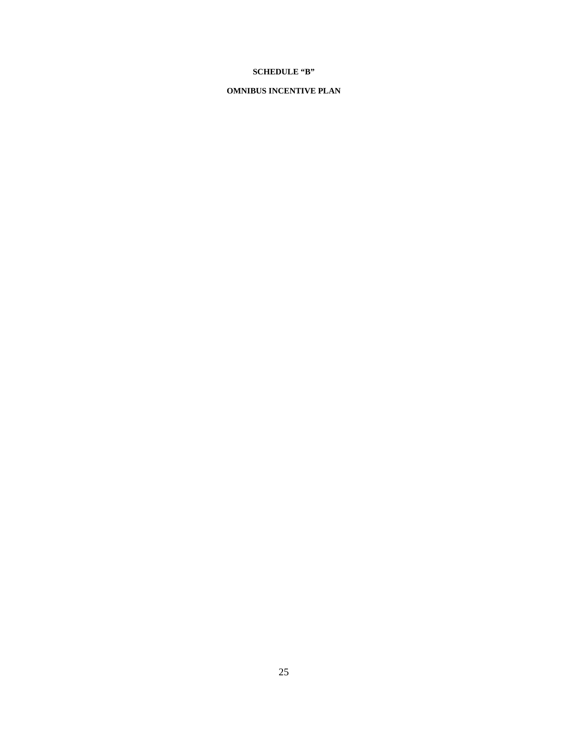**SCHEDULE “B”**

**OMNIBUS INCENTIVE PLAN**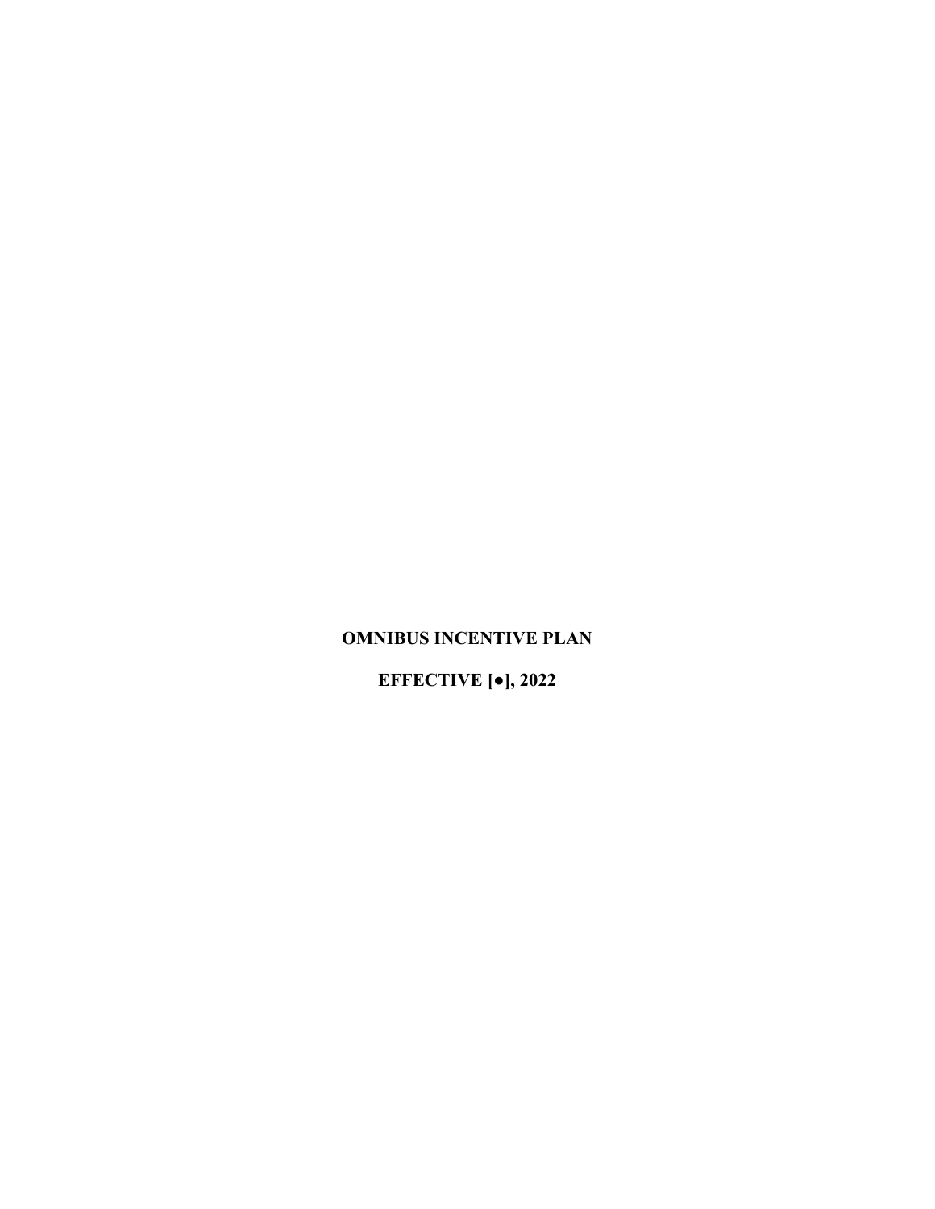**OMNIBUS INCENTIVE PLAN**

**EFFECTIVE [●], 2022**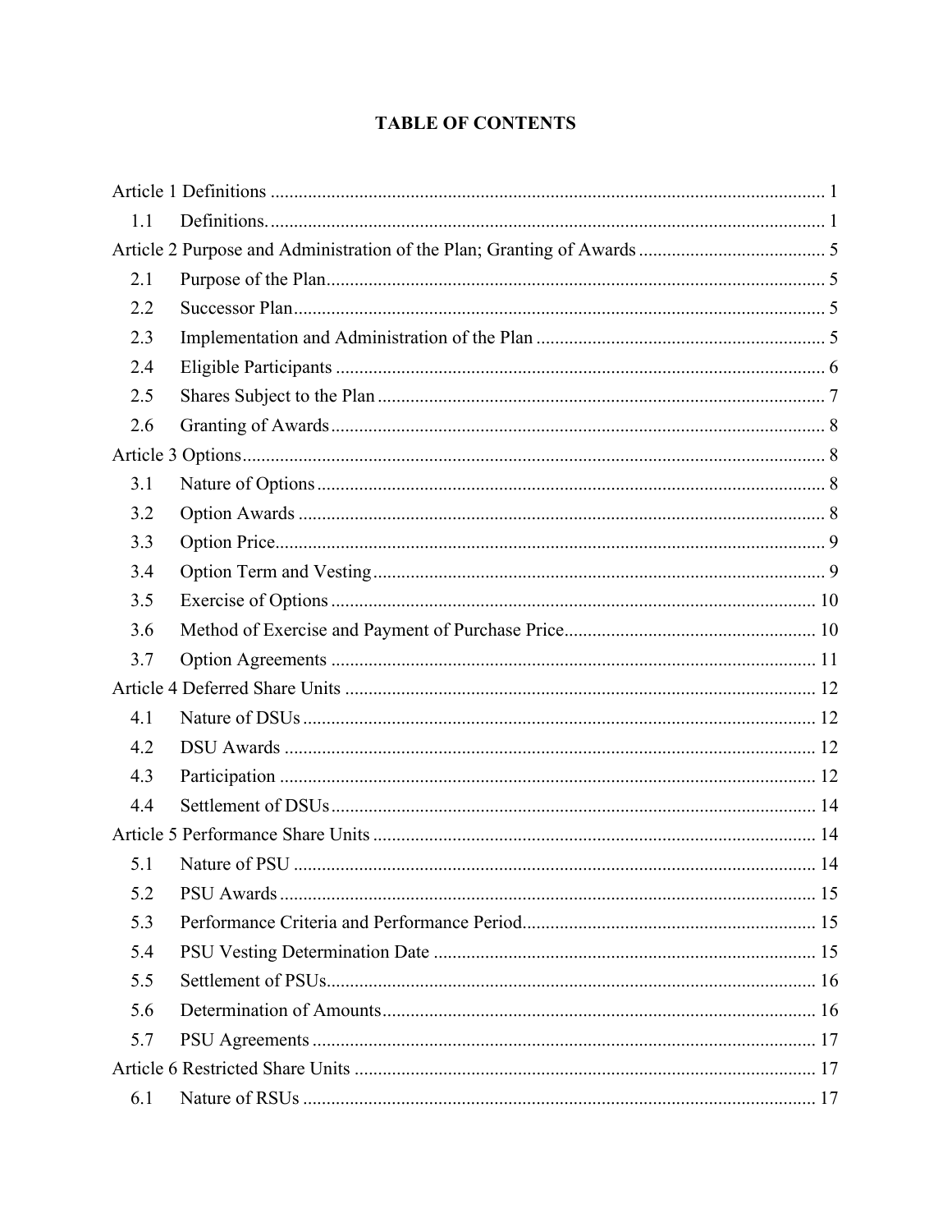# TABLE OF CONTENTS

| | | |
|---|---|---|
| **Article 1 Definitions** | | 1 |
| 1.1 | Definitions. | 1 |
| **Article 2 Purpose and Administration of the Plan; Granting of Awards** | | 5 |
| 2.1 | Purpose of the Plan | 5 |
| 2.2 | Successor Plan | 5 |
| 2.3 | Implementation and Administration of the Plan | 5 |
| 2.4 | Eligible Participants | 6 |
| 2.5 | Shares Subject to the Plan | 7 |
| 2.6 | Granting of Awards | 8 |
| **Article 3 Options** | | 8 |
| 3.1 | Nature of Options | 8 |
| 3.2 | Option Awards | 8 |
| 3.3 | Option Price | 9 |
| 3.4 | Option Term and Vesting | 9 |
| 3.5 | Exercise of Options | 10 |
| 3.6 | Method of Exercise and Payment of Purchase Price | 10 |
| 3.7 | Option Agreements | 11 |
| **Article 4 Deferred Share Units** | | 12 |
| 4.1 | Nature of DSUs | 12 |
| 4.2 | DSU Awards | 12 |
| 4.3 | Participation | 12 |
| 4.4 | Settlement of DSUs | 14 |
| **Article 5 Performance Share Units** | | 14 |
| 5.1 | Nature of PSU | 14 |
| 5.2 | PSU Awards | 15 |
| 5.3 | Performance Criteria and Performance Period | 15 |
| 5.4 | PSU Vesting Determination Date | 15 |
| 5.5 | Settlement of PSUs | 16 |
| 5.6 | Determination of Amounts | 16 |
| 5.7 | PSU Agreements | 17 |
| **Article 6 Restricted Share Units** | | 17 |
| 6.1 | Nature of RSUs | 17 |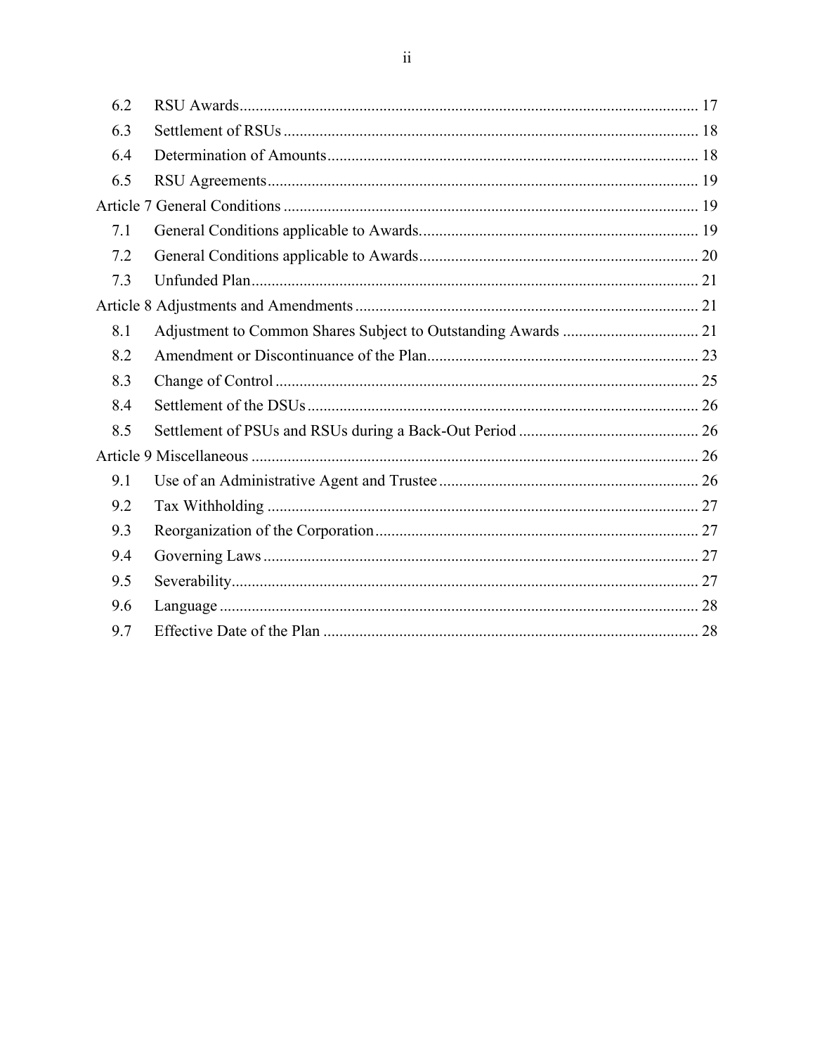| | | |
|---|---|---|
| 6.2 | RSU Awards | 17 |
| 6.3 | Settlement of RSUs | 18 |
| 6.4 | Determination of Amounts | 18 |
| 6.5 | RSU Agreements | 19 |
| Article 7 General Conditions | | 19 |
| 7.1 | General Conditions applicable to Awards. | 19 |
| 7.2 | General Conditions applicable to Awards | 20 |
| 7.3 | Unfunded Plan | 21 |
| Article 8 Adjustments and Amendments | | 21 |
| 8.1 | Adjustment to Common Shares Subject to Outstanding Awards | 21 |
| 8.2 | Amendment or Discontinuance of the Plan | 23 |
| 8.3 | Change of Control | 25 |
| 8.4 | Settlement of the DSUs | 26 |
| 8.5 | Settlement of PSUs and RSUs during a Back-Out Period | 26 |
| Article 9 Miscellaneous | | 26 |
| 9.1 | Use of an Administrative Agent and Trustee | 26 |
| 9.2 | Tax Withholding | 27 |
| 9.3 | Reorganization of the Corporation | 27 |
| 9.4 | Governing Laws | 27 |
| 9.5 | Severability | 27 |
| 9.6 | Language | 28 |
| 9.7 | Effective Date of the Plan | 28 |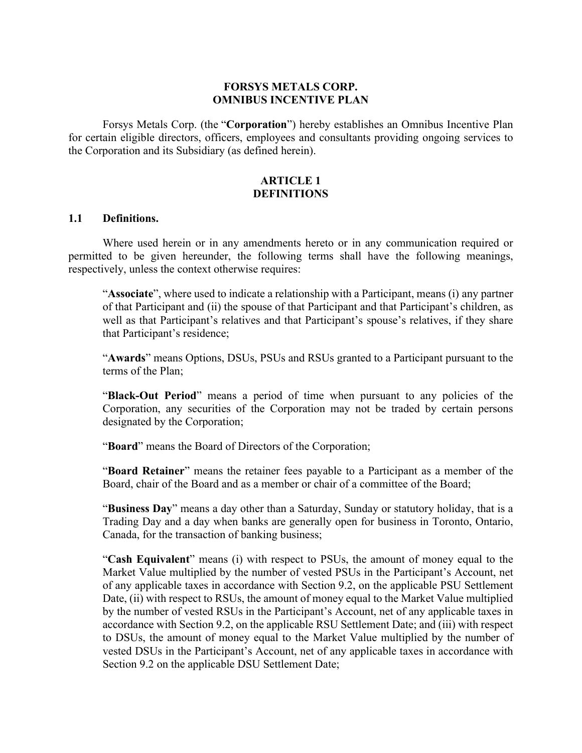**FORSYS METALS CORP.**
**OMNIBUS INCENTIVE PLAN**

Forsys Metals Corp. (the "**Corporation**") hereby establishes an Omnibus Incentive Plan for certain eligible directors, officers, employees and consultants providing ongoing services to the Corporation and its Subsidiary (as defined herein).

## ARTICLE 1
## DEFINITIONS

### 1.1 Definitions.

Where used herein or in any amendments hereto or in any communication required or permitted to be given hereunder, the following terms shall have the following meanings, respectively, unless the context otherwise requires:

"**Associate**", where used to indicate a relationship with a Participant, means (i) any partner of that Participant and (ii) the spouse of that Participant and that Participant's children, as well as that Participant's relatives and that Participant's spouse's relatives, if they share that Participant's residence;

"**Awards**" means Options, DSUs, PSUs and RSUs granted to a Participant pursuant to the terms of the Plan;

"**Black-Out Period**" means a period of time when pursuant to any policies of the Corporation, any securities of the Corporation may not be traded by certain persons designated by the Corporation;

"**Board**" means the Board of Directors of the Corporation;

"**Board Retainer**" means the retainer fees payable to a Participant as a member of the Board, chair of the Board and as a member or chair of a committee of the Board;

"**Business Day**" means a day other than a Saturday, Sunday or statutory holiday, that is a Trading Day and a day when banks are generally open for business in Toronto, Ontario, Canada, for the transaction of banking business;

"**Cash Equivalent**" means (i) with respect to PSUs, the amount of money equal to the Market Value multiplied by the number of vested PSUs in the Participant's Account, net of any applicable taxes in accordance with Section 9.2, on the applicable PSU Settlement Date, (ii) with respect to RSUs, the amount of money equal to the Market Value multiplied by the number of vested RSUs in the Participant's Account, net of any applicable taxes in accordance with Section 9.2, on the applicable RSU Settlement Date; and (iii) with respect to DSUs, the amount of money equal to the Market Value multiplied by the number of vested DSUs in the Participant's Account, net of any applicable taxes in accordance with Section 9.2 on the applicable DSU Settlement Date;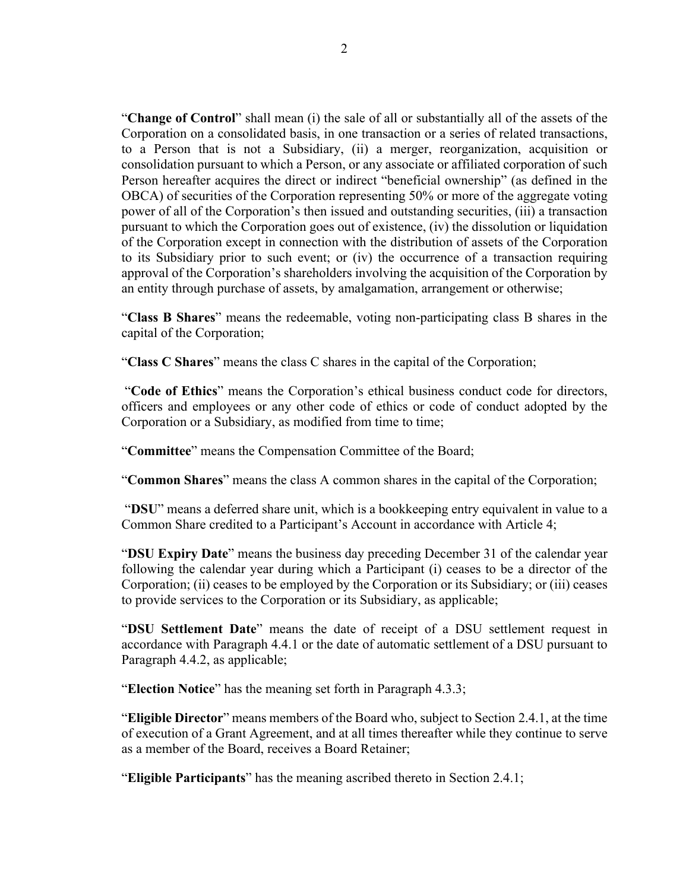"**Change of Control**" shall mean (i) the sale of all or substantially all of the assets of the Corporation on a consolidated basis, in one transaction or a series of related transactions, to a Person that is not a Subsidiary, (ii) a merger, reorganization, acquisition or consolidation pursuant to which a Person, or any associate or affiliated corporation of such Person hereafter acquires the direct or indirect "beneficial ownership" (as defined in the OBCA) of securities of the Corporation representing 50% or more of the aggregate voting power of all of the Corporation's then issued and outstanding securities, (iii) a transaction pursuant to which the Corporation goes out of existence, (iv) the dissolution or liquidation of the Corporation except in connection with the distribution of assets of the Corporation to its Subsidiary prior to such event; or (iv) the occurrence of a transaction requiring approval of the Corporation's shareholders involving the acquisition of the Corporation by an entity through purchase of assets, by amalgamation, arrangement or otherwise;

"**Class B Shares**" means the redeemable, voting non-participating class B shares in the capital of the Corporation;

"**Class C Shares**" means the class C shares in the capital of the Corporation;

"**Code of Ethics**" means the Corporation's ethical business conduct code for directors, officers and employees or any other code of ethics or code of conduct adopted by the Corporation or a Subsidiary, as modified from time to time;

"**Committee**" means the Compensation Committee of the Board;

"**Common Shares**" means the class A common shares in the capital of the Corporation;

"**DSU**" means a deferred share unit, which is a bookkeeping entry equivalent in value to a Common Share credited to a Participant's Account in accordance with Article 4;

"**DSU Expiry Date**" means the business day preceding December 31 of the calendar year following the calendar year during which a Participant (i) ceases to be a director of the Corporation; (ii) ceases to be employed by the Corporation or its Subsidiary; or (iii) ceases to provide services to the Corporation or its Subsidiary, as applicable;

"**DSU Settlement Date**" means the date of receipt of a DSU settlement request in accordance with Paragraph 4.4.1 or the date of automatic settlement of a DSU pursuant to Paragraph 4.4.2, as applicable;

"**Election Notice**" has the meaning set forth in Paragraph 4.3.3;

"**Eligible Director**" means members of the Board who, subject to Section 2.4.1, at the time of execution of a Grant Agreement, and at all times thereafter while they continue to serve as a member of the Board, receives a Board Retainer;

"**Eligible Participants**" has the meaning ascribed thereto in Section 2.4.1;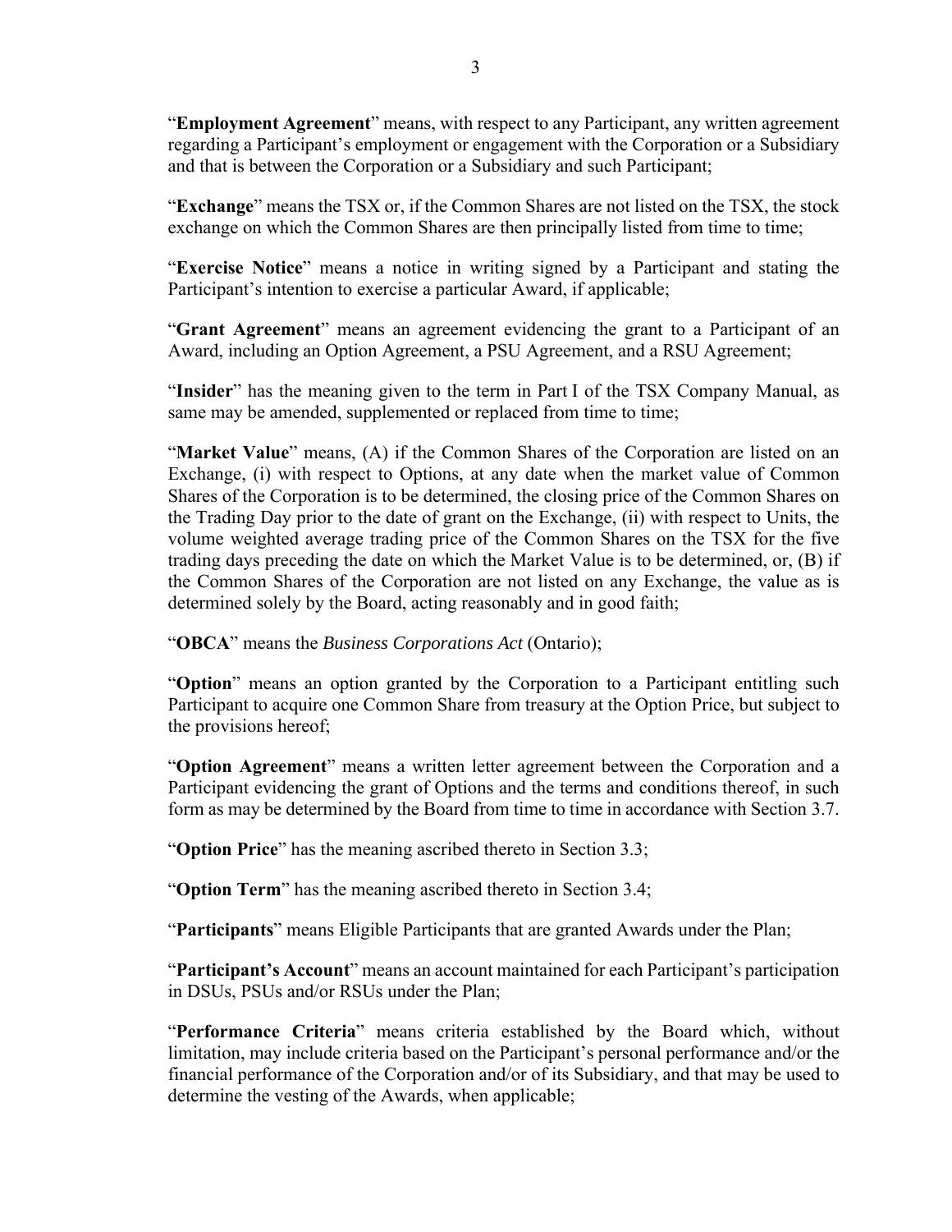"**Employment Agreement**" means, with respect to any Participant, any written agreement regarding a Participant's employment or engagement with the Corporation or a Subsidiary and that is between the Corporation or a Subsidiary and such Participant;

"**Exchange**" means the TSX or, if the Common Shares are not listed on the TSX, the stock exchange on which the Common Shares are then principally listed from time to time;

"**Exercise Notice**" means a notice in writing signed by a Participant and stating the Participant's intention to exercise a particular Award, if applicable;

"**Grant Agreement**" means an agreement evidencing the grant to a Participant of an Award, including an Option Agreement, a PSU Agreement, and a RSU Agreement;

"**Insider**" has the meaning given to the term in Part I of the TSX Company Manual, as same may be amended, supplemented or replaced from time to time;

"**Market Value**" means, (A) if the Common Shares of the Corporation are listed on an Exchange, (i) with respect to Options, at any date when the market value of Common Shares of the Corporation is to be determined, the closing price of the Common Shares on the Trading Day prior to the date of grant on the Exchange, (ii) with respect to Units, the volume weighted average trading price of the Common Shares on the TSX for the five trading days preceding the date on which the Market Value is to be determined, or, (B) if the Common Shares of the Corporation are not listed on any Exchange, the value as is determined solely by the Board, acting reasonably and in good faith;

"**OBCA**" means the *Business Corporations Act* (Ontario);

"**Option**" means an option granted by the Corporation to a Participant entitling such Participant to acquire one Common Share from treasury at the Option Price, but subject to the provisions hereof;

"**Option Agreement**" means a written letter agreement between the Corporation and a Participant evidencing the grant of Options and the terms and conditions thereof, in such form as may be determined by the Board from time to time in accordance with Section 3.7.

"**Option Price**" has the meaning ascribed thereto in Section 3.3;

"**Option Term**" has the meaning ascribed thereto in Section 3.4;

"**Participants**" means Eligible Participants that are granted Awards under the Plan;

"**Participant's Account**" means an account maintained for each Participant's participation in DSUs, PSUs and/or RSUs under the Plan;

"**Performance Criteria**" means criteria established by the Board which, without limitation, may include criteria based on the Participant's personal performance and/or the financial performance of the Corporation and/or of its Subsidiary, and that may be used to determine the vesting of the Awards, when applicable;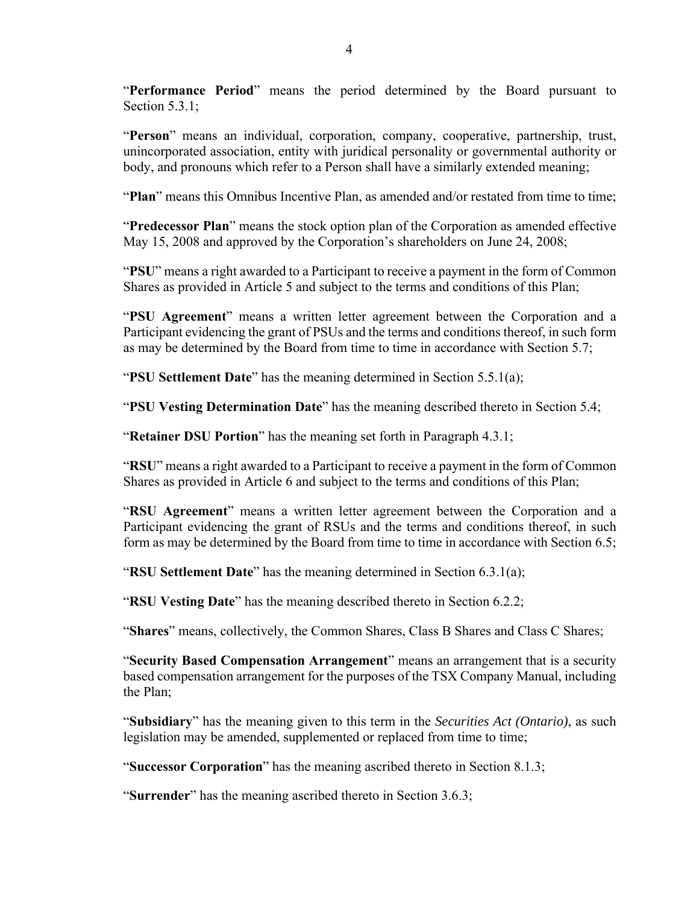"**Performance Period**" means the period determined by the Board pursuant to Section 5.3.1;

"**Person**" means an individual, corporation, company, cooperative, partnership, trust, unincorporated association, entity with juridical personality or governmental authority or body, and pronouns which refer to a Person shall have a similarly extended meaning;

"**Plan**" means this Omnibus Incentive Plan, as amended and/or restated from time to time;

"**Predecessor Plan**" means the stock option plan of the Corporation as amended effective May 15, 2008 and approved by the Corporation's shareholders on June 24, 2008;

"**PSU**" means a right awarded to a Participant to receive a payment in the form of Common Shares as provided in Article 5 and subject to the terms and conditions of this Plan;

"**PSU Agreement**" means a written letter agreement between the Corporation and a Participant evidencing the grant of PSUs and the terms and conditions thereof, in such form as may be determined by the Board from time to time in accordance with Section 5.7;

"**PSU Settlement Date**" has the meaning determined in Section 5.5.1(a);

"**PSU Vesting Determination Date**" has the meaning described thereto in Section 5.4;

"**Retainer DSU Portion**" has the meaning set forth in Paragraph 4.3.1;

"**RSU**" means a right awarded to a Participant to receive a payment in the form of Common Shares as provided in Article 6 and subject to the terms and conditions of this Plan;

"**RSU Agreement**" means a written letter agreement between the Corporation and a Participant evidencing the grant of RSUs and the terms and conditions thereof, in such form as may be determined by the Board from time to time in accordance with Section 6.5;

"**RSU Settlement Date**" has the meaning determined in Section 6.3.1(a);

"**RSU Vesting Date**" has the meaning described thereto in Section 6.2.2;

"**Shares**" means, collectively, the Common Shares, Class B Shares and Class C Shares;

"**Security Based Compensation Arrangement**" means an arrangement that is a security based compensation arrangement for the purposes of the TSX Company Manual, including the Plan;

"**Subsidiary**" has the meaning given to this term in the *Securities Act (Ontario)*, as such legislation may be amended, supplemented or replaced from time to time;

"**Successor Corporation**" has the meaning ascribed thereto in Section 8.1.3;

"**Surrender**" has the meaning ascribed thereto in Section 3.6.3;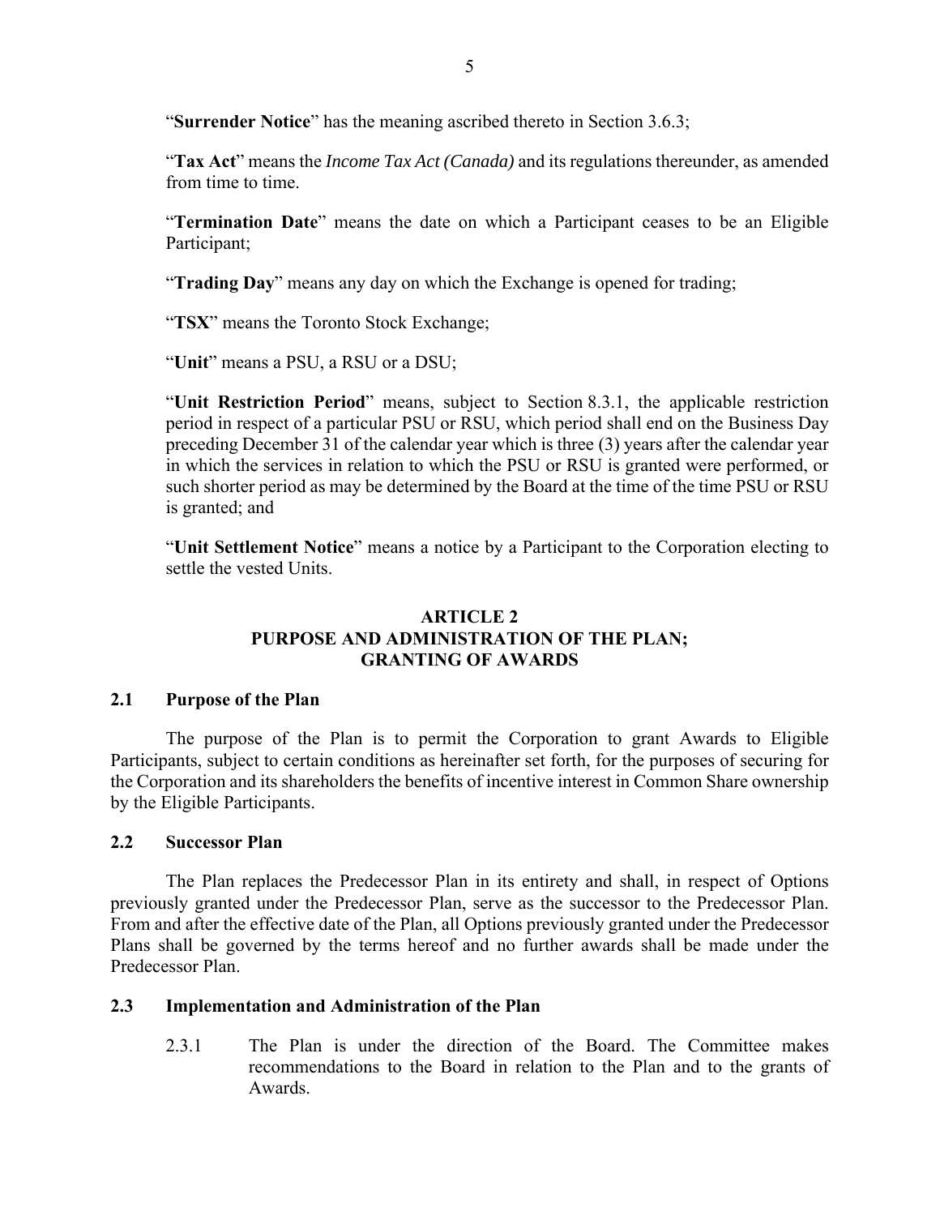"**Surrender Notice**" has the meaning ascribed thereto in Section 3.6.3;

"**Tax Act**" means the *Income Tax Act (Canada)* and its regulations thereunder, as amended from time to time.

"**Termination Date**" means the date on which a Participant ceases to be an Eligible Participant;

"**Trading Day**" means any day on which the Exchange is opened for trading;

"**TSX**" means the Toronto Stock Exchange;

"**Unit**" means a PSU, a RSU or a DSU;

"**Unit Restriction Period**" means, subject to Section 8.3.1, the applicable restriction period in respect of a particular PSU or RSU, which period shall end on the Business Day preceding December 31 of the calendar year which is three (3) years after the calendar year in which the services in relation to which the PSU or RSU is granted were performed, or such shorter period as may be determined by the Board at the time of the time PSU or RSU is granted; and

"**Unit Settlement Notice**" means a notice by a Participant to the Corporation electing to settle the vested Units.

## ARTICLE 2
## PURPOSE AND ADMINISTRATION OF THE PLAN; GRANTING OF AWARDS

### 2.1 Purpose of the Plan

The purpose of the Plan is to permit the Corporation to grant Awards to Eligible Participants, subject to certain conditions as hereinafter set forth, for the purposes of securing for the Corporation and its shareholders the benefits of incentive interest in Common Share ownership by the Eligible Participants.

### 2.2 Successor Plan

The Plan replaces the Predecessor Plan in its entirety and shall, in respect of Options previously granted under the Predecessor Plan, serve as the successor to the Predecessor Plan. From and after the effective date of the Plan, all Options previously granted under the Predecessor Plans shall be governed by the terms hereof and no further awards shall be made under the Predecessor Plan.

### 2.3 Implementation and Administration of the Plan

2.3.1 The Plan is under the direction of the Board. The Committee makes recommendations to the Board in relation to the Plan and to the grants of Awards.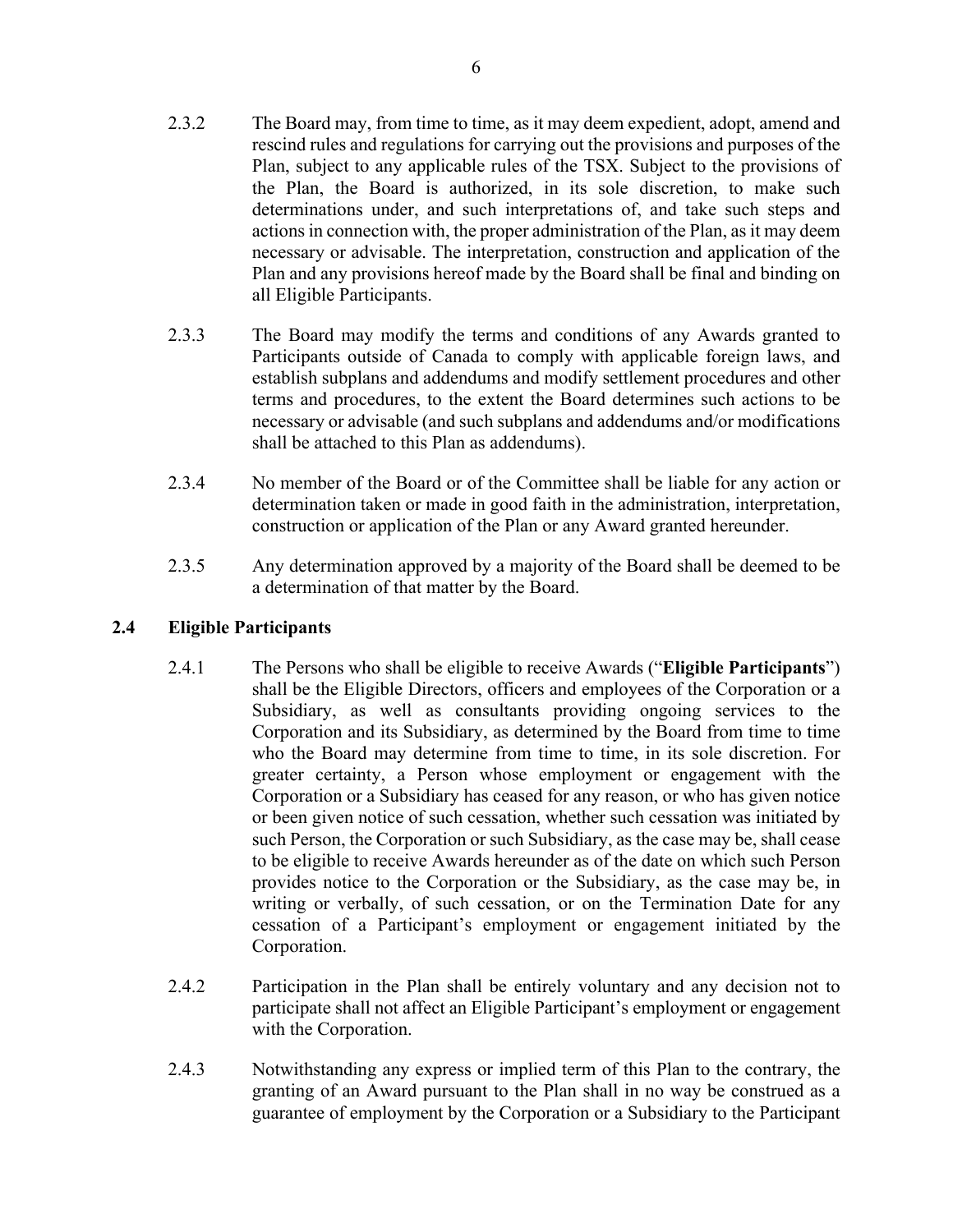2.3.2 The Board may, from time to time, as it may deem expedient, adopt, amend and rescind rules and regulations for carrying out the provisions and purposes of the Plan, subject to any applicable rules of the TSX. Subject to the provisions of the Plan, the Board is authorized, in its sole discretion, to make such determinations under, and such interpretations of, and take such steps and actions in connection with, the proper administration of the Plan, as it may deem necessary or advisable. The interpretation, construction and application of the Plan and any provisions hereof made by the Board shall be final and binding on all Eligible Participants.

2.3.3 The Board may modify the terms and conditions of any Awards granted to Participants outside of Canada to comply with applicable foreign laws, and establish subplans and addendums and modify settlement procedures and other terms and procedures, to the extent the Board determines such actions to be necessary or advisable (and such subplans and addendums and/or modifications shall be attached to this Plan as addendums).

2.3.4 No member of the Board or of the Committee shall be liable for any action or determination taken or made in good faith in the administration, interpretation, construction or application of the Plan or any Award granted hereunder.

2.3.5 Any determination approved by a majority of the Board shall be deemed to be a determination of that matter by the Board.

### 2.4 Eligible Participants

2.4.1 The Persons who shall be eligible to receive Awards ("**Eligible Participants**") shall be the Eligible Directors, officers and employees of the Corporation or a Subsidiary, as well as consultants providing ongoing services to the Corporation and its Subsidiary, as determined by the Board from time to time who the Board may determine from time to time, in its sole discretion. For greater certainty, a Person whose employment or engagement with the Corporation or a Subsidiary has ceased for any reason, or who has given notice or been given notice of such cessation, whether such cessation was initiated by such Person, the Corporation or such Subsidiary, as the case may be, shall cease to be eligible to receive Awards hereunder as of the date on which such Person provides notice to the Corporation or the Subsidiary, as the case may be, in writing or verbally, of such cessation, or on the Termination Date for any cessation of a Participant's employment or engagement initiated by the Corporation.

2.4.2 Participation in the Plan shall be entirely voluntary and any decision not to participate shall not affect an Eligible Participant's employment or engagement with the Corporation.

2.4.3 Notwithstanding any express or implied term of this Plan to the contrary, the granting of an Award pursuant to the Plan shall in no way be construed as a guarantee of employment by the Corporation or a Subsidiary to the Participant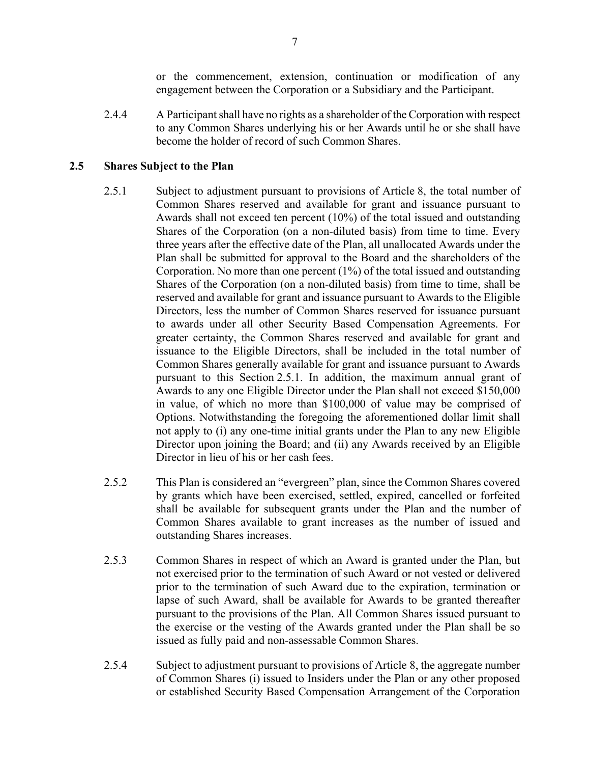or the commencement, extension, continuation or modification of any engagement between the Corporation or a Subsidiary and the Participant.

2.4.4 A Participant shall have no rights as a shareholder of the Corporation with respect to any Common Shares underlying his or her Awards until he or she shall have become the holder of record of such Common Shares.

### 2.5 Shares Subject to the Plan

2.5.1 Subject to adjustment pursuant to provisions of Article 8, the total number of Common Shares reserved and available for grant and issuance pursuant to Awards shall not exceed ten percent (10%) of the total issued and outstanding Shares of the Corporation (on a non-diluted basis) from time to time. Every three years after the effective date of the Plan, all unallocated Awards under the Plan shall be submitted for approval to the Board and the shareholders of the Corporation. No more than one percent (1%) of the total issued and outstanding Shares of the Corporation (on a non-diluted basis) from time to time, shall be reserved and available for grant and issuance pursuant to Awards to the Eligible Directors, less the number of Common Shares reserved for issuance pursuant to awards under all other Security Based Compensation Agreements. For greater certainty, the Common Shares reserved and available for grant and issuance to the Eligible Directors, shall be included in the total number of Common Shares generally available for grant and issuance pursuant to Awards pursuant to this Section 2.5.1. In addition, the maximum annual grant of Awards to any one Eligible Director under the Plan shall not exceed $150,000 in value, of which no more than $100,000 of value may be comprised of Options. Notwithstanding the foregoing the aforementioned dollar limit shall not apply to (i) any one-time initial grants under the Plan to any new Eligible Director upon joining the Board; and (ii) any Awards received by an Eligible Director in lieu of his or her cash fees.

2.5.2 This Plan is considered an "evergreen" plan, since the Common Shares covered by grants which have been exercised, settled, expired, cancelled or forfeited shall be available for subsequent grants under the Plan and the number of Common Shares available to grant increases as the number of issued and outstanding Shares increases.

2.5.3 Common Shares in respect of which an Award is granted under the Plan, but not exercised prior to the termination of such Award or not vested or delivered prior to the termination of such Award due to the expiration, termination or lapse of such Award, shall be available for Awards to be granted thereafter pursuant to the provisions of the Plan. All Common Shares issued pursuant to the exercise or the vesting of the Awards granted under the Plan shall be so issued as fully paid and non-assessable Common Shares.

2.5.4 Subject to adjustment pursuant to provisions of Article 8, the aggregate number of Common Shares (i) issued to Insiders under the Plan or any other proposed or established Security Based Compensation Arrangement of the Corporation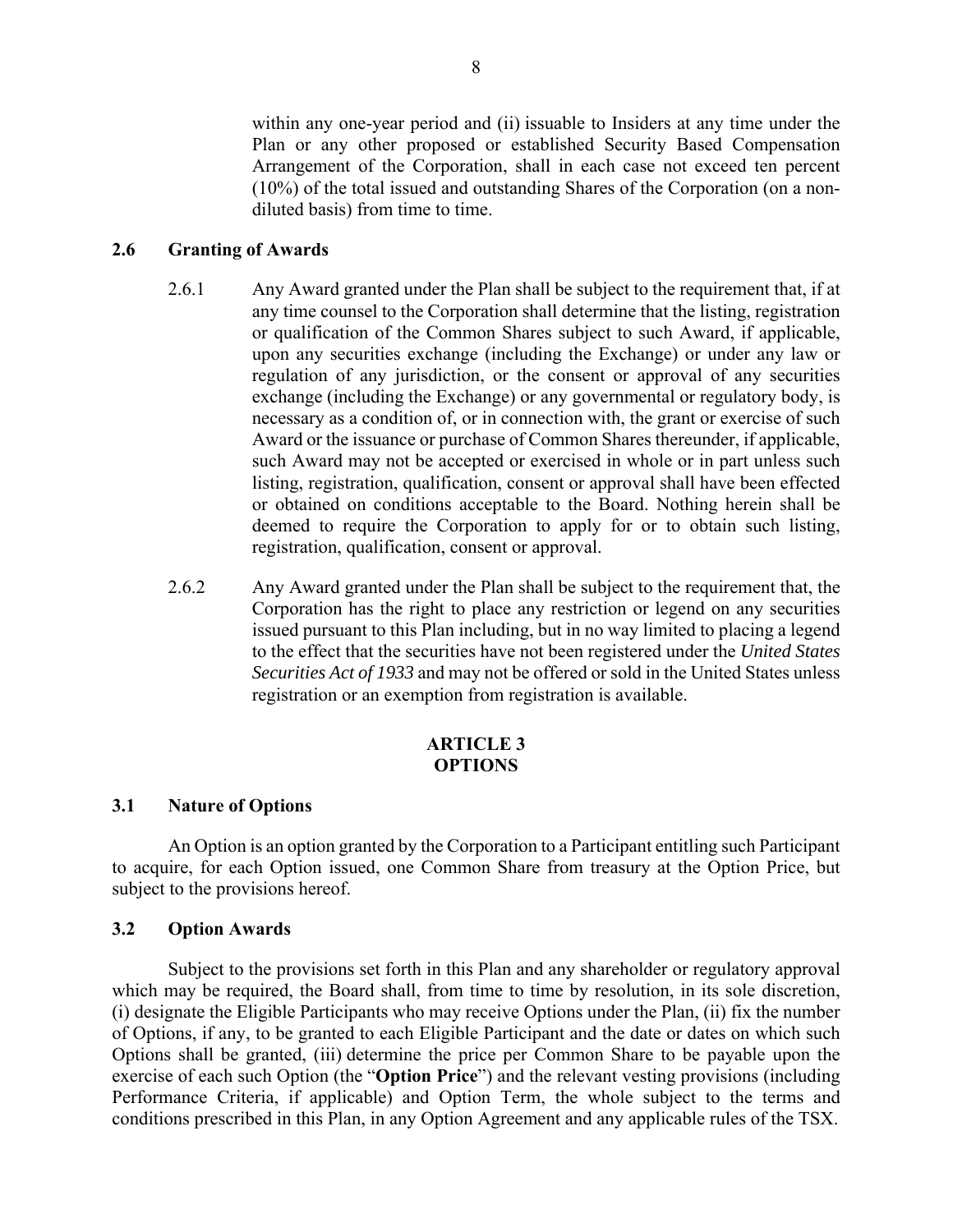within any one-year period and (ii) issuable to Insiders at any time under the Plan or any other proposed or established Security Based Compensation Arrangement of the Corporation, shall in each case not exceed ten percent (10%) of the total issued and outstanding Shares of the Corporation (on a non-diluted basis) from time to time.

### 2.6 Granting of Awards

2.6.1 Any Award granted under the Plan shall be subject to the requirement that, if at any time counsel to the Corporation shall determine that the listing, registration or qualification of the Common Shares subject to such Award, if applicable, upon any securities exchange (including the Exchange) or under any law or regulation of any jurisdiction, or the consent or approval of any securities exchange (including the Exchange) or any governmental or regulatory body, is necessary as a condition of, or in connection with, the grant or exercise of such Award or the issuance or purchase of Common Shares thereunder, if applicable, such Award may not be accepted or exercised in whole or in part unless such listing, registration, qualification, consent or approval shall have been effected or obtained on conditions acceptable to the Board. Nothing herein shall be deemed to require the Corporation to apply for or to obtain such listing, registration, qualification, consent or approval.

2.6.2 Any Award granted under the Plan shall be subject to the requirement that, the Corporation has the right to place any restriction or legend on any securities issued pursuant to this Plan including, but in no way limited to placing a legend to the effect that the securities have not been registered under the *United States Securities Act of 1933* and may not be offered or sold in the United States unless registration or an exemption from registration is available.

## ARTICLE 3
## OPTIONS

### 3.1 Nature of Options

An Option is an option granted by the Corporation to a Participant entitling such Participant to acquire, for each Option issued, one Common Share from treasury at the Option Price, but subject to the provisions hereof.

### 3.2 Option Awards

Subject to the provisions set forth in this Plan and any shareholder or regulatory approval which may be required, the Board shall, from time to time by resolution, in its sole discretion, (i) designate the Eligible Participants who may receive Options under the Plan, (ii) fix the number of Options, if any, to be granted to each Eligible Participant and the date or dates on which such Options shall be granted, (iii) determine the price per Common Share to be payable upon the exercise of each such Option (the "**Option Price**") and the relevant vesting provisions (including Performance Criteria, if applicable) and Option Term, the whole subject to the terms and conditions prescribed in this Plan, in any Option Agreement and any applicable rules of the TSX.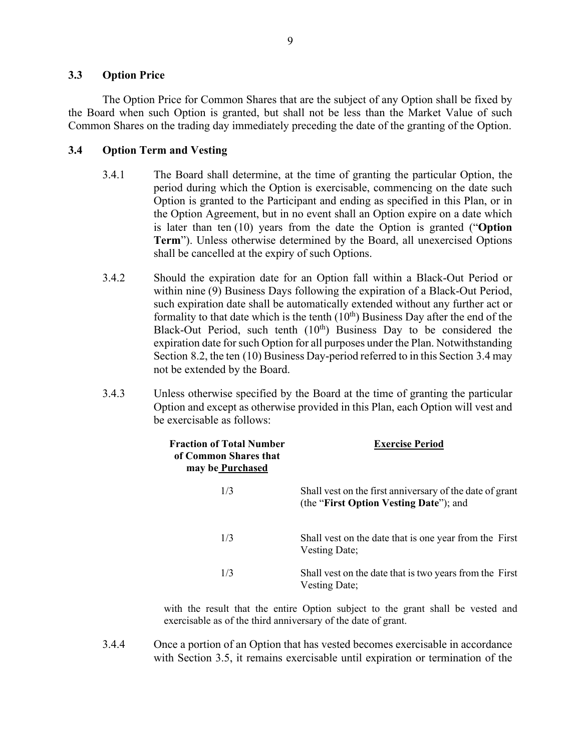### 3.3 Option Price

The Option Price for Common Shares that are the subject of any Option shall be fixed by the Board when such Option is granted, but shall not be less than the Market Value of such Common Shares on the trading day immediately preceding the date of the granting of the Option.

### 3.4 Option Term and Vesting

3.4.1 The Board shall determine, at the time of granting the particular Option, the period during which the Option is exercisable, commencing on the date such Option is granted to the Participant and ending as specified in this Plan, or in the Option Agreement, but in no event shall an Option expire on a date which is later than ten (10) years from the date the Option is granted ("**Option Term**"). Unless otherwise determined by the Board, all unexercised Options shall be cancelled at the expiry of such Options.

3.4.2 Should the expiration date for an Option fall within a Black-Out Period or within nine (9) Business Days following the expiration of a Black-Out Period, such expiration date shall be automatically extended without any further act or formality to that date which is the tenth ($10^{th}$) Business Day after the end of the Black-Out Period, such tenth ($10^{th}$) Business Day to be considered the expiration date for such Option for all purposes under the Plan. Notwithstanding Section 8.2, the ten (10) Business Day-period referred to in this Section 3.4 may not be extended by the Board.

3.4.3 Unless otherwise specified by the Board at the time of granting the particular Option and except as otherwise provided in this Plan, each Option will vest and be exercisable as follows:

| **Fraction of Total Number of Common Shares that may be Purchased** | **Exercise Period** |
|---|---|
| 1/3 | Shall vest on the first anniversary of the date of grant (the "**First Option Vesting Date**"); and |
| 1/3 | Shall vest on the date that is one year from the First Vesting Date; |
| 1/3 | Shall vest on the date that is two years from the First Vesting Date; |

with the result that the entire Option subject to the grant shall be vested and exercisable as of the third anniversary of the date of grant.

3.4.4 Once a portion of an Option that has vested becomes exercisable in accordance with Section 3.5, it remains exercisable until expiration or termination of the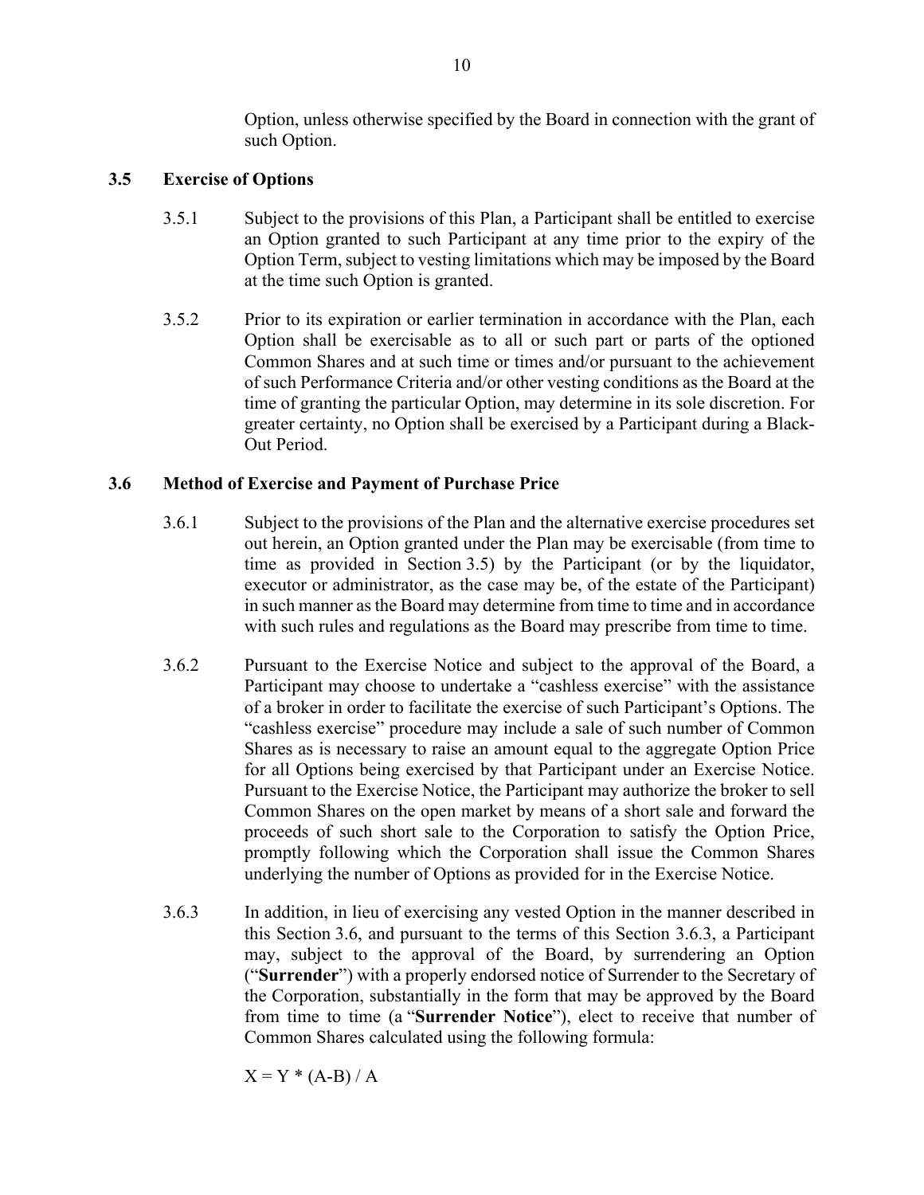Option, unless otherwise specified by the Board in connection with the grant of such Option.

### 3.5 Exercise of Options

3.5.1 Subject to the provisions of this Plan, a Participant shall be entitled to exercise an Option granted to such Participant at any time prior to the expiry of the Option Term, subject to vesting limitations which may be imposed by the Board at the time such Option is granted.

3.5.2 Prior to its expiration or earlier termination in accordance with the Plan, each Option shall be exercisable as to all or such part or parts of the optioned Common Shares and at such time or times and/or pursuant to the achievement of such Performance Criteria and/or other vesting conditions as the Board at the time of granting the particular Option, may determine in its sole discretion. For greater certainty, no Option shall be exercised by a Participant during a Black-Out Period.

### 3.6 Method of Exercise and Payment of Purchase Price

3.6.1 Subject to the provisions of the Plan and the alternative exercise procedures set out herein, an Option granted under the Plan may be exercisable (from time to time as provided in Section 3.5) by the Participant (or by the liquidator, executor or administrator, as the case may be, of the estate of the Participant) in such manner as the Board may determine from time to time and in accordance with such rules and regulations as the Board may prescribe from time to time.

3.6.2 Pursuant to the Exercise Notice and subject to the approval of the Board, a Participant may choose to undertake a "cashless exercise" with the assistance of a broker in order to facilitate the exercise of such Participant's Options. The "cashless exercise" procedure may include a sale of such number of Common Shares as is necessary to raise an amount equal to the aggregate Option Price for all Options being exercised by that Participant under an Exercise Notice. Pursuant to the Exercise Notice, the Participant may authorize the broker to sell Common Shares on the open market by means of a short sale and forward the proceeds of such short sale to the Corporation to satisfy the Option Price, promptly following which the Corporation shall issue the Common Shares underlying the number of Options as provided for in the Exercise Notice.

3.6.3 In addition, in lieu of exercising any vested Option in the manner described in this Section 3.6, and pursuant to the terms of this Section 3.6.3, a Participant may, subject to the approval of the Board, by surrendering an Option ("**Surrender**") with a properly endorsed notice of Surrender to the Secretary of the Corporation, substantially in the form that may be approved by the Board from time to time (a "**Surrender Notice**"), elect to receive that number of Common Shares calculated using the following formula:

$$X = Y * (A-B) / A$$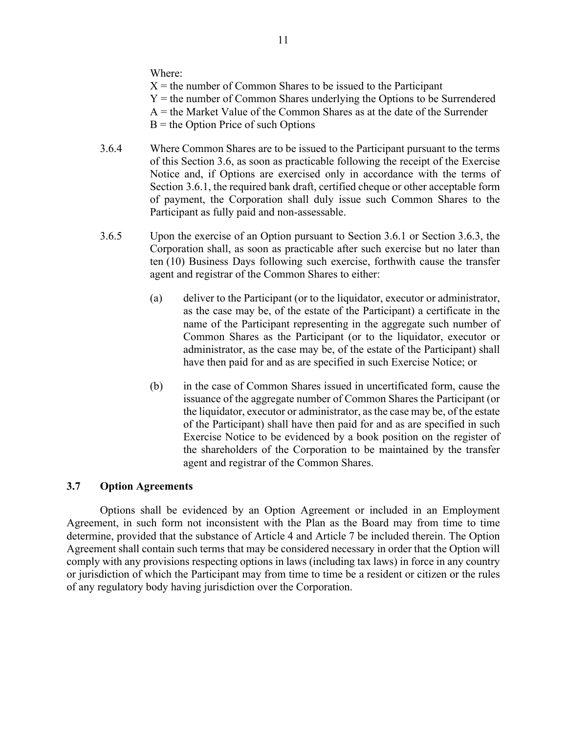Where:
$X$ = the number of Common Shares to be issued to the Participant
$Y$ = the number of Common Shares underlying the Options to be Surrendered
$A$ = the Market Value of the Common Shares as at the date of the Surrender
$B$ = the Option Price of such Options

3.6.4 Where Common Shares are to be issued to the Participant pursuant to the terms of this Section 3.6, as soon as practicable following the receipt of the Exercise Notice and, if Options are exercised only in accordance with the terms of Section 3.6.1, the required bank draft, certified cheque or other acceptable form of payment, the Corporation shall duly issue such Common Shares to the Participant as fully paid and non-assessable.

3.6.5 Upon the exercise of an Option pursuant to Section 3.6.1 or Section 3.6.3, the Corporation shall, as soon as practicable after such exercise but no later than ten (10) Business Days following such exercise, forthwith cause the transfer agent and registrar of the Common Shares to either:

(a) deliver to the Participant (or to the liquidator, executor or administrator, as the case may be, of the estate of the Participant) a certificate in the name of the Participant representing in the aggregate such number of Common Shares as the Participant (or to the liquidator, executor or administrator, as the case may be, of the estate of the Participant) shall have then paid for and as are specified in such Exercise Notice; or

(b) in the case of Common Shares issued in uncertificated form, cause the issuance of the aggregate number of Common Shares the Participant (or the liquidator, executor or administrator, as the case may be, of the estate of the Participant) shall have then paid for and as are specified in such Exercise Notice to be evidenced by a book position on the register of the shareholders of the Corporation to be maintained by the transfer agent and registrar of the Common Shares.

### 3.7 Option Agreements

Options shall be evidenced by an Option Agreement or included in an Employment Agreement, in such form not inconsistent with the Plan as the Board may from time to time determine, provided that the substance of Article 4 and Article 7 be included therein. The Option Agreement shall contain such terms that may be considered necessary in order that the Option will comply with any provisions respecting options in laws (including tax laws) in force in any country or jurisdiction of which the Participant may from time to time be a resident or citizen or the rules of any regulatory body having jurisdiction over the Corporation.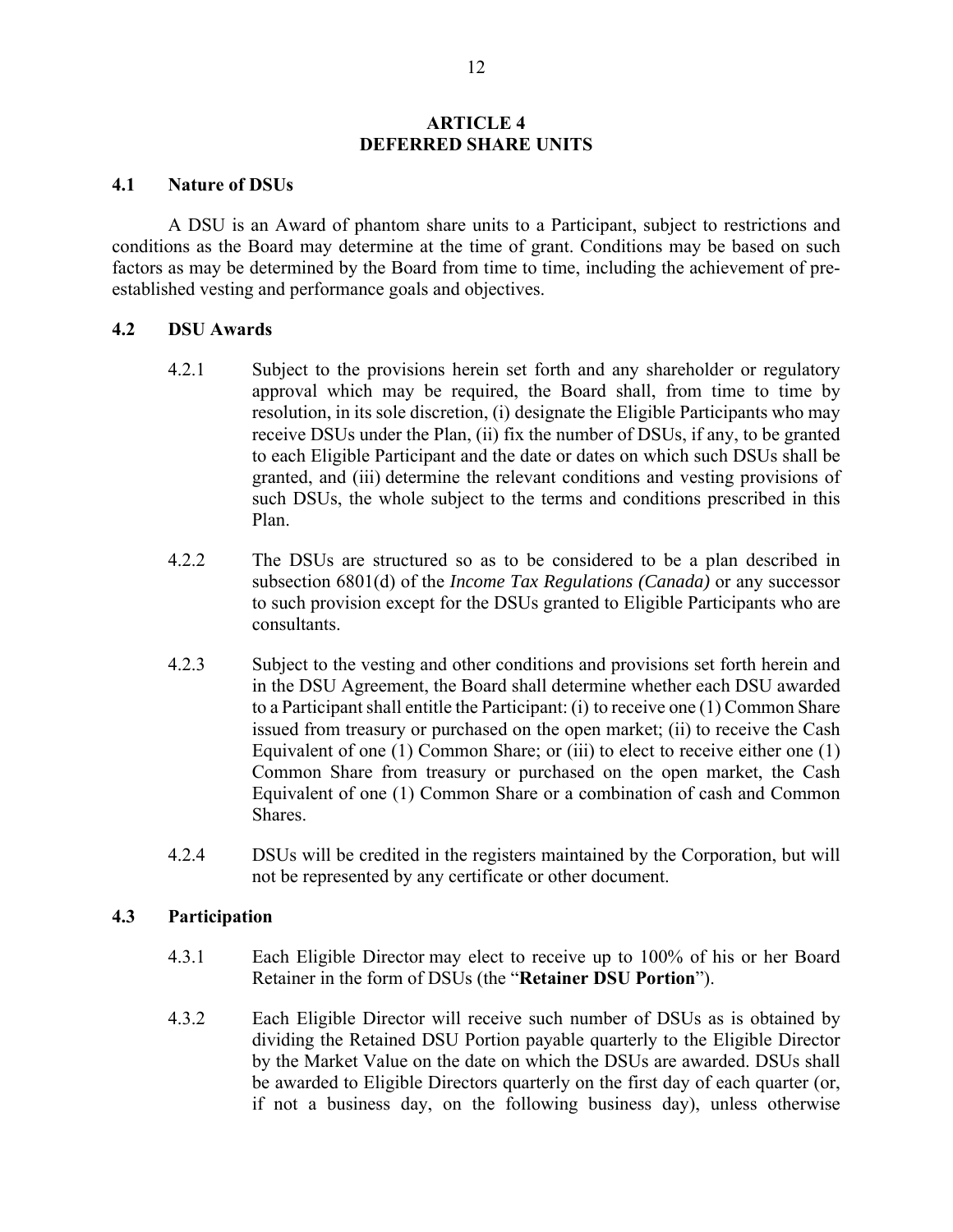## ARTICLE 4
## DEFERRED SHARE UNITS

### 4.1 Nature of DSUs

A DSU is an Award of phantom share units to a Participant, subject to restrictions and conditions as the Board may determine at the time of grant. Conditions may be based on such factors as may be determined by the Board from time to time, including the achievement of pre-established vesting and performance goals and objectives.

### 4.2 DSU Awards

4.2.1 Subject to the provisions herein set forth and any shareholder or regulatory approval which may be required, the Board shall, from time to time by resolution, in its sole discretion, (i) designate the Eligible Participants who may receive DSUs under the Plan, (ii) fix the number of DSUs, if any, to be granted to each Eligible Participant and the date or dates on which such DSUs shall be granted, and (iii) determine the relevant conditions and vesting provisions of such DSUs, the whole subject to the terms and conditions prescribed in this Plan.

4.2.2 The DSUs are structured so as to be considered to be a plan described in subsection 6801(d) of the *Income Tax Regulations (Canada)* or any successor to such provision except for the DSUs granted to Eligible Participants who are consultants.

4.2.3 Subject to the vesting and other conditions and provisions set forth herein and in the DSU Agreement, the Board shall determine whether each DSU awarded to a Participant shall entitle the Participant: (i) to receive one (1) Common Share issued from treasury or purchased on the open market; (ii) to receive the Cash Equivalent of one (1) Common Share; or (iii) to elect to receive either one (1) Common Share from treasury or purchased on the open market, the Cash Equivalent of one (1) Common Share or a combination of cash and Common Shares.

4.2.4 DSUs will be credited in the registers maintained by the Corporation, but will not be represented by any certificate or other document.

### 4.3 Participation

4.3.1 Each Eligible Director may elect to receive up to 100% of his or her Board Retainer in the form of DSUs (the "**Retainer DSU Portion**").

4.3.2 Each Eligible Director will receive such number of DSUs as is obtained by dividing the Retained DSU Portion payable quarterly to the Eligible Director by the Market Value on the date on which the DSUs are awarded. DSUs shall be awarded to Eligible Directors quarterly on the first day of each quarter (or, if not a business day, on the following business day), unless otherwise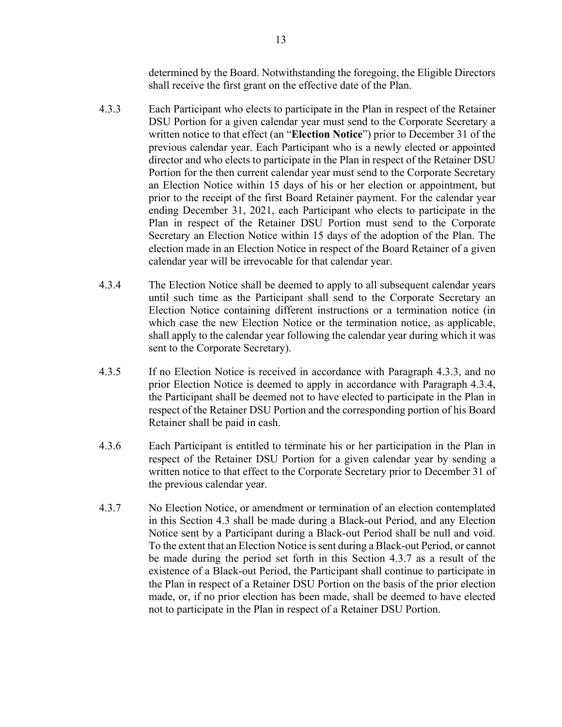determined by the Board. Notwithstanding the foregoing, the Eligible Directors shall receive the first grant on the effective date of the Plan.

4.3.3 Each Participant who elects to participate in the Plan in respect of the Retainer DSU Portion for a given calendar year must send to the Corporate Secretary a written notice to that effect (an "**Election Notice**") prior to December 31 of the previous calendar year. Each Participant who is a newly elected or appointed director and who elects to participate in the Plan in respect of the Retainer DSU Portion for the then current calendar year must send to the Corporate Secretary an Election Notice within 15 days of his or her election or appointment, but prior to the receipt of the first Board Retainer payment. For the calendar year ending December 31, 2021, each Participant who elects to participate in the Plan in respect of the Retainer DSU Portion must send to the Corporate Secretary an Election Notice within 15 days of the adoption of the Plan. The election made in an Election Notice in respect of the Board Retainer of a given calendar year will be irrevocable for that calendar year.

4.3.4 The Election Notice shall be deemed to apply to all subsequent calendar years until such time as the Participant shall send to the Corporate Secretary an Election Notice containing different instructions or a termination notice (in which case the new Election Notice or the termination notice, as applicable, shall apply to the calendar year following the calendar year during which it was sent to the Corporate Secretary).

4.3.5 If no Election Notice is received in accordance with Paragraph 4.3.3, and no prior Election Notice is deemed to apply in accordance with Paragraph 4.3.4, the Participant shall be deemed not to have elected to participate in the Plan in respect of the Retainer DSU Portion and the corresponding portion of his Board Retainer shall be paid in cash.

4.3.6 Each Participant is entitled to terminate his or her participation in the Plan in respect of the Retainer DSU Portion for a given calendar year by sending a written notice to that effect to the Corporate Secretary prior to December 31 of the previous calendar year.

4.3.7 No Election Notice, or amendment or termination of an election contemplated in this Section 4.3 shall be made during a Black-out Period, and any Election Notice sent by a Participant during a Black-out Period shall be null and void. To the extent that an Election Notice is sent during a Black-out Period, or cannot be made during the period set forth in this Section 4.3.7 as a result of the existence of a Black-out Period, the Participant shall continue to participate in the Plan in respect of a Retainer DSU Portion on the basis of the prior election made, or, if no prior election has been made, shall be deemed to have elected not to participate in the Plan in respect of a Retainer DSU Portion.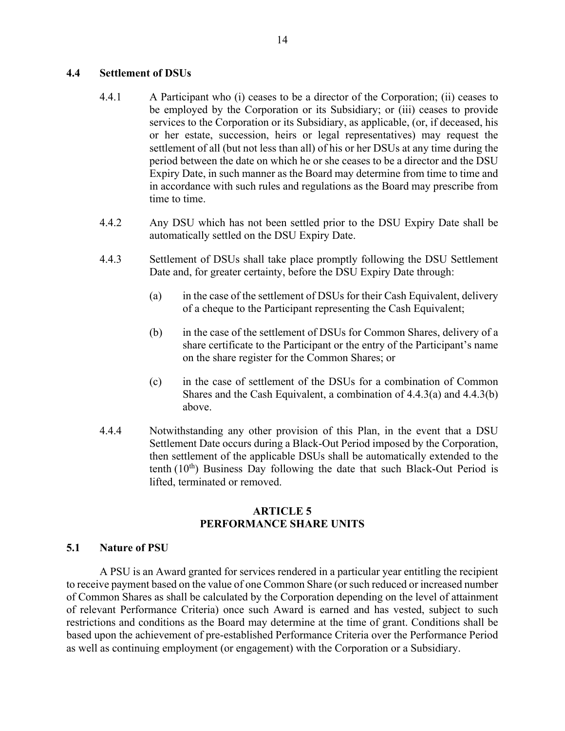### 4.4 Settlement of DSUs

4.4.1 A Participant who (i) ceases to be a director of the Corporation; (ii) ceases to be employed by the Corporation or its Subsidiary; or (iii) ceases to provide services to the Corporation or its Subsidiary, as applicable, (or, if deceased, his or her estate, succession, heirs or legal representatives) may request the settlement of all (but not less than all) of his or her DSUs at any time during the period between the date on which he or she ceases to be a director and the DSU Expiry Date, in such manner as the Board may determine from time to time and in accordance with such rules and regulations as the Board may prescribe from time to time.

4.4.2 Any DSU which has not been settled prior to the DSU Expiry Date shall be automatically settled on the DSU Expiry Date.

4.4.3 Settlement of DSUs shall take place promptly following the DSU Settlement Date and, for greater certainty, before the DSU Expiry Date through:

(a) in the case of the settlement of DSUs for their Cash Equivalent, delivery of a cheque to the Participant representing the Cash Equivalent;

(b) in the case of the settlement of DSUs for Common Shares, delivery of a share certificate to the Participant or the entry of the Participant's name on the share register for the Common Shares; or

(c) in the case of settlement of the DSUs for a combination of Common Shares and the Cash Equivalent, a combination of 4.4.3(a) and 4.4.3(b) above.

4.4.4 Notwithstanding any other provision of this Plan, in the event that a DSU Settlement Date occurs during a Black-Out Period imposed by the Corporation, then settlement of the applicable DSUs shall be automatically extended to the tenth (10th) Business Day following the date that such Black-Out Period is lifted, terminated or removed.

## ARTICLE 5
## PERFORMANCE SHARE UNITS

### 5.1 Nature of PSU

A PSU is an Award granted for services rendered in a particular year entitling the recipient to receive payment based on the value of one Common Share (or such reduced or increased number of Common Shares as shall be calculated by the Corporation depending on the level of attainment of relevant Performance Criteria) once such Award is earned and has vested, subject to such restrictions and conditions as the Board may determine at the time of grant. Conditions shall be based upon the achievement of pre-established Performance Criteria over the Performance Period as well as continuing employment (or engagement) with the Corporation or a Subsidiary.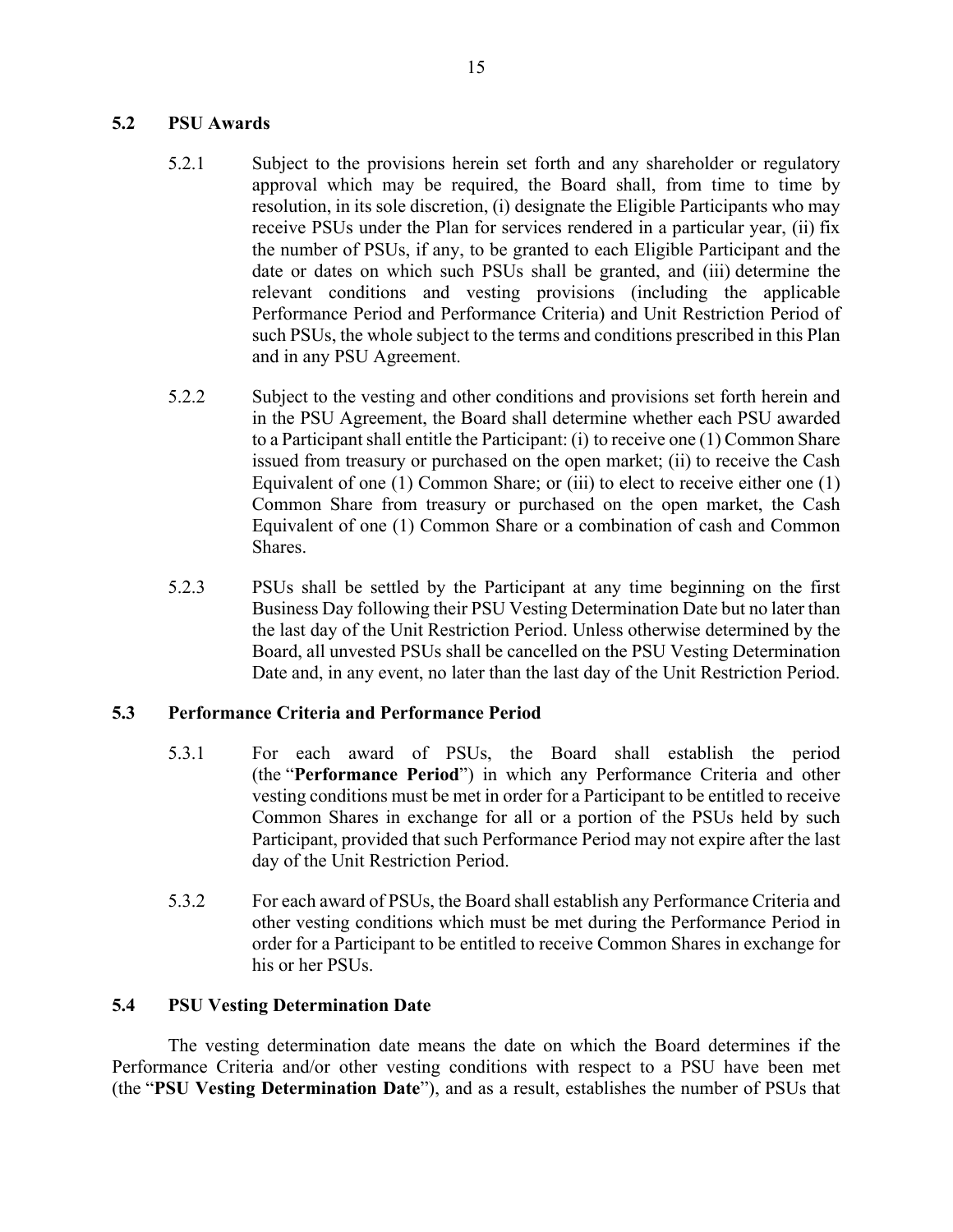### 5.2 PSU Awards

5.2.1 Subject to the provisions herein set forth and any shareholder or regulatory approval which may be required, the Board shall, from time to time by resolution, in its sole discretion, (i) designate the Eligible Participants who may receive PSUs under the Plan for services rendered in a particular year, (ii) fix the number of PSUs, if any, to be granted to each Eligible Participant and the date or dates on which such PSUs shall be granted, and (iii) determine the relevant conditions and vesting provisions (including the applicable Performance Period and Performance Criteria) and Unit Restriction Period of such PSUs, the whole subject to the terms and conditions prescribed in this Plan and in any PSU Agreement.

5.2.2 Subject to the vesting and other conditions and provisions set forth herein and in the PSU Agreement, the Board shall determine whether each PSU awarded to a Participant shall entitle the Participant: (i) to receive one (1) Common Share issued from treasury or purchased on the open market; (ii) to receive the Cash Equivalent of one (1) Common Share; or (iii) to elect to receive either one (1) Common Share from treasury or purchased on the open market, the Cash Equivalent of one (1) Common Share or a combination of cash and Common Shares.

5.2.3 PSUs shall be settled by the Participant at any time beginning on the first Business Day following their PSU Vesting Determination Date but no later than the last day of the Unit Restriction Period. Unless otherwise determined by the Board, all unvested PSUs shall be cancelled on the PSU Vesting Determination Date and, in any event, no later than the last day of the Unit Restriction Period.

### 5.3 Performance Criteria and Performance Period

5.3.1 For each award of PSUs, the Board shall establish the period (the "**Performance Period**") in which any Performance Criteria and other vesting conditions must be met in order for a Participant to be entitled to receive Common Shares in exchange for all or a portion of the PSUs held by such Participant, provided that such Performance Period may not expire after the last day of the Unit Restriction Period.

5.3.2 For each award of PSUs, the Board shall establish any Performance Criteria and other vesting conditions which must be met during the Performance Period in order for a Participant to be entitled to receive Common Shares in exchange for his or her PSUs.

### 5.4 PSU Vesting Determination Date

The vesting determination date means the date on which the Board determines if the Performance Criteria and/or other vesting conditions with respect to a PSU have been met (the "**PSU Vesting Determination Date**"), and as a result, establishes the number of PSUs that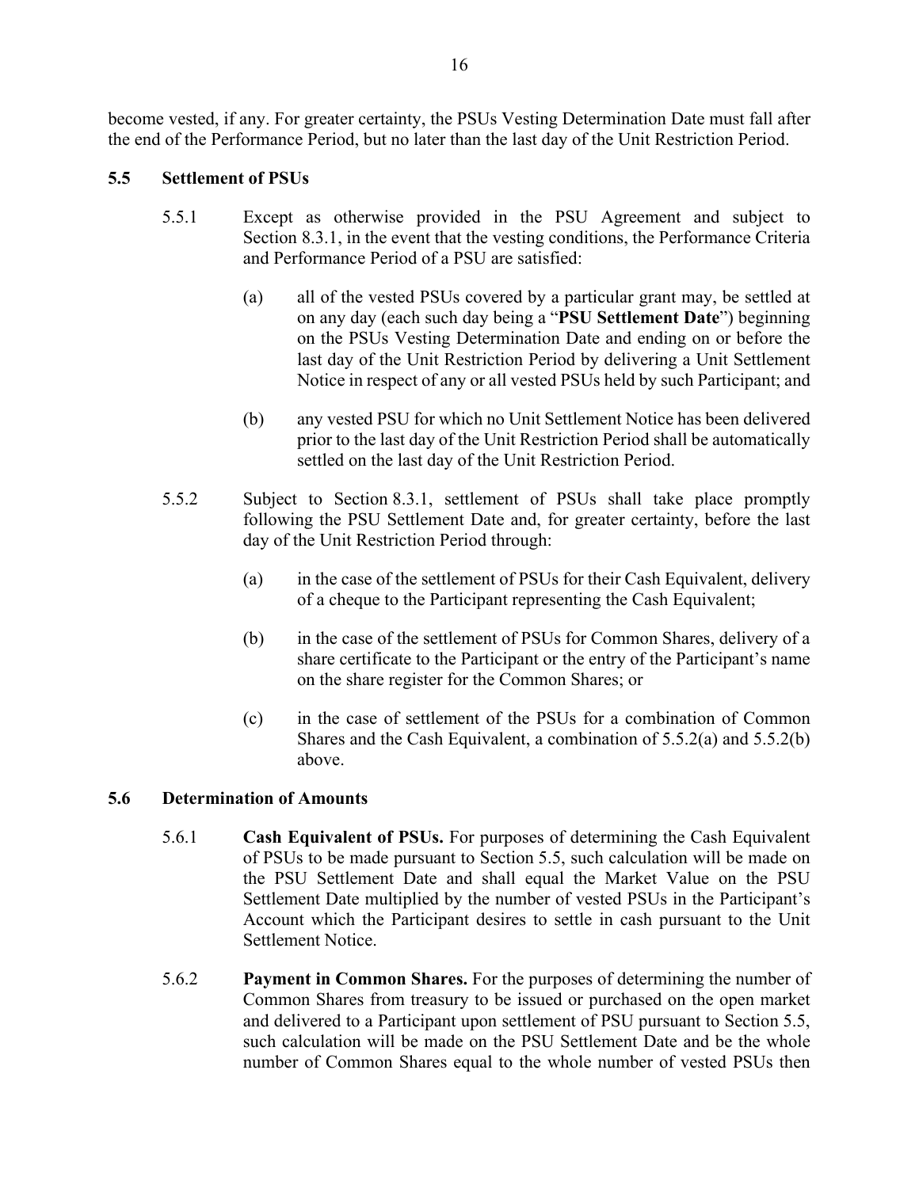become vested, if any. For greater certainty, the PSUs Vesting Determination Date must fall after the end of the Performance Period, but no later than the last day of the Unit Restriction Period.

### 5.5 Settlement of PSUs

5.5.1 Except as otherwise provided in the PSU Agreement and subject to Section 8.3.1, in the event that the vesting conditions, the Performance Criteria and Performance Period of a PSU are satisfied:

(a) all of the vested PSUs covered by a particular grant may, be settled at on any day (each such day being a "**PSU Settlement Date**") beginning on the PSUs Vesting Determination Date and ending on or before the last day of the Unit Restriction Period by delivering a Unit Settlement Notice in respect of any or all vested PSUs held by such Participant; and

(b) any vested PSU for which no Unit Settlement Notice has been delivered prior to the last day of the Unit Restriction Period shall be automatically settled on the last day of the Unit Restriction Period.

5.5.2 Subject to Section 8.3.1, settlement of PSUs shall take place promptly following the PSU Settlement Date and, for greater certainty, before the last day of the Unit Restriction Period through:

(a) in the case of the settlement of PSUs for their Cash Equivalent, delivery of a cheque to the Participant representing the Cash Equivalent;

(b) in the case of the settlement of PSUs for Common Shares, delivery of a share certificate to the Participant or the entry of the Participant's name on the share register for the Common Shares; or

(c) in the case of settlement of the PSUs for a combination of Common Shares and the Cash Equivalent, a combination of 5.5.2(a) and 5.5.2(b) above.

### 5.6 Determination of Amounts

5.6.1 **Cash Equivalent of PSUs.** For purposes of determining the Cash Equivalent of PSUs to be made pursuant to Section 5.5, such calculation will be made on the PSU Settlement Date and shall equal the Market Value on the PSU Settlement Date multiplied by the number of vested PSUs in the Participant's Account which the Participant desires to settle in cash pursuant to the Unit Settlement Notice.

5.6.2 **Payment in Common Shares.** For the purposes of determining the number of Common Shares from treasury to be issued or purchased on the open market and delivered to a Participant upon settlement of PSU pursuant to Section 5.5, such calculation will be made on the PSU Settlement Date and be the whole number of Common Shares equal to the whole number of vested PSUs then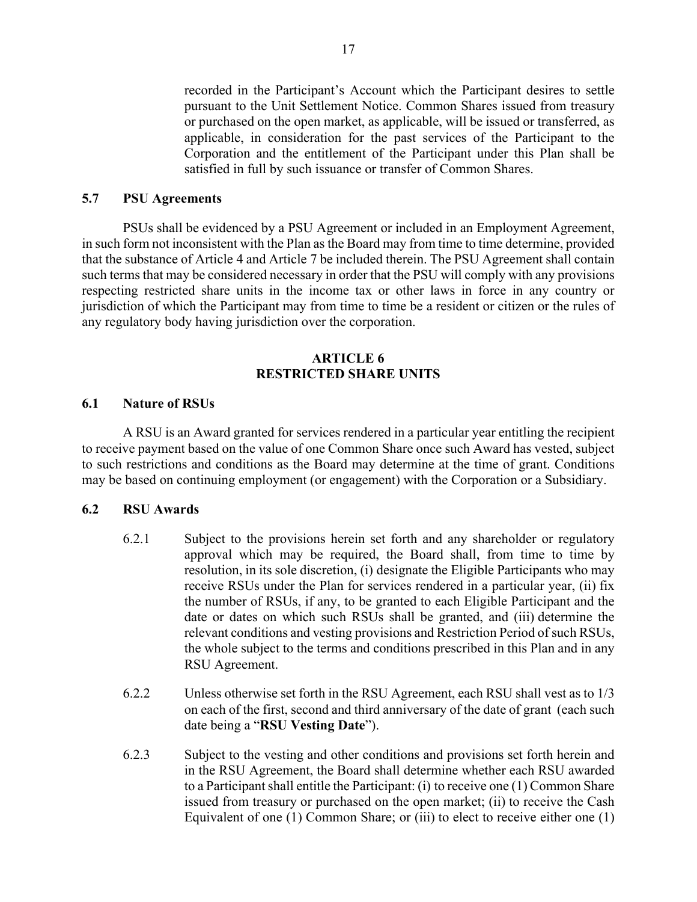recorded in the Participant's Account which the Participant desires to settle pursuant to the Unit Settlement Notice. Common Shares issued from treasury or purchased on the open market, as applicable, will be issued or transferred, as applicable, in consideration for the past services of the Participant to the Corporation and the entitlement of the Participant under this Plan shall be satisfied in full by such issuance or transfer of Common Shares.

### 5.7 PSU Agreements

PSUs shall be evidenced by a PSU Agreement or included in an Employment Agreement, in such form not inconsistent with the Plan as the Board may from time to time determine, provided that the substance of Article 4 and Article 7 be included therein. The PSU Agreement shall contain such terms that may be considered necessary in order that the PSU will comply with any provisions respecting restricted share units in the income tax or other laws in force in any country or jurisdiction of which the Participant may from time to time be a resident or citizen or the rules of any regulatory body having jurisdiction over the corporation.

## ARTICLE 6
## RESTRICTED SHARE UNITS

### 6.1 Nature of RSUs

A RSU is an Award granted for services rendered in a particular year entitling the recipient to receive payment based on the value of one Common Share once such Award has vested, subject to such restrictions and conditions as the Board may determine at the time of grant. Conditions may be based on continuing employment (or engagement) with the Corporation or a Subsidiary.

### 6.2 RSU Awards

6.2.1 Subject to the provisions herein set forth and any shareholder or regulatory approval which may be required, the Board shall, from time to time by resolution, in its sole discretion, (i) designate the Eligible Participants who may receive RSUs under the Plan for services rendered in a particular year, (ii) fix the number of RSUs, if any, to be granted to each Eligible Participant and the date or dates on which such RSUs shall be granted, and (iii) determine the relevant conditions and vesting provisions and Restriction Period of such RSUs, the whole subject to the terms and conditions prescribed in this Plan and in any RSU Agreement.

6.2.2 Unless otherwise set forth in the RSU Agreement, each RSU shall vest as to 1/3 on each of the first, second and third anniversary of the date of grant (each such date being a "**RSU Vesting Date**").

6.2.3 Subject to the vesting and other conditions and provisions set forth herein and in the RSU Agreement, the Board shall determine whether each RSU awarded to a Participant shall entitle the Participant: (i) to receive one (1) Common Share issued from treasury or purchased on the open market; (ii) to receive the Cash Equivalent of one (1) Common Share; or (iii) to elect to receive either one (1)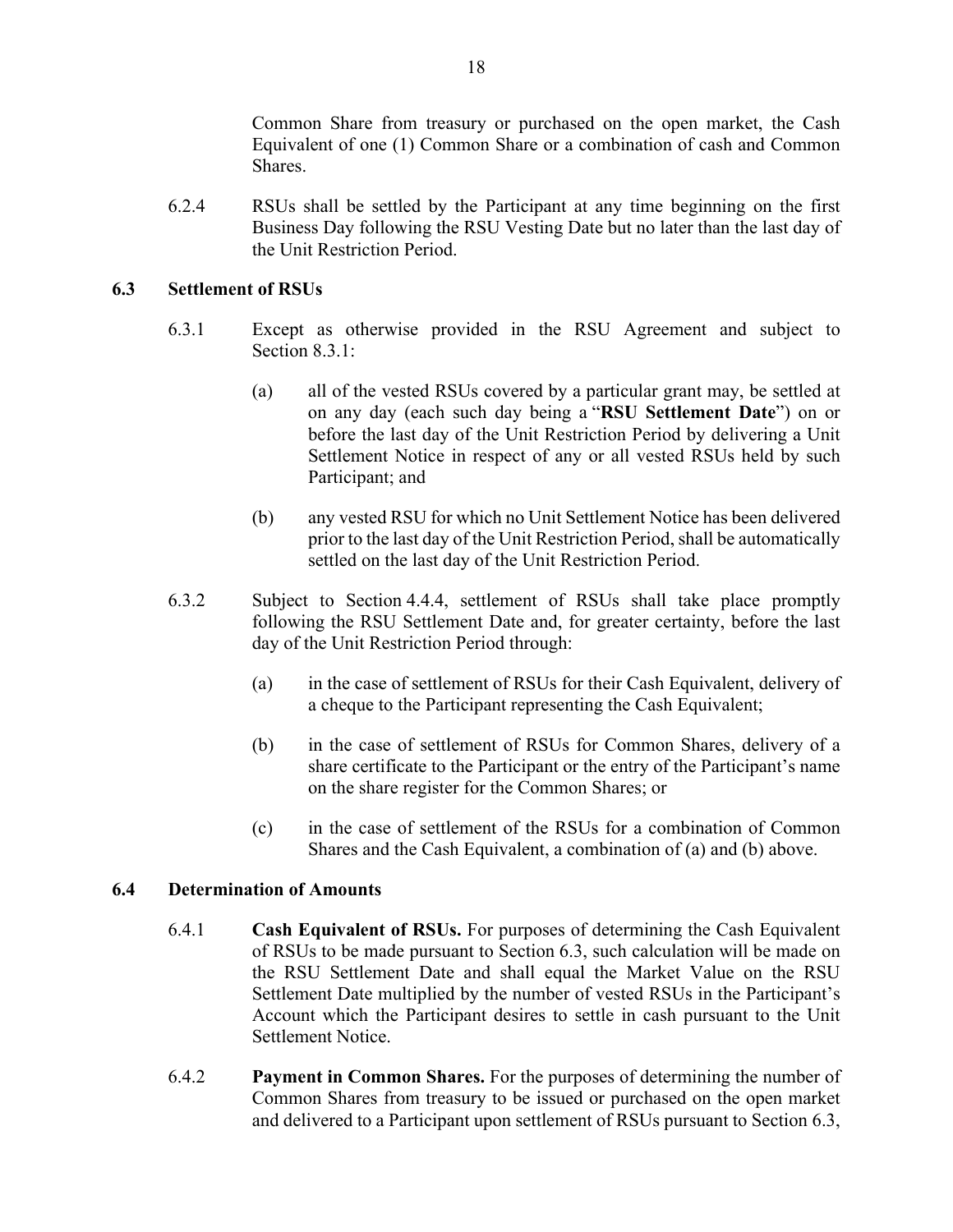Common Share from treasury or purchased on the open market, the Cash Equivalent of one (1) Common Share or a combination of cash and Common Shares.

6.2.4 RSUs shall be settled by the Participant at any time beginning on the first Business Day following the RSU Vesting Date but no later than the last day of the Unit Restriction Period.

### 6.3 Settlement of RSUs

6.3.1 Except as otherwise provided in the RSU Agreement and subject to Section 8.3.1:

(a) all of the vested RSUs covered by a particular grant may, be settled at on any day (each such day being a "**RSU Settlement Date**") on or before the last day of the Unit Restriction Period by delivering a Unit Settlement Notice in respect of any or all vested RSUs held by such Participant; and

(b) any vested RSU for which no Unit Settlement Notice has been delivered prior to the last day of the Unit Restriction Period, shall be automatically settled on the last day of the Unit Restriction Period.

6.3.2 Subject to Section 4.4.4, settlement of RSUs shall take place promptly following the RSU Settlement Date and, for greater certainty, before the last day of the Unit Restriction Period through:

(a) in the case of settlement of RSUs for their Cash Equivalent, delivery of a cheque to the Participant representing the Cash Equivalent;

(b) in the case of settlement of RSUs for Common Shares, delivery of a share certificate to the Participant or the entry of the Participant's name on the share register for the Common Shares; or

(c) in the case of settlement of the RSUs for a combination of Common Shares and the Cash Equivalent, a combination of (a) and (b) above.

### 6.4 Determination of Amounts

6.4.1 **Cash Equivalent of RSUs.** For purposes of determining the Cash Equivalent of RSUs to be made pursuant to Section 6.3, such calculation will be made on the RSU Settlement Date and shall equal the Market Value on the RSU Settlement Date multiplied by the number of vested RSUs in the Participant's Account which the Participant desires to settle in cash pursuant to the Unit Settlement Notice.

6.4.2 **Payment in Common Shares.** For the purposes of determining the number of Common Shares from treasury to be issued or purchased on the open market and delivered to a Participant upon settlement of RSUs pursuant to Section 6.3,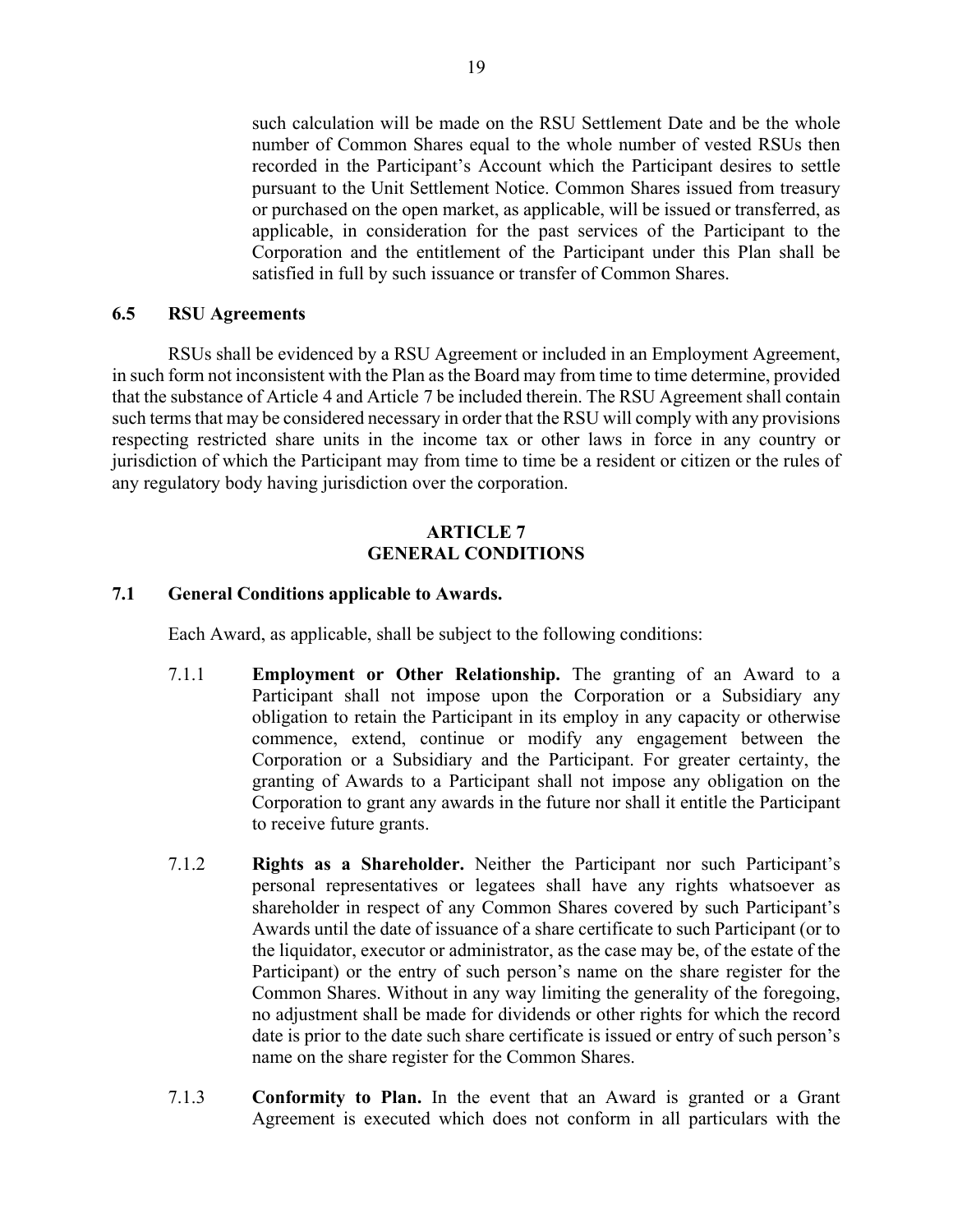such calculation will be made on the RSU Settlement Date and be the whole number of Common Shares equal to the whole number of vested RSUs then recorded in the Participant's Account which the Participant desires to settle pursuant to the Unit Settlement Notice. Common Shares issued from treasury or purchased on the open market, as applicable, will be issued or transferred, as applicable, in consideration for the past services of the Participant to the Corporation and the entitlement of the Participant under this Plan shall be satisfied in full by such issuance or transfer of Common Shares.

### 6.5 RSU Agreements

RSUs shall be evidenced by a RSU Agreement or included in an Employment Agreement, in such form not inconsistent with the Plan as the Board may from time to time determine, provided that the substance of Article 4 and Article 7 be included therein. The RSU Agreement shall contain such terms that may be considered necessary in order that the RSU will comply with any provisions respecting restricted share units in the income tax or other laws in force in any country or jurisdiction of which the Participant may from time to time be a resident or citizen or the rules of any regulatory body having jurisdiction over the corporation.

## ARTICLE 7
## GENERAL CONDITIONS

### 7.1 General Conditions applicable to Awards.

Each Award, as applicable, shall be subject to the following conditions:

7.1.1 **Employment or Other Relationship.** The granting of an Award to a Participant shall not impose upon the Corporation or a Subsidiary any obligation to retain the Participant in its employ in any capacity or otherwise commence, extend, continue or modify any engagement between the Corporation or a Subsidiary and the Participant. For greater certainty, the granting of Awards to a Participant shall not impose any obligation on the Corporation to grant any awards in the future nor shall it entitle the Participant to receive future grants.

7.1.2 **Rights as a Shareholder.** Neither the Participant nor such Participant's personal representatives or legatees shall have any rights whatsoever as shareholder in respect of any Common Shares covered by such Participant's Awards until the date of issuance of a share certificate to such Participant (or to the liquidator, executor or administrator, as the case may be, of the estate of the Participant) or the entry of such person's name on the share register for the Common Shares. Without in any way limiting the generality of the foregoing, no adjustment shall be made for dividends or other rights for which the record date is prior to the date such share certificate is issued or entry of such person's name on the share register for the Common Shares.

7.1.3 **Conformity to Plan.** In the event that an Award is granted or a Grant Agreement is executed which does not conform in all particulars with the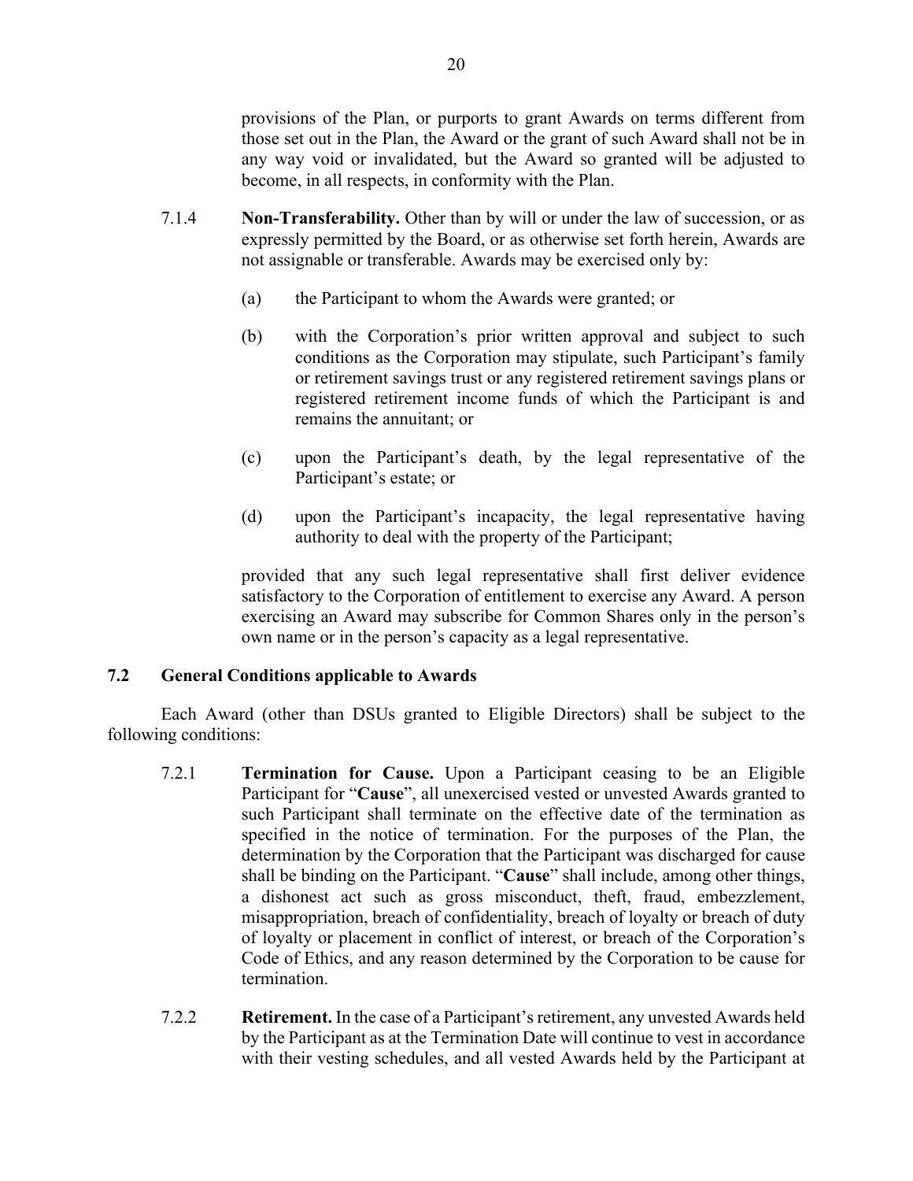provisions of the Plan, or purports to grant Awards on terms different from those set out in the Plan, the Award or the grant of such Award shall not be in any way void or invalidated, but the Award so granted will be adjusted to become, in all respects, in conformity with the Plan.

7.1.4 **Non-Transferability.** Other than by will or under the law of succession, or as expressly permitted by the Board, or as otherwise set forth herein, Awards are not assignable or transferable. Awards may be exercised only by:

(a) the Participant to whom the Awards were granted; or

(b) with the Corporation's prior written approval and subject to such conditions as the Corporation may stipulate, such Participant's family or retirement savings trust or any registered retirement savings plans or registered retirement income funds of which the Participant is and remains the annuitant; or

(c) upon the Participant's death, by the legal representative of the Participant's estate; or

(d) upon the Participant's incapacity, the legal representative having authority to deal with the property of the Participant;

provided that any such legal representative shall first deliver evidence satisfactory to the Corporation of entitlement to exercise any Award. A person exercising an Award may subscribe for Common Shares only in the person's own name or in the person's capacity as a legal representative.

## 7.2 General Conditions applicable to Awards

Each Award (other than DSUs granted to Eligible Directors) shall be subject to the following conditions:

7.2.1 **Termination for Cause.** Upon a Participant ceasing to be an Eligible Participant for "**Cause**", all unexercised vested or unvested Awards granted to such Participant shall terminate on the effective date of the termination as specified in the notice of termination. For the purposes of the Plan, the determination by the Corporation that the Participant was discharged for cause shall be binding on the Participant. "**Cause**" shall include, among other things, a dishonest act such as gross misconduct, theft, fraud, embezzlement, misappropriation, breach of confidentiality, breach of loyalty or breach of duty of loyalty or placement in conflict of interest, or breach of the Corporation's Code of Ethics, and any reason determined by the Corporation to be cause for termination.

7.2.2 **Retirement.** In the case of a Participant's retirement, any unvested Awards held by the Participant as at the Termination Date will continue to vest in accordance with their vesting schedules, and all vested Awards held by the Participant at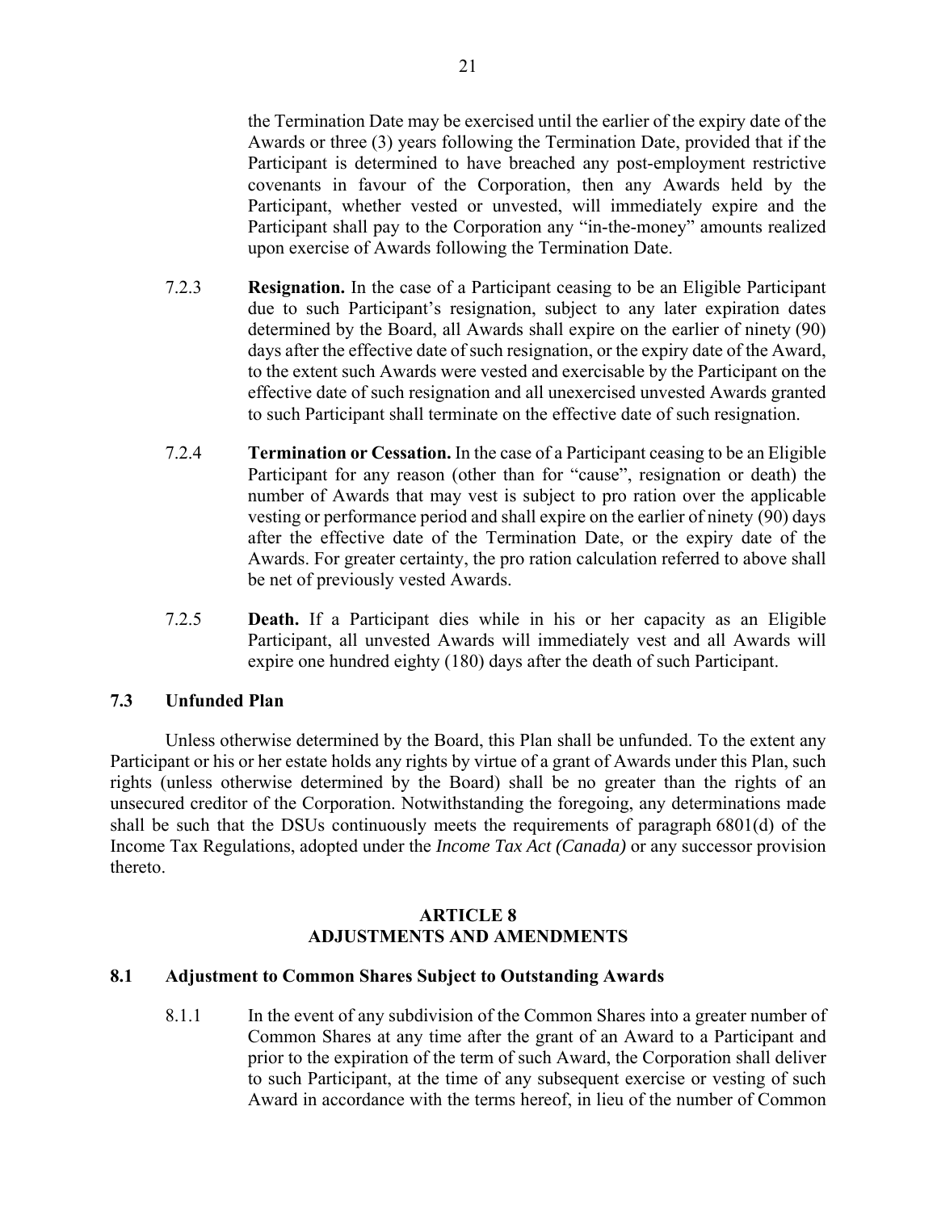the Termination Date may be exercised until the earlier of the expiry date of the Awards or three (3) years following the Termination Date, provided that if the Participant is determined to have breached any post-employment restrictive covenants in favour of the Corporation, then any Awards held by the Participant, whether vested or unvested, will immediately expire and the Participant shall pay to the Corporation any "in-the-money" amounts realized upon exercise of Awards following the Termination Date.

7.2.3 **Resignation.** In the case of a Participant ceasing to be an Eligible Participant due to such Participant's resignation, subject to any later expiration dates determined by the Board, all Awards shall expire on the earlier of ninety (90) days after the effective date of such resignation, or the expiry date of the Award, to the extent such Awards were vested and exercisable by the Participant on the effective date of such resignation and all unexercised unvested Awards granted to such Participant shall terminate on the effective date of such resignation.

7.2.4 **Termination or Cessation.** In the case of a Participant ceasing to be an Eligible Participant for any reason (other than for "cause", resignation or death) the number of Awards that may vest is subject to pro ration over the applicable vesting or performance period and shall expire on the earlier of ninety (90) days after the effective date of the Termination Date, or the expiry date of the Awards. For greater certainty, the pro ration calculation referred to above shall be net of previously vested Awards.

7.2.5 **Death.** If a Participant dies while in his or her capacity as an Eligible Participant, all unvested Awards will immediately vest and all Awards will expire one hundred eighty (180) days after the death of such Participant.

### 7.3 Unfunded Plan

Unless otherwise determined by the Board, this Plan shall be unfunded. To the extent any Participant or his or her estate holds any rights by virtue of a grant of Awards under this Plan, such rights (unless otherwise determined by the Board) shall be no greater than the rights of an unsecured creditor of the Corporation. Notwithstanding the foregoing, any determinations made shall be such that the DSUs continuously meets the requirements of paragraph 6801(d) of the Income Tax Regulations, adopted under the *Income Tax Act (Canada)* or any successor provision thereto.

## ARTICLE 8
## ADJUSTMENTS AND AMENDMENTS

### 8.1 Adjustment to Common Shares Subject to Outstanding Awards

8.1.1 In the event of any subdivision of the Common Shares into a greater number of Common Shares at any time after the grant of an Award to a Participant and prior to the expiration of the term of such Award, the Corporation shall deliver to such Participant, at the time of any subsequent exercise or vesting of such Award in accordance with the terms hereof, in lieu of the number of Common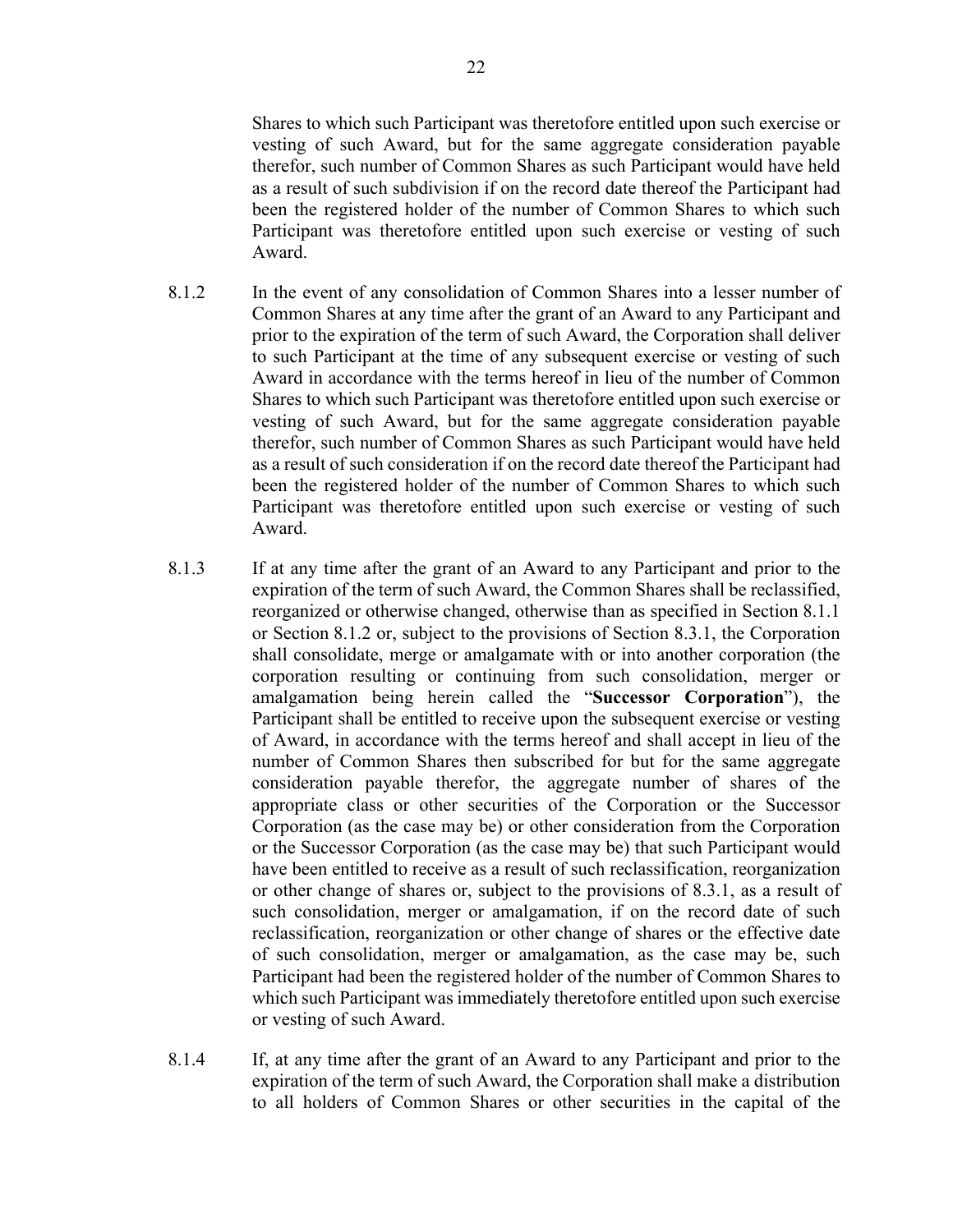Shares to which such Participant was theretofore entitled upon such exercise or vesting of such Award, but for the same aggregate consideration payable therefor, such number of Common Shares as such Participant would have held as a result of such subdivision if on the record date thereof the Participant had been the registered holder of the number of Common Shares to which such Participant was theretofore entitled upon such exercise or vesting of such Award.

8.1.2 In the event of any consolidation of Common Shares into a lesser number of Common Shares at any time after the grant of an Award to any Participant and prior to the expiration of the term of such Award, the Corporation shall deliver to such Participant at the time of any subsequent exercise or vesting of such Award in accordance with the terms hereof in lieu of the number of Common Shares to which such Participant was theretofore entitled upon such exercise or vesting of such Award, but for the same aggregate consideration payable therefor, such number of Common Shares as such Participant would have held as a result of such consideration if on the record date thereof the Participant had been the registered holder of the number of Common Shares to which such Participant was theretofore entitled upon such exercise or vesting of such Award.

8.1.3 If at any time after the grant of an Award to any Participant and prior to the expiration of the term of such Award, the Common Shares shall be reclassified, reorganized or otherwise changed, otherwise than as specified in Section 8.1.1 or Section 8.1.2 or, subject to the provisions of Section 8.3.1, the Corporation shall consolidate, merge or amalgamate with or into another corporation (the corporation resulting or continuing from such consolidation, merger or amalgamation being herein called the "**Successor Corporation**"), the Participant shall be entitled to receive upon the subsequent exercise or vesting of Award, in accordance with the terms hereof and shall accept in lieu of the number of Common Shares then subscribed for but for the same aggregate consideration payable therefor, the aggregate number of shares of the appropriate class or other securities of the Corporation or the Successor Corporation (as the case may be) or other consideration from the Corporation or the Successor Corporation (as the case may be) that such Participant would have been entitled to receive as a result of such reclassification, reorganization or other change of shares or, subject to the provisions of 8.3.1, as a result of such consolidation, merger or amalgamation, if on the record date of such reclassification, reorganization or other change of shares or the effective date of such consolidation, merger or amalgamation, as the case may be, such Participant had been the registered holder of the number of Common Shares to which such Participant was immediately theretofore entitled upon such exercise or vesting of such Award.

8.1.4 If, at any time after the grant of an Award to any Participant and prior to the expiration of the term of such Award, the Corporation shall make a distribution to all holders of Common Shares or other securities in the capital of the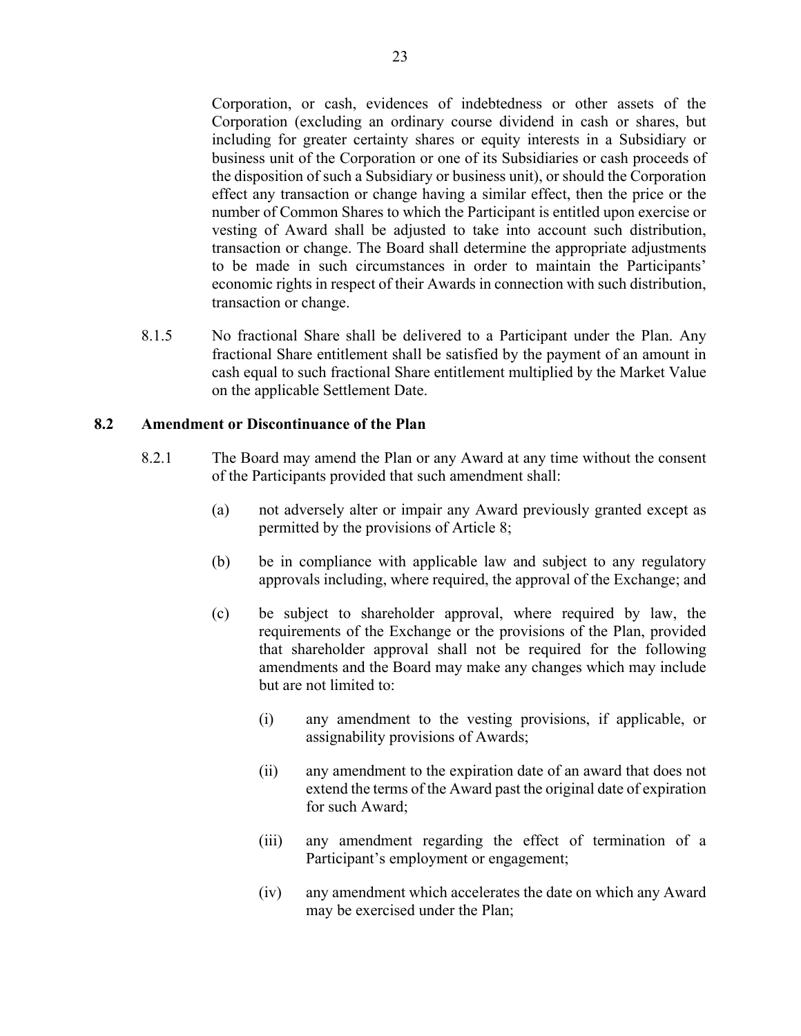Corporation, or cash, evidences of indebtedness or other assets of the Corporation (excluding an ordinary course dividend in cash or shares, but including for greater certainty shares or equity interests in a Subsidiary or business unit of the Corporation or one of its Subsidiaries or cash proceeds of the disposition of such a Subsidiary or business unit), or should the Corporation effect any transaction or change having a similar effect, then the price or the number of Common Shares to which the Participant is entitled upon exercise or vesting of Award shall be adjusted to take into account such distribution, transaction or change. The Board shall determine the appropriate adjustments to be made in such circumstances in order to maintain the Participants' economic rights in respect of their Awards in connection with such distribution, transaction or change.

8.1.5 No fractional Share shall be delivered to a Participant under the Plan. Any fractional Share entitlement shall be satisfied by the payment of an amount in cash equal to such fractional Share entitlement multiplied by the Market Value on the applicable Settlement Date.

### 8.2 Amendment or Discontinuance of the Plan

8.2.1 The Board may amend the Plan or any Award at any time without the consent of the Participants provided that such amendment shall:

(a) not adversely alter or impair any Award previously granted except as permitted by the provisions of Article 8;

(b) be in compliance with applicable law and subject to any regulatory approvals including, where required, the approval of the Exchange; and

(c) be subject to shareholder approval, where required by law, the requirements of the Exchange or the provisions of the Plan, provided that shareholder approval shall not be required for the following amendments and the Board may make any changes which may include but are not limited to:

(i) any amendment to the vesting provisions, if applicable, or assignability provisions of Awards;

(ii) any amendment to the expiration date of an award that does not extend the terms of the Award past the original date of expiration for such Award;

(iii) any amendment regarding the effect of termination of a Participant's employment or engagement;

(iv) any amendment which accelerates the date on which any Award may be exercised under the Plan;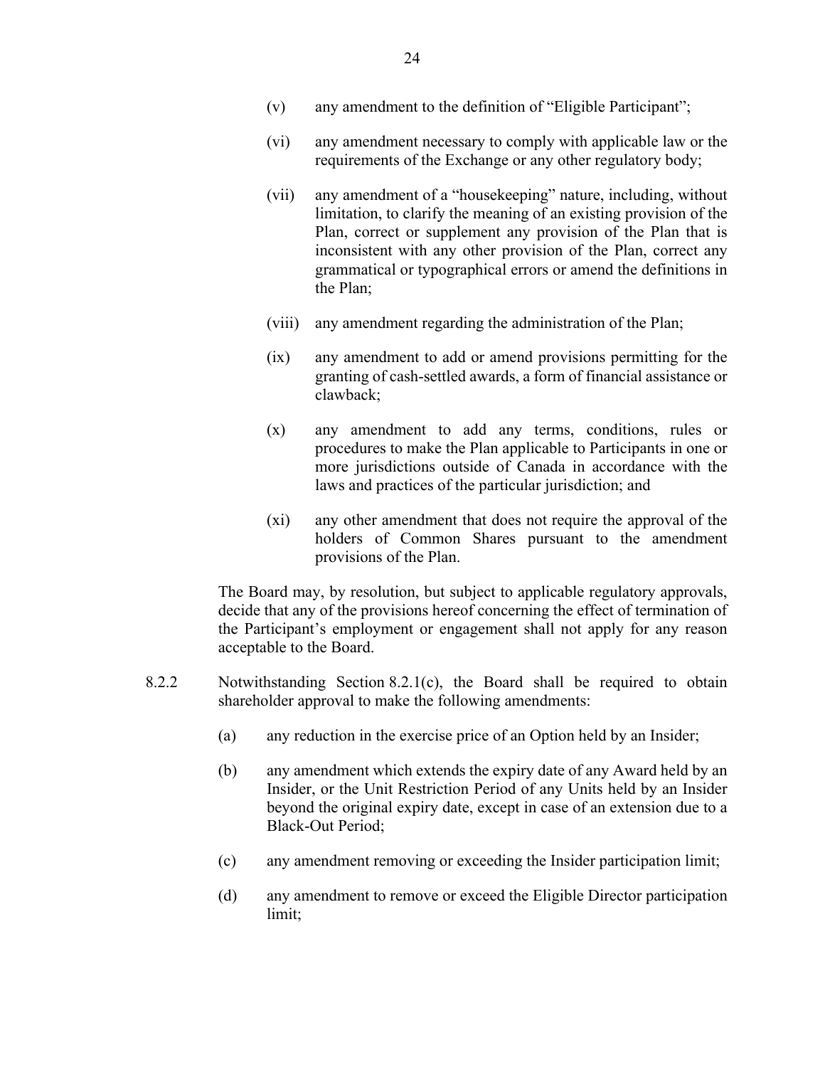(v) any amendment to the definition of "Eligible Participant";

(vi) any amendment necessary to comply with applicable law or the requirements of the Exchange or any other regulatory body;

(vii) any amendment of a "housekeeping" nature, including, without limitation, to clarify the meaning of an existing provision of the Plan, correct or supplement any provision of the Plan that is inconsistent with any other provision of the Plan, correct any grammatical or typographical errors or amend the definitions in the Plan;

(viii) any amendment regarding the administration of the Plan;

(ix) any amendment to add or amend provisions permitting for the granting of cash-settled awards, a form of financial assistance or clawback;

(x) any amendment to add any terms, conditions, rules or procedures to make the Plan applicable to Participants in one or more jurisdictions outside of Canada in accordance with the laws and practices of the particular jurisdiction; and

(xi) any other amendment that does not require the approval of the holders of Common Shares pursuant to the amendment provisions of the Plan.

The Board may, by resolution, but subject to applicable regulatory approvals, decide that any of the provisions hereof concerning the effect of termination of the Participant's employment or engagement shall not apply for any reason acceptable to the Board.

8.2.2 Notwithstanding Section 8.2.1(c), the Board shall be required to obtain shareholder approval to make the following amendments:

(a) any reduction in the exercise price of an Option held by an Insider;

(b) any amendment which extends the expiry date of any Award held by an Insider, or the Unit Restriction Period of any Units held by an Insider beyond the original expiry date, except in case of an extension due to a Black-Out Period;

(c) any amendment removing or exceeding the Insider participation limit;

(d) any amendment to remove or exceed the Eligible Director participation limit;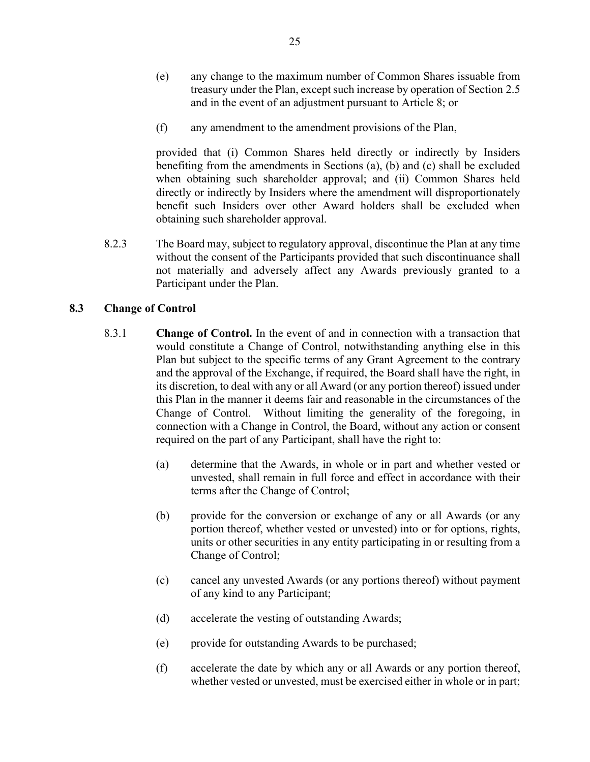(e) any change to the maximum number of Common Shares issuable from treasury under the Plan, except such increase by operation of Section 2.5 and in the event of an adjustment pursuant to Article 8; or

(f) any amendment to the amendment provisions of the Plan,

provided that (i) Common Shares held directly or indirectly by Insiders benefiting from the amendments in Sections (a), (b) and (c) shall be excluded when obtaining such shareholder approval; and (ii) Common Shares held directly or indirectly by Insiders where the amendment will disproportionately benefit such Insiders over other Award holders shall be excluded when obtaining such shareholder approval.

8.2.3 The Board may, subject to regulatory approval, discontinue the Plan at any time without the consent of the Participants provided that such discontinuance shall not materially and adversely affect any Awards previously granted to a Participant under the Plan.

### 8.3 Change of Control

8.3.1 **Change of Control.** In the event of and in connection with a transaction that would constitute a Change of Control, notwithstanding anything else in this Plan but subject to the specific terms of any Grant Agreement to the contrary and the approval of the Exchange, if required, the Board shall have the right, in its discretion, to deal with any or all Award (or any portion thereof) issued under this Plan in the manner it deems fair and reasonable in the circumstances of the Change of Control. Without limiting the generality of the foregoing, in connection with a Change in Control, the Board, without any action or consent required on the part of any Participant, shall have the right to:

(a) determine that the Awards, in whole or in part and whether vested or unvested, shall remain in full force and effect in accordance with their terms after the Change of Control;

(b) provide for the conversion or exchange of any or all Awards (or any portion thereof, whether vested or unvested) into or for options, rights, units or other securities in any entity participating in or resulting from a Change of Control;

(c) cancel any unvested Awards (or any portions thereof) without payment of any kind to any Participant;

(d) accelerate the vesting of outstanding Awards;

(e) provide for outstanding Awards to be purchased;

(f) accelerate the date by which any or all Awards or any portion thereof, whether vested or unvested, must be exercised either in whole or in part;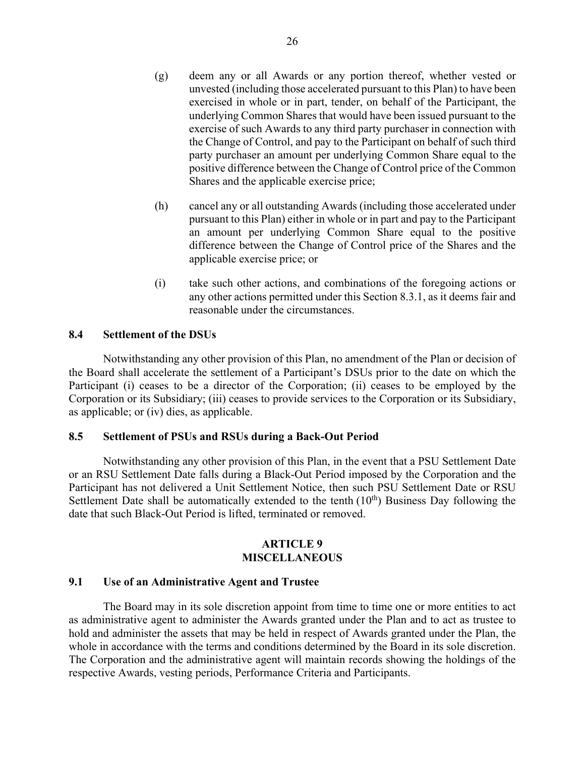(g) deem any or all Awards or any portion thereof, whether vested or unvested (including those accelerated pursuant to this Plan) to have been exercised in whole or in part, tender, on behalf of the Participant, the underlying Common Shares that would have been issued pursuant to the exercise of such Awards to any third party purchaser in connection with the Change of Control, and pay to the Participant on behalf of such third party purchaser an amount per underlying Common Share equal to the positive difference between the Change of Control price of the Common Shares and the applicable exercise price;

(h) cancel any or all outstanding Awards (including those accelerated under pursuant to this Plan) either in whole or in part and pay to the Participant an amount per underlying Common Share equal to the positive difference between the Change of Control price of the Shares and the applicable exercise price; or

(i) take such other actions, and combinations of the foregoing actions or any other actions permitted under this Section 8.3.1, as it deems fair and reasonable under the circumstances.

### 8.4 Settlement of the DSUs

Notwithstanding any other provision of this Plan, no amendment of the Plan or decision of the Board shall accelerate the settlement of a Participant's DSUs prior to the date on which the Participant (i) ceases to be a director of the Corporation; (ii) ceases to be employed by the Corporation or its Subsidiary; (iii) ceases to provide services to the Corporation or its Subsidiary, as applicable; or (iv) dies, as applicable.

### 8.5 Settlement of PSUs and RSUs during a Back-Out Period

Notwithstanding any other provision of this Plan, in the event that a PSU Settlement Date or an RSU Settlement Date falls during a Black-Out Period imposed by the Corporation and the Participant has not delivered a Unit Settlement Notice, then such PSU Settlement Date or RSU Settlement Date shall be automatically extended to the tenth ($10^{th}$) Business Day following the date that such Black-Out Period is lifted, terminated or removed.

## ARTICLE 9
## MISCELLANEOUS

### 9.1 Use of an Administrative Agent and Trustee

The Board may in its sole discretion appoint from time to time one or more entities to act as administrative agent to administer the Awards granted under the Plan and to act as trustee to hold and administer the assets that may be held in respect of Awards granted under the Plan, the whole in accordance with the terms and conditions determined by the Board in its sole discretion. The Corporation and the administrative agent will maintain records showing the holdings of the respective Awards, vesting periods, Performance Criteria and Participants.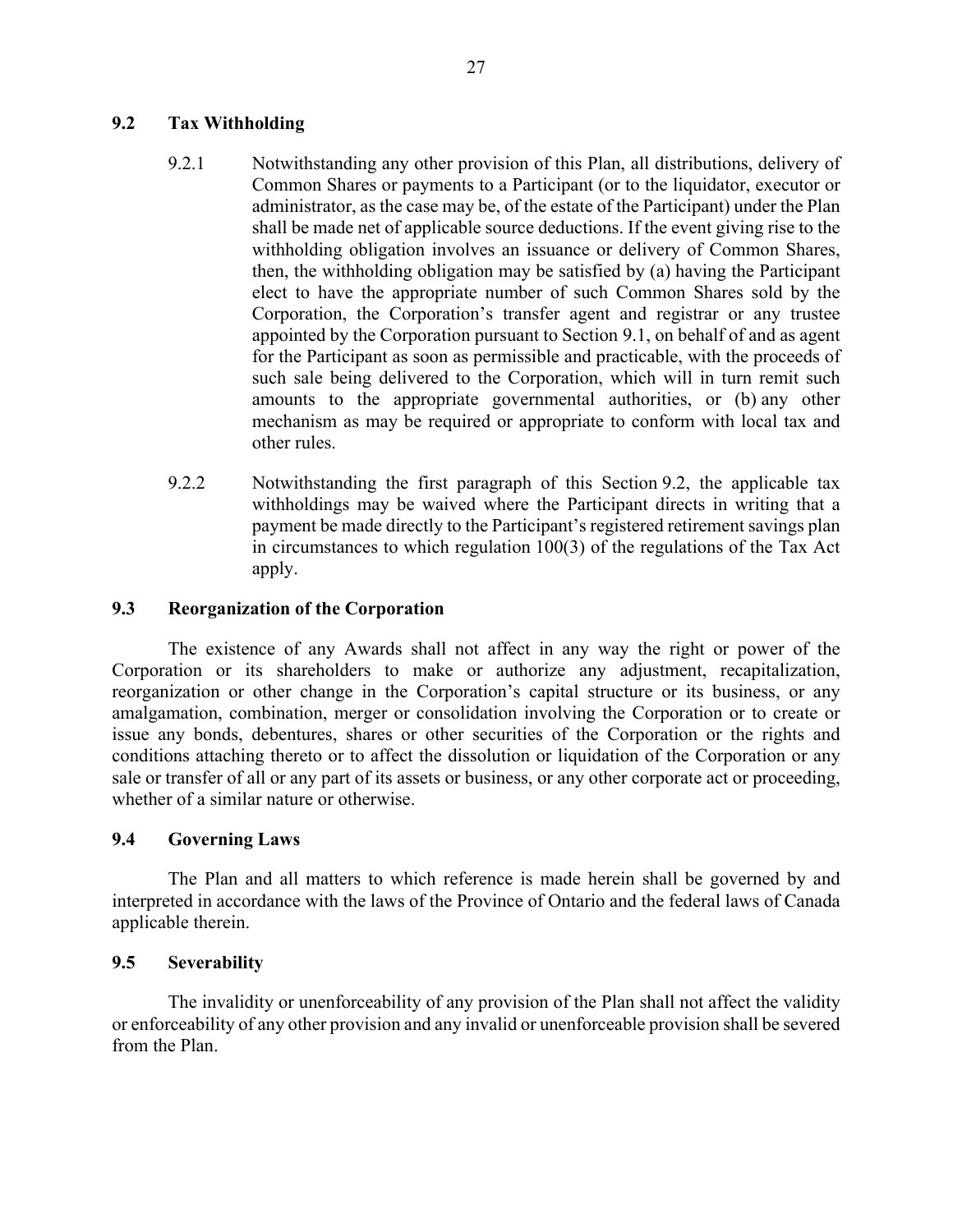### 9.2 Tax Withholding

9.2.1 Notwithstanding any other provision of this Plan, all distributions, delivery of Common Shares or payments to a Participant (or to the liquidator, executor or administrator, as the case may be, of the estate of the Participant) under the Plan shall be made net of applicable source deductions. If the event giving rise to the withholding obligation involves an issuance or delivery of Common Shares, then, the withholding obligation may be satisfied by (a) having the Participant elect to have the appropriate number of such Common Shares sold by the Corporation, the Corporation's transfer agent and registrar or any trustee appointed by the Corporation pursuant to Section 9.1, on behalf of and as agent for the Participant as soon as permissible and practicable, with the proceeds of such sale being delivered to the Corporation, which will in turn remit such amounts to the appropriate governmental authorities, or (b) any other mechanism as may be required or appropriate to conform with local tax and other rules.

9.2.2 Notwithstanding the first paragraph of this Section 9.2, the applicable tax withholdings may be waived where the Participant directs in writing that a payment be made directly to the Participant's registered retirement savings plan in circumstances to which regulation 100(3) of the regulations of the Tax Act apply.

### 9.3 Reorganization of the Corporation

The existence of any Awards shall not affect in any way the right or power of the Corporation or its shareholders to make or authorize any adjustment, recapitalization, reorganization or other change in the Corporation's capital structure or its business, or any amalgamation, combination, merger or consolidation involving the Corporation or to create or issue any bonds, debentures, shares or other securities of the Corporation or the rights and conditions attaching thereto or to affect the dissolution or liquidation of the Corporation or any sale or transfer of all or any part of its assets or business, or any other corporate act or proceeding, whether of a similar nature or otherwise.

### 9.4 Governing Laws

The Plan and all matters to which reference is made herein shall be governed by and interpreted in accordance with the laws of the Province of Ontario and the federal laws of Canada applicable therein.

### 9.5 Severability

The invalidity or unenforceability of any provision of the Plan shall not affect the validity or enforceability of any other provision and any invalid or unenforceable provision shall be severed from the Plan.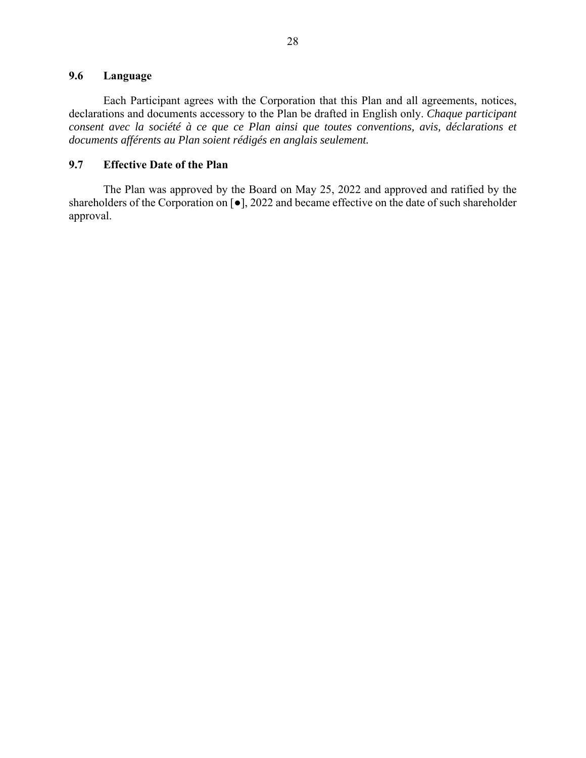## 9.6 Language

Each Participant agrees with the Corporation that this Plan and all agreements, notices, declarations and documents accessory to the Plan be drafted in English only. *Chaque participant consent avec la société à ce que ce Plan ainsi que toutes conventions, avis, déclarations et documents afférents au Plan soient rédigés en anglais seulement.*

## 9.7 Effective Date of the Plan

The Plan was approved by the Board on May 25, 2022 and approved and ratified by the shareholders of the Corporation on [●], 2022 and became effective on the date of such shareholder approval.